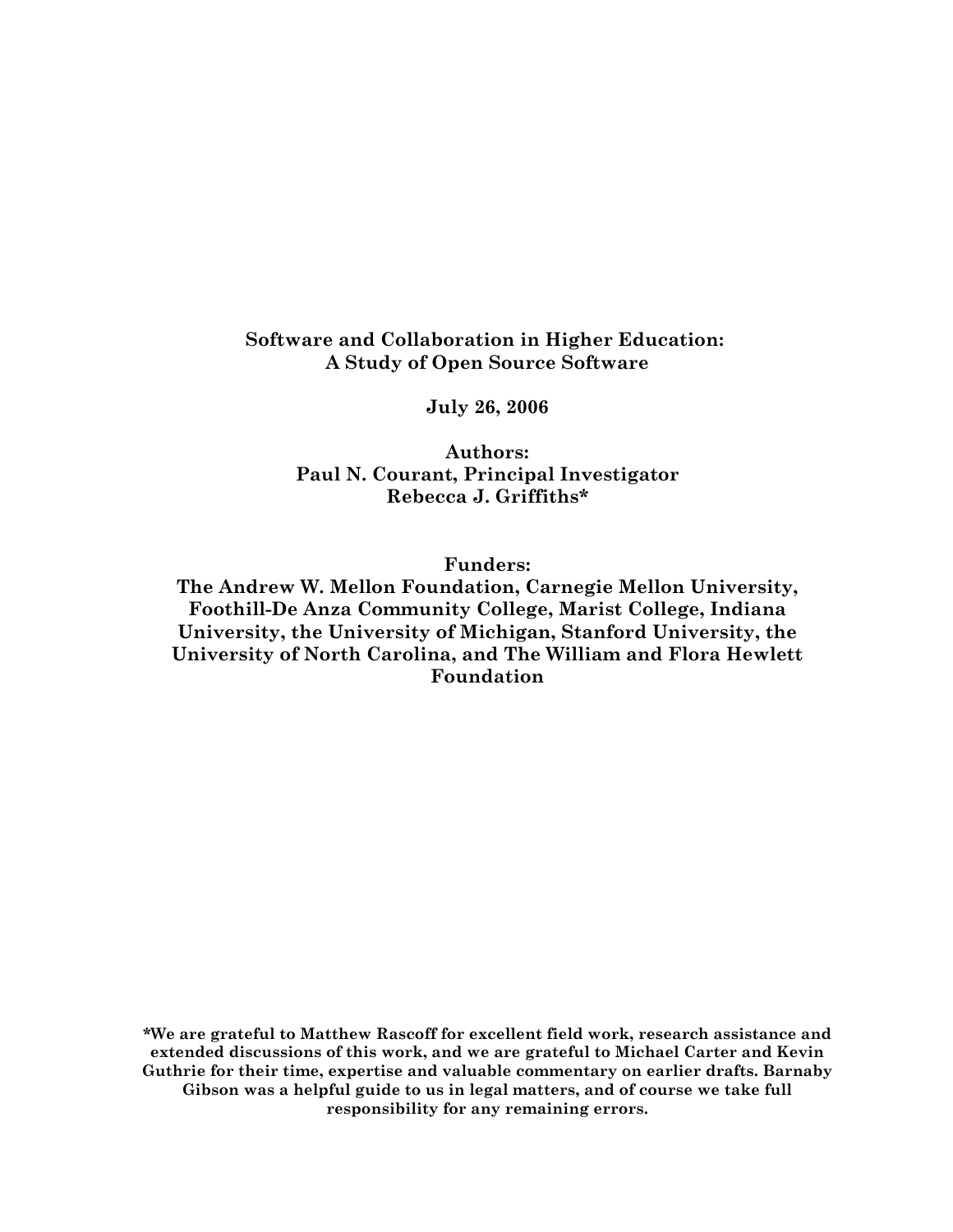# Software and Collaboration in Higher Education: A Study of Open Source Software

**July 26, 2006**

**Authors:**
**Paul N. Courant, Principal Investigator**
**Rebecca J. Griffiths***

**Funders:**
**The Andrew W. Mellon Foundation, Carnegie Mellon University, Foothill-De Anza Community College, Marist College, Indiana University, the University of Michigan, Stanford University, the University of North Carolina, and The William and Flora Hewlett Foundation**

***We are grateful to Matthew Rascoff for excellent field work, research assistance and extended discussions of this work, and we are grateful to Michael Carter and Kevin Guthrie for their time, expertise and valuable commentary on earlier drafts. Barnaby Gibson was a helpful guide to us in legal matters, and of course we take full responsibility for any remaining errors.**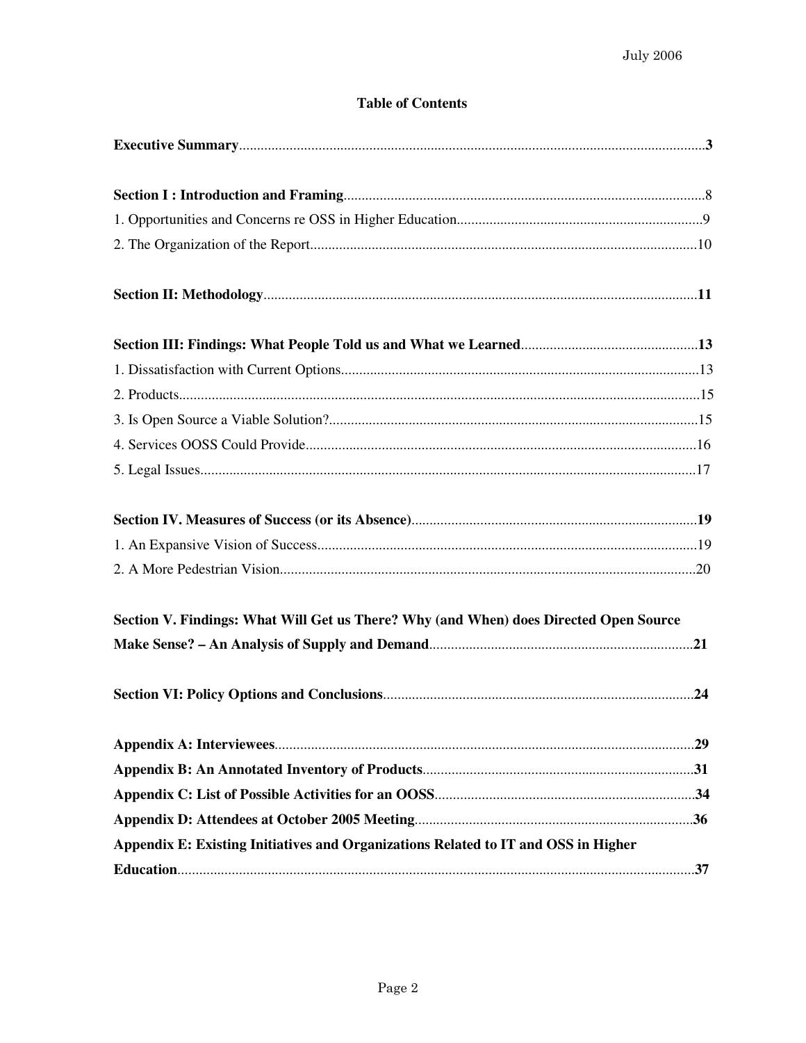## Table of Contents

**Executive Summary**................................................................................................................................**3**

**Section I : Introduction and Framing**....................................................................................................8

1. Opportunities and Concerns re OSS in Higher Education....................................................................9

2. The Organization of the Report...........................................................................................................10

**Section II: Methodology**........................................................................................................................**11**

**Section III: Findings: What People Told us and What we Learned**.................................................**13**

1. Dissatisfaction with Current Options...................................................................................................13

2. Products................................................................................................................................................15

3. Is Open Source a Viable Solution?......................................................................................................15

4. Services OOSS Could Provide............................................................................................................16

5. Legal Issues.........................................................................................................................................17

**Section IV. Measures of Success (or its Absence)**...............................................................................**19**

1. An Expansive Vision of Success.........................................................................................................19

2. A More Pedestrian Vision...................................................................................................................20

**Section V. Findings: What Will Get us There? Why (and When) does Directed Open Source Make Sense? – An Analysis of Supply and Demand**.........................................................................**21**

**Section VI: Policy Options and Conclusions**......................................................................................**24**

**Appendix A: Interviewees**....................................................................................................................**29**

**Appendix B: An Annotated Inventory of Products**...........................................................................**31**

**Appendix C: List of Possible Activities for an OOSS**........................................................................**34**

**Appendix D: Attendees at October 2005 Meeting**.............................................................................**36**

**Appendix E: Existing Initiatives and Organizations Related to IT and OSS in Higher Education**...............................................................................................................................................**37**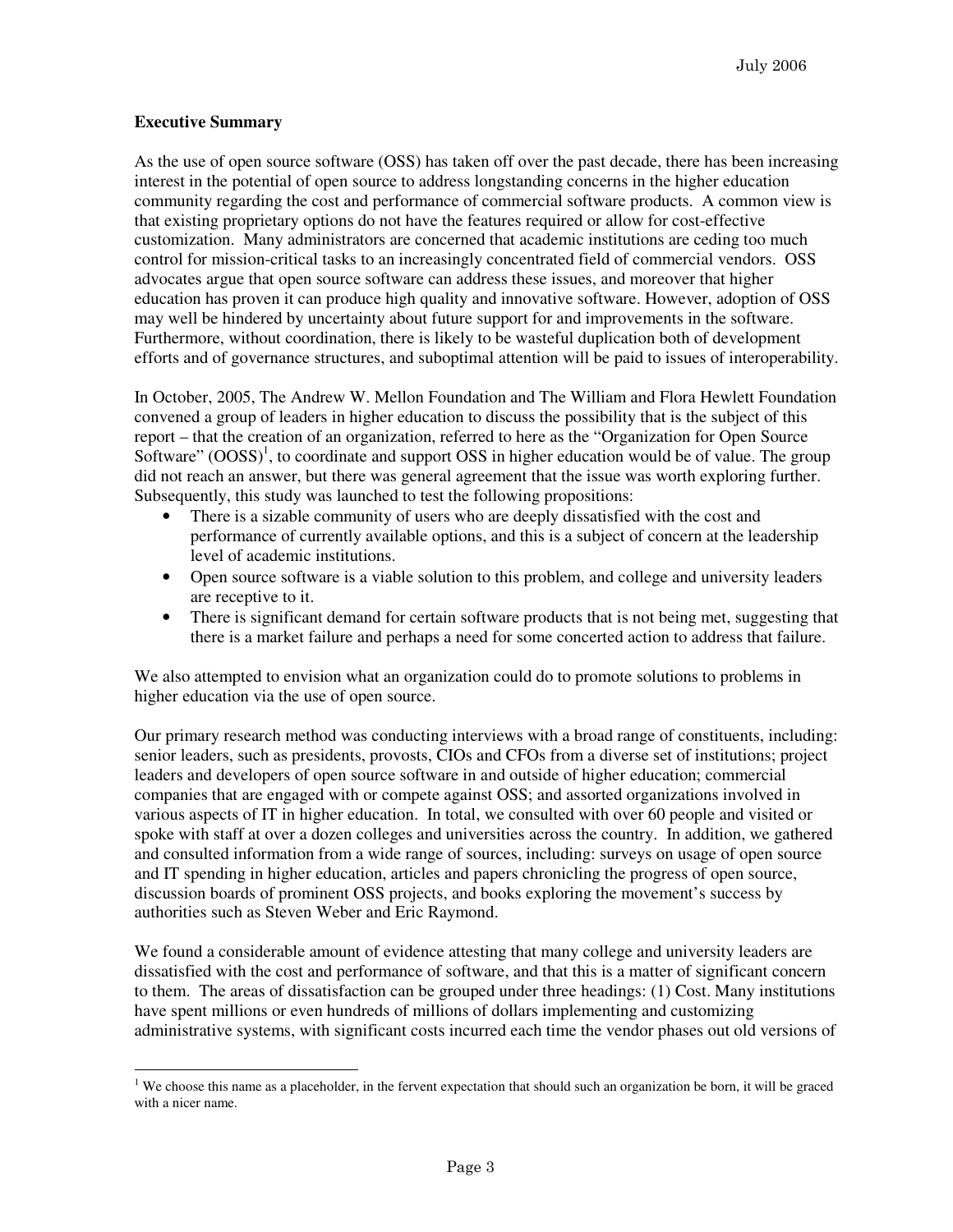**Executive Summary**

As the use of open source software (OSS) has taken off over the past decade, there has been increasing interest in the potential of open source to address longstanding concerns in the higher education community regarding the cost and performance of commercial software products. A common view is that existing proprietary options do not have the features required or allow for cost-effective customization. Many administrators are concerned that academic institutions are ceding too much control for mission-critical tasks to an increasingly concentrated field of commercial vendors. OSS advocates argue that open source software can address these issues, and moreover that higher education has proven it can produce high quality and innovative software. However, adoption of OSS may well be hindered by uncertainty about future support for and improvements in the software. Furthermore, without coordination, there is likely to be wasteful duplication both of development efforts and of governance structures, and suboptimal attention will be paid to issues of interoperability.

In October, 2005, The Andrew W. Mellon Foundation and The William and Flora Hewlett Foundation convened a group of leaders in higher education to discuss the possibility that is the subject of this report – that the creation of an organization, referred to here as the "Organization for Open Source Software" (OOSS)[1], to coordinate and support OSS in higher education would be of value. The group did not reach an answer, but there was general agreement that the issue was worth exploring further. Subsequently, this study was launched to test the following propositions:

- There is a sizable community of users who are deeply dissatisfied with the cost and performance of currently available options, and this is a subject of concern at the leadership level of academic institutions.
- Open source software is a viable solution to this problem, and college and university leaders are receptive to it.
- There is significant demand for certain software products that is not being met, suggesting that there is a market failure and perhaps a need for some concerted action to address that failure.

We also attempted to envision what an organization could do to promote solutions to problems in higher education via the use of open source.

Our primary research method was conducting interviews with a broad range of constituents, including: senior leaders, such as presidents, provosts, CIOs and CFOs from a diverse set of institutions; project leaders and developers of open source software in and outside of higher education; commercial companies that are engaged with or compete against OSS; and assorted organizations involved in various aspects of IT in higher education. In total, we consulted with over 60 people and visited or spoke with staff at over a dozen colleges and universities across the country. In addition, we gathered and consulted information from a wide range of sources, including: surveys on usage of open source and IT spending in higher education, articles and papers chronicling the progress of open source, discussion boards of prominent OSS projects, and books exploring the movement's success by authorities such as Steven Weber and Eric Raymond.

We found a considerable amount of evidence attesting that many college and university leaders are dissatisfied with the cost and performance of software, and that this is a matter of significant concern to them. The areas of dissatisfaction can be grouped under three headings: (1) Cost. Many institutions have spent millions or even hundreds of millions of dollars implementing and customizing administrative systems, with significant costs incurred each time the vendor phases out old versions of

[1] We choose this name as a placeholder, in the fervent expectation that should such an organization be born, it will be graced with a nicer name.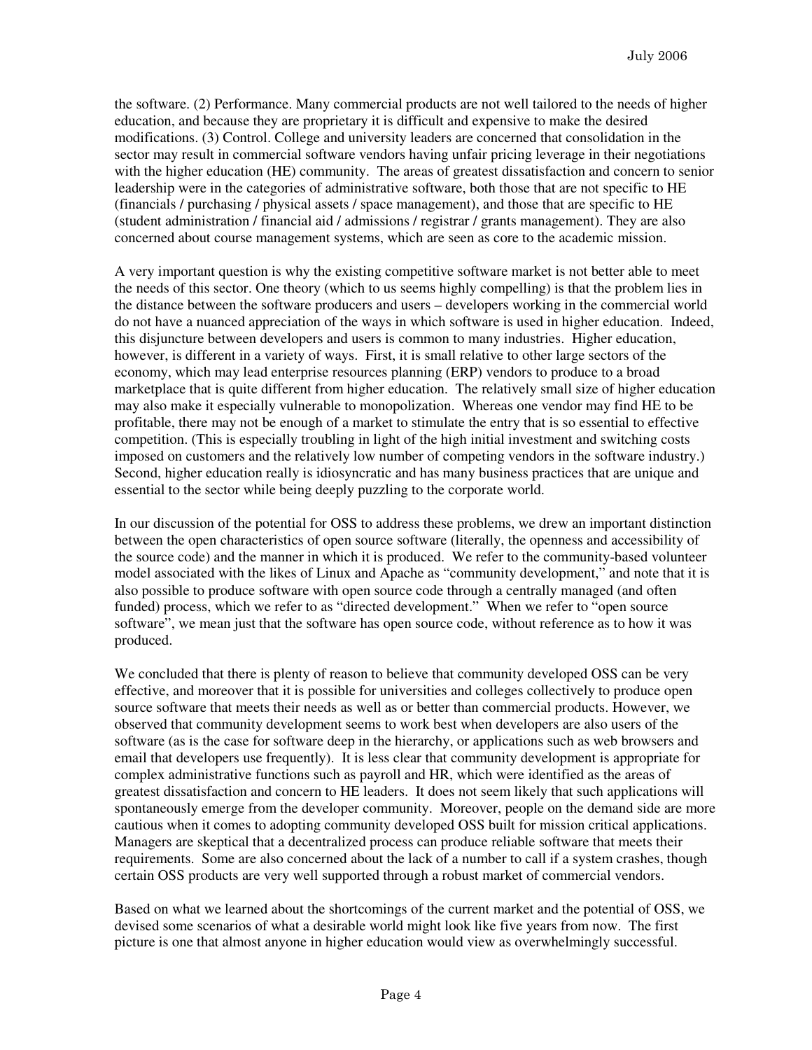the software. (2) Performance. Many commercial products are not well tailored to the needs of higher education, and because they are proprietary it is difficult and expensive to make the desired modifications. (3) Control. College and university leaders are concerned that consolidation in the sector may result in commercial software vendors having unfair pricing leverage in their negotiations with the higher education (HE) community. The areas of greatest dissatisfaction and concern to senior leadership were in the categories of administrative software, both those that are not specific to HE (financials / purchasing / physical assets / space management), and those that are specific to HE (student administration / financial aid / admissions / registrar / grants management). They are also concerned about course management systems, which are seen as core to the academic mission.

A very important question is why the existing competitive software market is not better able to meet the needs of this sector. One theory (which to us seems highly compelling) is that the problem lies in the distance between the software producers and users – developers working in the commercial world do not have a nuanced appreciation of the ways in which software is used in higher education. Indeed, this disjuncture between developers and users is common to many industries. Higher education, however, is different in a variety of ways. First, it is small relative to other large sectors of the economy, which may lead enterprise resources planning (ERP) vendors to produce to a broad marketplace that is quite different from higher education. The relatively small size of higher education may also make it especially vulnerable to monopolization. Whereas one vendor may find HE to be profitable, there may not be enough of a market to stimulate the entry that is so essential to effective competition. (This is especially troubling in light of the high initial investment and switching costs imposed on customers and the relatively low number of competing vendors in the software industry.) Second, higher education really is idiosyncratic and has many business practices that are unique and essential to the sector while being deeply puzzling to the corporate world.

In our discussion of the potential for OSS to address these problems, we drew an important distinction between the open characteristics of open source software (literally, the openness and accessibility of the source code) and the manner in which it is produced. We refer to the community-based volunteer model associated with the likes of Linux and Apache as "community development," and note that it is also possible to produce software with open source code through a centrally managed (and often funded) process, which we refer to as "directed development." When we refer to "open source software", we mean just that the software has open source code, without reference as to how it was produced.

We concluded that there is plenty of reason to believe that community developed OSS can be very effective, and moreover that it is possible for universities and colleges collectively to produce open source software that meets their needs as well as or better than commercial products. However, we observed that community development seems to work best when developers are also users of the software (as is the case for software deep in the hierarchy, or applications such as web browsers and email that developers use frequently). It is less clear that community development is appropriate for complex administrative functions such as payroll and HR, which were identified as the areas of greatest dissatisfaction and concern to HE leaders. It does not seem likely that such applications will spontaneously emerge from the developer community. Moreover, people on the demand side are more cautious when it comes to adopting community developed OSS built for mission critical applications. Managers are skeptical that a decentralized process can produce reliable software that meets their requirements. Some are also concerned about the lack of a number to call if a system crashes, though certain OSS products are very well supported through a robust market of commercial vendors.

Based on what we learned about the shortcomings of the current market and the potential of OSS, we devised some scenarios of what a desirable world might look like five years from now. The first picture is one that almost anyone in higher education would view as overwhelmingly successful.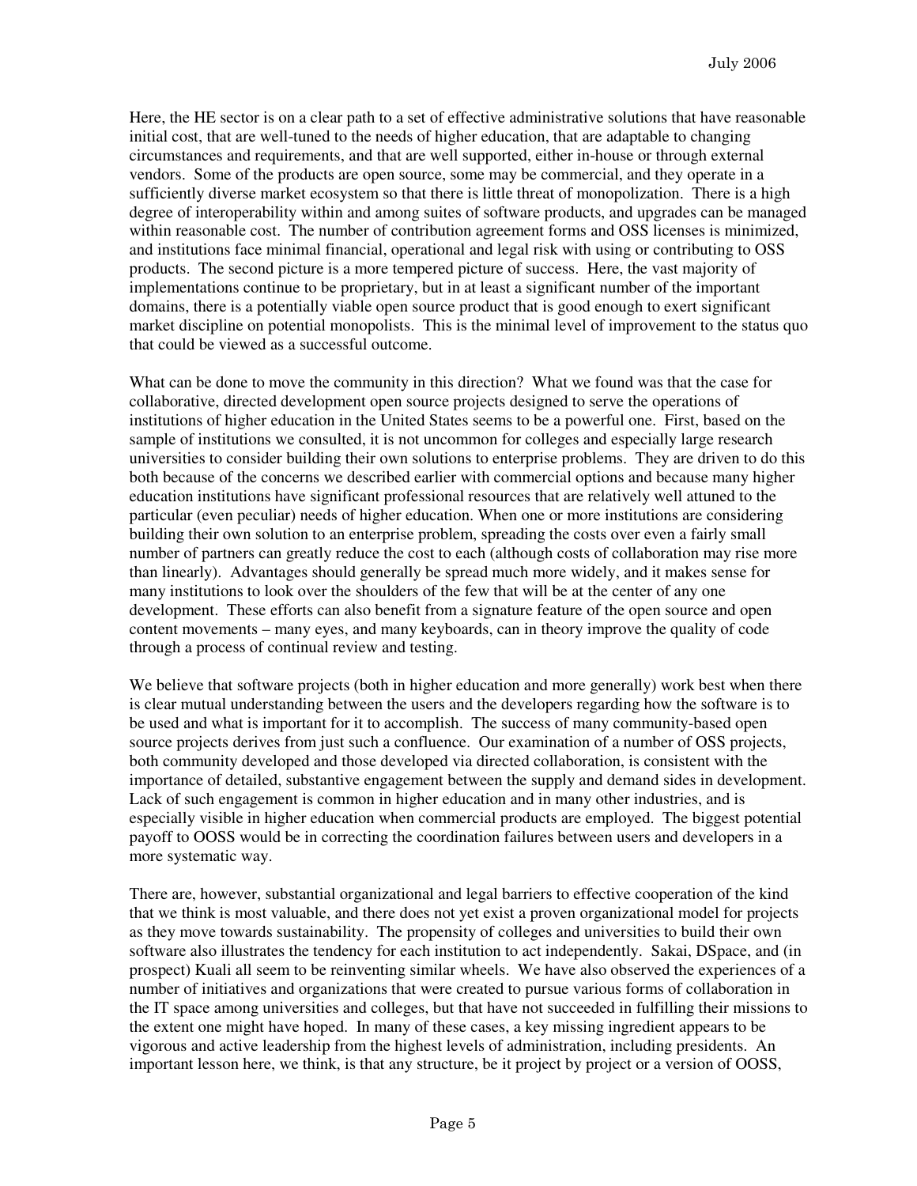Here, the HE sector is on a clear path to a set of effective administrative solutions that have reasonable initial cost, that are well-tuned to the needs of higher education, that are adaptable to changing circumstances and requirements, and that are well supported, either in-house or through external vendors. Some of the products are open source, some may be commercial, and they operate in a sufficiently diverse market ecosystem so that there is little threat of monopolization. There is a high degree of interoperability within and among suites of software products, and upgrades can be managed within reasonable cost. The number of contribution agreement forms and OSS licenses is minimized, and institutions face minimal financial, operational and legal risk with using or contributing to OSS products. The second picture is a more tempered picture of success. Here, the vast majority of implementations continue to be proprietary, but in at least a significant number of the important domains, there is a potentially viable open source product that is good enough to exert significant market discipline on potential monopolists. This is the minimal level of improvement to the status quo that could be viewed as a successful outcome.

What can be done to move the community in this direction? What we found was that the case for collaborative, directed development open source projects designed to serve the operations of institutions of higher education in the United States seems to be a powerful one. First, based on the sample of institutions we consulted, it is not uncommon for colleges and especially large research universities to consider building their own solutions to enterprise problems. They are driven to do this both because of the concerns we described earlier with commercial options and because many higher education institutions have significant professional resources that are relatively well attuned to the particular (even peculiar) needs of higher education. When one or more institutions are considering building their own solution to an enterprise problem, spreading the costs over even a fairly small number of partners can greatly reduce the cost to each (although costs of collaboration may rise more than linearly). Advantages should generally be spread much more widely, and it makes sense for many institutions to look over the shoulders of the few that will be at the center of any one development. These efforts can also benefit from a signature feature of the open source and open content movements – many eyes, and many keyboards, can in theory improve the quality of code through a process of continual review and testing.

We believe that software projects (both in higher education and more generally) work best when there is clear mutual understanding between the users and the developers regarding how the software is to be used and what is important for it to accomplish. The success of many community-based open source projects derives from just such a confluence. Our examination of a number of OSS projects, both community developed and those developed via directed collaboration, is consistent with the importance of detailed, substantive engagement between the supply and demand sides in development. Lack of such engagement is common in higher education and in many other industries, and is especially visible in higher education when commercial products are employed. The biggest potential payoff to OOSS would be in correcting the coordination failures between users and developers in a more systematic way.

There are, however, substantial organizational and legal barriers to effective cooperation of the kind that we think is most valuable, and there does not yet exist a proven organizational model for projects as they move towards sustainability. The propensity of colleges and universities to build their own software also illustrates the tendency for each institution to act independently. Sakai, DSpace, and (in prospect) Kuali all seem to be reinventing similar wheels. We have also observed the experiences of a number of initiatives and organizations that were created to pursue various forms of collaboration in the IT space among universities and colleges, but that have not succeeded in fulfilling their missions to the extent one might have hoped. In many of these cases, a key missing ingredient appears to be vigorous and active leadership from the highest levels of administration, including presidents. An important lesson here, we think, is that any structure, be it project by project or a version of OOSS,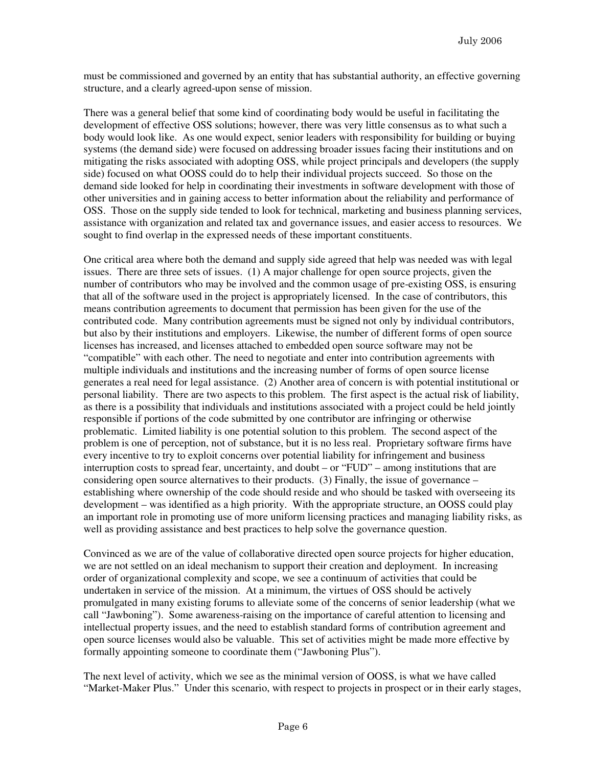must be commissioned and governed by an entity that has substantial authority, an effective governing structure, and a clearly agreed-upon sense of mission.

There was a general belief that some kind of coordinating body would be useful in facilitating the development of effective OSS solutions; however, there was very little consensus as to what such a body would look like. As one would expect, senior leaders with responsibility for building or buying systems (the demand side) were focused on addressing broader issues facing their institutions and on mitigating the risks associated with adopting OSS, while project principals and developers (the supply side) focused on what OOSS could do to help their individual projects succeed. So those on the demand side looked for help in coordinating their investments in software development with those of other universities and in gaining access to better information about the reliability and performance of OSS. Those on the supply side tended to look for technical, marketing and business planning services, assistance with organization and related tax and governance issues, and easier access to resources. We sought to find overlap in the expressed needs of these important constituents.

One critical area where both the demand and supply side agreed that help was needed was with legal issues. There are three sets of issues. (1) A major challenge for open source projects, given the number of contributors who may be involved and the common usage of pre-existing OSS, is ensuring that all of the software used in the project is appropriately licensed. In the case of contributors, this means contribution agreements to document that permission has been given for the use of the contributed code. Many contribution agreements must be signed not only by individual contributors, but also by their institutions and employers. Likewise, the number of different forms of open source licenses has increased, and licenses attached to embedded open source software may not be "compatible" with each other. The need to negotiate and enter into contribution agreements with multiple individuals and institutions and the increasing number of forms of open source license generates a real need for legal assistance. (2) Another area of concern is with potential institutional or personal liability. There are two aspects to this problem. The first aspect is the actual risk of liability, as there is a possibility that individuals and institutions associated with a project could be held jointly responsible if portions of the code submitted by one contributor are infringing or otherwise problematic. Limited liability is one potential solution to this problem. The second aspect of the problem is one of perception, not of substance, but it is no less real. Proprietary software firms have every incentive to try to exploit concerns over potential liability for infringement and business interruption costs to spread fear, uncertainty, and doubt – or "FUD" – among institutions that are considering open source alternatives to their products. (3) Finally, the issue of governance – establishing where ownership of the code should reside and who should be tasked with overseeing its development – was identified as a high priority. With the appropriate structure, an OOSS could play an important role in promoting use of more uniform licensing practices and managing liability risks, as well as providing assistance and best practices to help solve the governance question.

Convinced as we are of the value of collaborative directed open source projects for higher education, we are not settled on an ideal mechanism to support their creation and deployment. In increasing order of organizational complexity and scope, we see a continuum of activities that could be undertaken in service of the mission. At a minimum, the virtues of OSS should be actively promulgated in many existing forums to alleviate some of the concerns of senior leadership (what we call "Jawboning"). Some awareness-raising on the importance of careful attention to licensing and intellectual property issues, and the need to establish standard forms of contribution agreement and open source licenses would also be valuable. This set of activities might be made more effective by formally appointing someone to coordinate them ("Jawboning Plus").

The next level of activity, which we see as the minimal version of OOSS, is what we have called "Market-Maker Plus." Under this scenario, with respect to projects in prospect or in their early stages,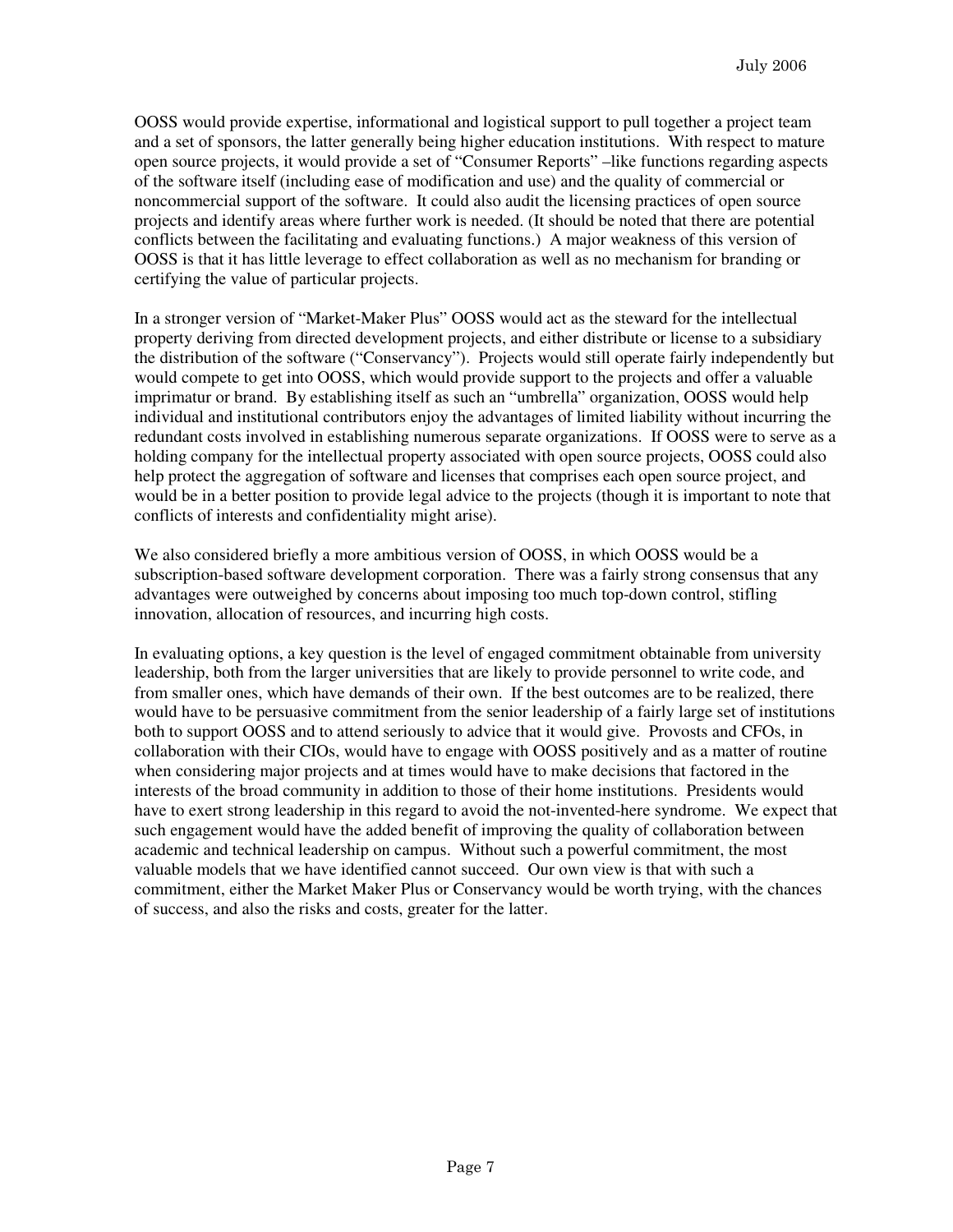OOSS would provide expertise, informational and logistical support to pull together a project team and a set of sponsors, the latter generally being higher education institutions. With respect to mature open source projects, it would provide a set of "Consumer Reports" –like functions regarding aspects of the software itself (including ease of modification and use) and the quality of commercial or noncommercial support of the software. It could also audit the licensing practices of open source projects and identify areas where further work is needed. (It should be noted that there are potential conflicts between the facilitating and evaluating functions.) A major weakness of this version of OOSS is that it has little leverage to effect collaboration as well as no mechanism for branding or certifying the value of particular projects.

In a stronger version of "Market-Maker Plus" OOSS would act as the steward for the intellectual property deriving from directed development projects, and either distribute or license to a subsidiary the distribution of the software ("Conservancy"). Projects would still operate fairly independently but would compete to get into OOSS, which would provide support to the projects and offer a valuable imprimatur or brand. By establishing itself as such an "umbrella" organization, OOSS would help individual and institutional contributors enjoy the advantages of limited liability without incurring the redundant costs involved in establishing numerous separate organizations. If OOSS were to serve as a holding company for the intellectual property associated with open source projects, OOSS could also help protect the aggregation of software and licenses that comprises each open source project, and would be in a better position to provide legal advice to the projects (though it is important to note that conflicts of interests and confidentiality might arise).

We also considered briefly a more ambitious version of OOSS, in which OOSS would be a subscription-based software development corporation. There was a fairly strong consensus that any advantages were outweighed by concerns about imposing too much top-down control, stifling innovation, allocation of resources, and incurring high costs.

In evaluating options, a key question is the level of engaged commitment obtainable from university leadership, both from the larger universities that are likely to provide personnel to write code, and from smaller ones, which have demands of their own. If the best outcomes are to be realized, there would have to be persuasive commitment from the senior leadership of a fairly large set of institutions both to support OOSS and to attend seriously to advice that it would give. Provosts and CFOs, in collaboration with their CIOs, would have to engage with OOSS positively and as a matter of routine when considering major projects and at times would have to make decisions that factored in the interests of the broad community in addition to those of their home institutions. Presidents would have to exert strong leadership in this regard to avoid the not-invented-here syndrome. We expect that such engagement would have the added benefit of improving the quality of collaboration between academic and technical leadership on campus. Without such a powerful commitment, the most valuable models that we have identified cannot succeed. Our own view is that with such a commitment, either the Market Maker Plus or Conservancy would be worth trying, with the chances of success, and also the risks and costs, greater for the latter.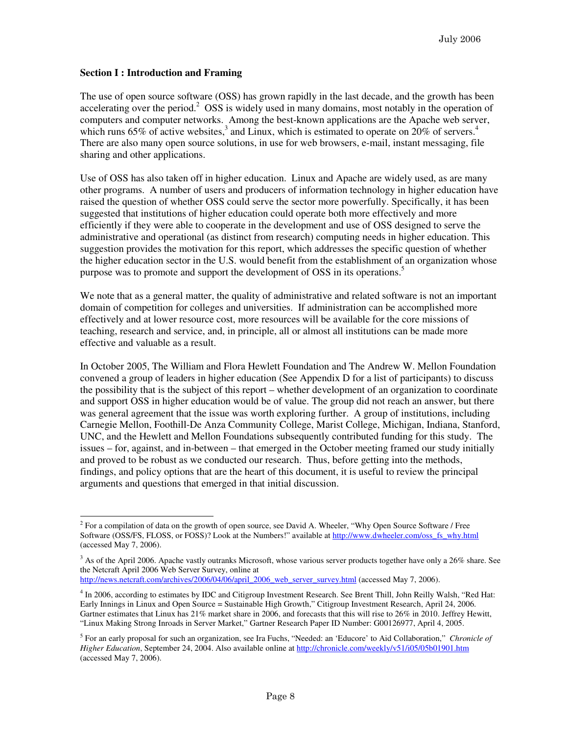**Section I : Introduction and Framing**

The use of open source software (OSS) has grown rapidly in the last decade, and the growth has been accelerating over the period.[2] OSS is widely used in many domains, most notably in the operation of computers and computer networks. Among the best-known applications are the Apache web server, which runs 65% of active websites,[3] and Linux, which is estimated to operate on 20% of servers.[4] There are also many open source solutions, in use for web browsers, e-mail, instant messaging, file sharing and other applications.

Use of OSS has also taken off in higher education. Linux and Apache are widely used, as are many other programs. A number of users and producers of information technology in higher education have raised the question of whether OSS could serve the sector more powerfully. Specifically, it has been suggested that institutions of higher education could operate both more effectively and more efficiently if they were able to cooperate in the development and use of OSS designed to serve the administrative and operational (as distinct from research) computing needs in higher education. This suggestion provides the motivation for this report, which addresses the specific question of whether the higher education sector in the U.S. would benefit from the establishment of an organization whose purpose was to promote and support the development of OSS in its operations.[5]

We note that as a general matter, the quality of administrative and related software is not an important domain of competition for colleges and universities. If administration can be accomplished more effectively and at lower resource cost, more resources will be available for the core missions of teaching, research and service, and, in principle, all or almost all institutions can be made more effective and valuable as a result.

In October 2005, The William and Flora Hewlett Foundation and The Andrew W. Mellon Foundation convened a group of leaders in higher education (See Appendix D for a list of participants) to discuss the possibility that is the subject of this report – whether development of an organization to coordinate and support OSS in higher education would be of value. The group did not reach an answer, but there was general agreement that the issue was worth exploring further. A group of institutions, including Carnegie Mellon, Foothill-De Anza Community College, Marist College, Michigan, Indiana, Stanford, UNC, and the Hewlett and Mellon Foundations subsequently contributed funding for this study. The issues – for, against, and in-between – that emerged in the October meeting framed our study initially and proved to be robust as we conducted our research. Thus, before getting into the methods, findings, and policy options that are the heart of this document, it is useful to review the principal arguments and questions that emerged in that initial discussion.

---

[2] For a compilation of data on the growth of open source, see David A. Wheeler, "Why Open Source Software / Free Software (OSS/FS, FLOSS, or FOSS)? Look at the Numbers!" available at http://www.dwheeler.com/oss_fs_why.html (accessed May 7, 2006).

[3] As of the April 2006. Apache vastly outranks Microsoft, whose various server products together have only a 26% share. See the Netcraft April 2006 Web Server Survey, online at http://news.netcraft.com/archives/2006/04/06/april_2006_web_server_survey.html (accessed May 7, 2006).

[4] In 2006, according to estimates by IDC and Citigroup Investment Research. See Brent Thill, John Reilly Walsh, "Red Hat: Early Innings in Linux and Open Source = Sustainable High Growth," Citigroup Investment Research, April 24, 2006. Gartner estimates that Linux has 21% market share in 2006, and forecasts that this will rise to 26% in 2010. Jeffrey Hewitt, "Linux Making Strong Inroads in Server Market," Gartner Research Paper ID Number: G00126977, April 4, 2005.

[5] For an early proposal for such an organization, see Ira Fuchs, "Needed: an 'Educore' to Aid Collaboration," *Chronicle of Higher Education*, September 24, 2004. Also available online at http://chronicle.com/weekly/v51/i05/05b01901.htm (accessed May 7, 2006).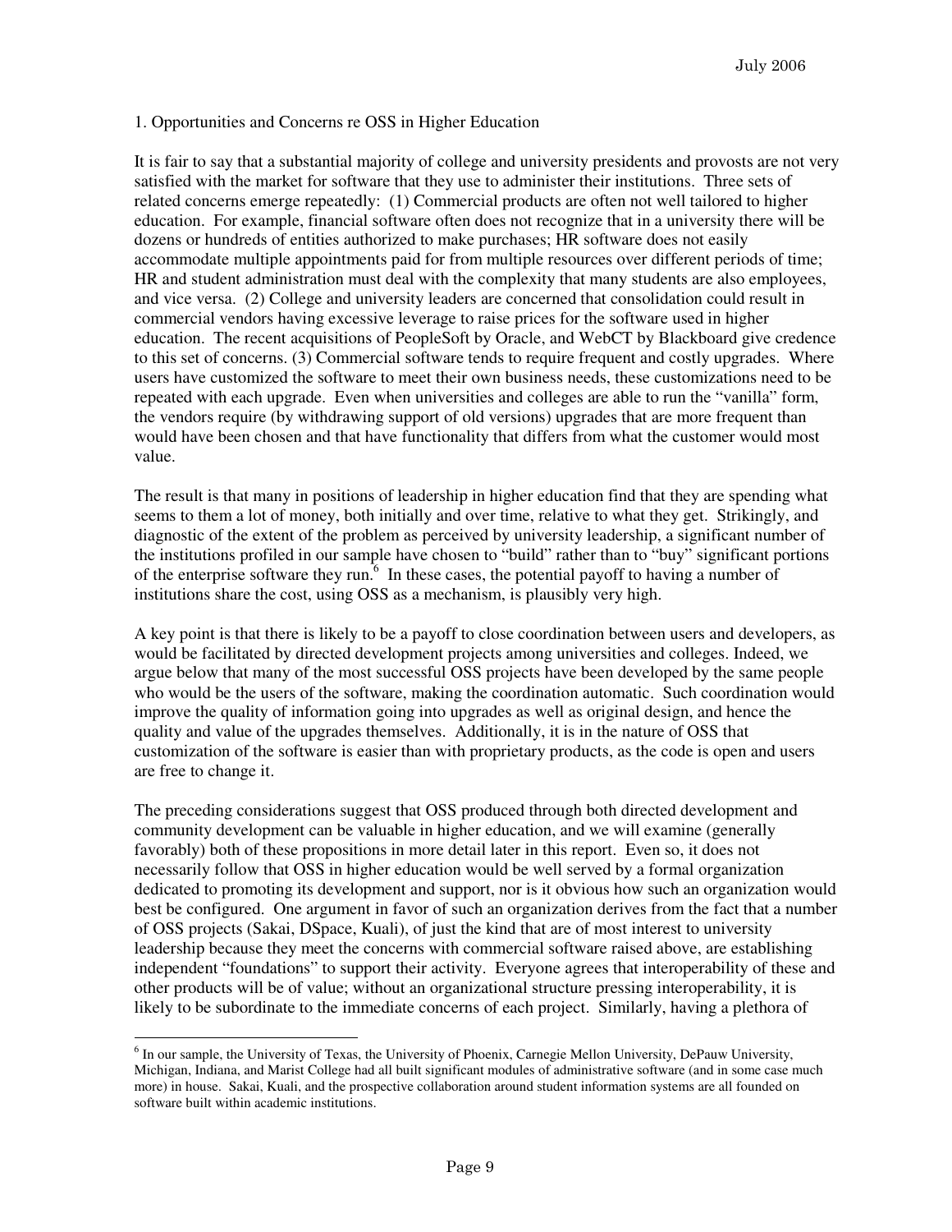## 1. Opportunities and Concerns re OSS in Higher Education

It is fair to say that a substantial majority of college and university presidents and provosts are not very satisfied with the market for software that they use to administer their institutions. Three sets of related concerns emerge repeatedly: (1) Commercial products are often not well tailored to higher education. For example, financial software often does not recognize that in a university there will be dozens or hundreds of entities authorized to make purchases; HR software does not easily accommodate multiple appointments paid for from multiple resources over different periods of time; HR and student administration must deal with the complexity that many students are also employees, and vice versa. (2) College and university leaders are concerned that consolidation could result in commercial vendors having excessive leverage to raise prices for the software used in higher education. The recent acquisitions of PeopleSoft by Oracle, and WebCT by Blackboard give credence to this set of concerns. (3) Commercial software tends to require frequent and costly upgrades. Where users have customized the software to meet their own business needs, these customizations need to be repeated with each upgrade. Even when universities and colleges are able to run the "vanilla" form, the vendors require (by withdrawing support of old versions) upgrades that are more frequent than would have been chosen and that have functionality that differs from what the customer would most value.

The result is that many in positions of leadership in higher education find that they are spending what seems to them a lot of money, both initially and over time, relative to what they get. Strikingly, and diagnostic of the extent of the problem as perceived by university leadership, a significant number of the institutions profiled in our sample have chosen to "build" rather than to "buy" significant portions of the enterprise software they run.[6] In these cases, the potential payoff to having a number of institutions share the cost, using OSS as a mechanism, is plausibly very high.

A key point is that there is likely to be a payoff to close coordination between users and developers, as would be facilitated by directed development projects among universities and colleges. Indeed, we argue below that many of the most successful OSS projects have been developed by the same people who would be the users of the software, making the coordination automatic. Such coordination would improve the quality of information going into upgrades as well as original design, and hence the quality and value of the upgrades themselves. Additionally, it is in the nature of OSS that customization of the software is easier than with proprietary products, as the code is open and users are free to change it.

The preceding considerations suggest that OSS produced through both directed development and community development can be valuable in higher education, and we will examine (generally favorably) both of these propositions in more detail later in this report. Even so, it does not necessarily follow that OSS in higher education would be well served by a formal organization dedicated to promoting its development and support, nor is it obvious how such an organization would best be configured. One argument in favor of such an organization derives from the fact that a number of OSS projects (Sakai, DSpace, Kuali), of just the kind that are of most interest to university leadership because they meet the concerns with commercial software raised above, are establishing independent "foundations" to support their activity. Everyone agrees that interoperability of these and other products will be of value; without an organizational structure pressing interoperability, it is likely to be subordinate to the immediate concerns of each project. Similarly, having a plethora of

---

[6] In our sample, the University of Texas, the University of Phoenix, Carnegie Mellon University, DePauw University, Michigan, Indiana, and Marist College had all built significant modules of administrative software (and in some case much more) in house. Sakai, Kuali, and the prospective collaboration around student information systems are all founded on software built within academic institutions.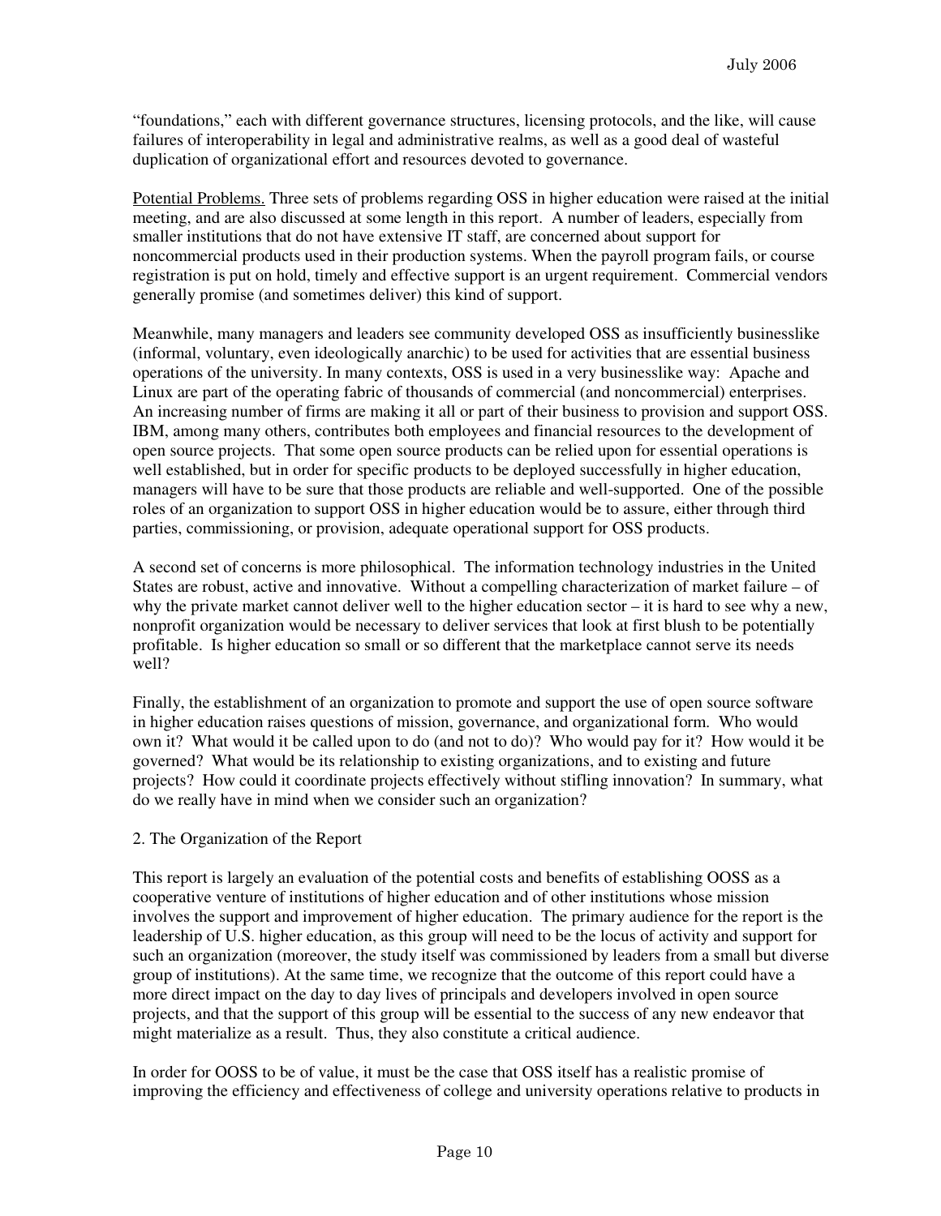"foundations," each with different governance structures, licensing protocols, and the like, will cause failures of interoperability in legal and administrative realms, as well as a good deal of wasteful duplication of organizational effort and resources devoted to governance.

<u>Potential Problems.</u> Three sets of problems regarding OSS in higher education were raised at the initial meeting, and are also discussed at some length in this report. A number of leaders, especially from smaller institutions that do not have extensive IT staff, are concerned about support for noncommercial products used in their production systems. When the payroll program fails, or course registration is put on hold, timely and effective support is an urgent requirement. Commercial vendors generally promise (and sometimes deliver) this kind of support.

Meanwhile, many managers and leaders see community developed OSS as insufficiently businesslike (informal, voluntary, even ideologically anarchic) to be used for activities that are essential business operations of the university. In many contexts, OSS is used in a very businesslike way: Apache and Linux are part of the operating fabric of thousands of commercial (and noncommercial) enterprises. An increasing number of firms are making it all or part of their business to provision and support OSS. IBM, among many others, contributes both employees and financial resources to the development of open source projects. That some open source products can be relied upon for essential operations is well established, but in order for specific products to be deployed successfully in higher education, managers will have to be sure that those products are reliable and well-supported. One of the possible roles of an organization to support OSS in higher education would be to assure, either through third parties, commissioning, or provision, adequate operational support for OSS products.

A second set of concerns is more philosophical. The information technology industries in the United States are robust, active and innovative. Without a compelling characterization of market failure – of why the private market cannot deliver well to the higher education sector – it is hard to see why a new, nonprofit organization would be necessary to deliver services that look at first blush to be potentially profitable. Is higher education so small or so different that the marketplace cannot serve its needs well?

Finally, the establishment of an organization to promote and support the use of open source software in higher education raises questions of mission, governance, and organizational form. Who would own it? What would it be called upon to do (and not to do)? Who would pay for it? How would it be governed? What would be its relationship to existing organizations, and to existing and future projects? How could it coordinate projects effectively without stifling innovation? In summary, what do we really have in mind when we consider such an organization?

## 2. The Organization of the Report

This report is largely an evaluation of the potential costs and benefits of establishing OOSS as a cooperative venture of institutions of higher education and of other institutions whose mission involves the support and improvement of higher education. The primary audience for the report is the leadership of U.S. higher education, as this group will need to be the locus of activity and support for such an organization (moreover, the study itself was commissioned by leaders from a small but diverse group of institutions). At the same time, we recognize that the outcome of this report could have a more direct impact on the day to day lives of principals and developers involved in open source projects, and that the support of this group will be essential to the success of any new endeavor that might materialize as a result. Thus, they also constitute a critical audience.

In order for OOSS to be of value, it must be the case that OSS itself has a realistic promise of improving the efficiency and effectiveness of college and university operations relative to products in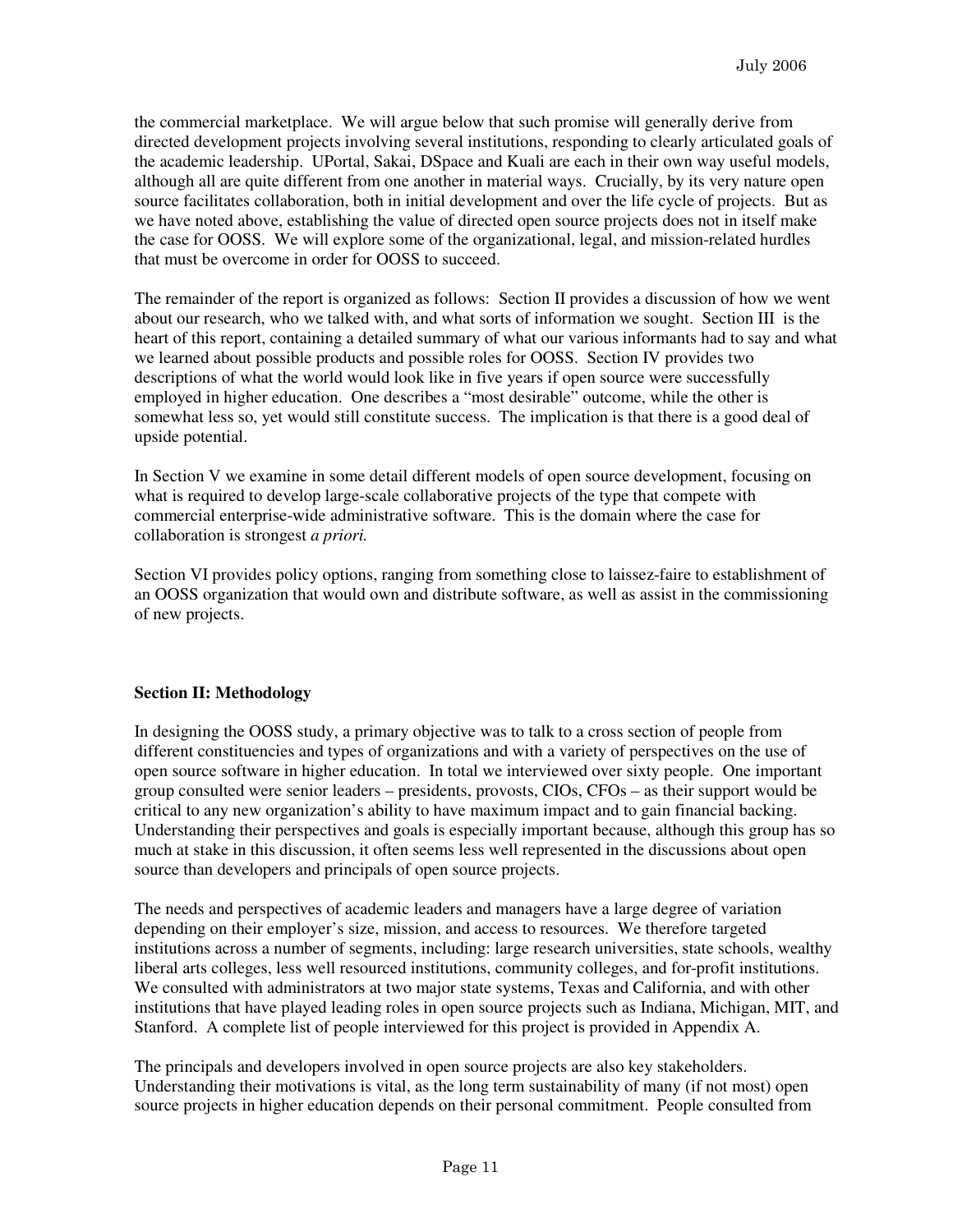the commercial marketplace. We will argue below that such promise will generally derive from directed development projects involving several institutions, responding to clearly articulated goals of the academic leadership. UPortal, Sakai, DSpace and Kuali are each in their own way useful models, although all are quite different from one another in material ways. Crucially, by its very nature open source facilitates collaboration, both in initial development and over the life cycle of projects. But as we have noted above, establishing the value of directed open source projects does not in itself make the case for OOSS. We will explore some of the organizational, legal, and mission-related hurdles that must be overcome in order for OOSS to succeed.

The remainder of the report is organized as follows: Section II provides a discussion of how we went about our research, who we talked with, and what sorts of information we sought. Section III is the heart of this report, containing a detailed summary of what our various informants had to say and what we learned about possible products and possible roles for OOSS. Section IV provides two descriptions of what the world would look like in five years if open source were successfully employed in higher education. One describes a "most desirable" outcome, while the other is somewhat less so, yet would still constitute success. The implication is that there is a good deal of upside potential.

In Section V we examine in some detail different models of open source development, focusing on what is required to develop large-scale collaborative projects of the type that compete with commercial enterprise-wide administrative software. This is the domain where the case for collaboration is strongest *a priori.*

Section VI provides policy options, ranging from something close to laissez-faire to establishment of an OOSS organization that would own and distribute software, as well as assist in the commissioning of new projects.

**Section II: Methodology**

In designing the OOSS study, a primary objective was to talk to a cross section of people from different constituencies and types of organizations and with a variety of perspectives on the use of open source software in higher education. In total we interviewed over sixty people. One important group consulted were senior leaders – presidents, provosts, CIOs, CFOs – as their support would be critical to any new organization's ability to have maximum impact and to gain financial backing. Understanding their perspectives and goals is especially important because, although this group has so much at stake in this discussion, it often seems less well represented in the discussions about open source than developers and principals of open source projects.

The needs and perspectives of academic leaders and managers have a large degree of variation depending on their employer's size, mission, and access to resources. We therefore targeted institutions across a number of segments, including: large research universities, state schools, wealthy liberal arts colleges, less well resourced institutions, community colleges, and for-profit institutions. We consulted with administrators at two major state systems, Texas and California, and with other institutions that have played leading roles in open source projects such as Indiana, Michigan, MIT, and Stanford. A complete list of people interviewed for this project is provided in Appendix A.

The principals and developers involved in open source projects are also key stakeholders. Understanding their motivations is vital, as the long term sustainability of many (if not most) open source projects in higher education depends on their personal commitment. People consulted from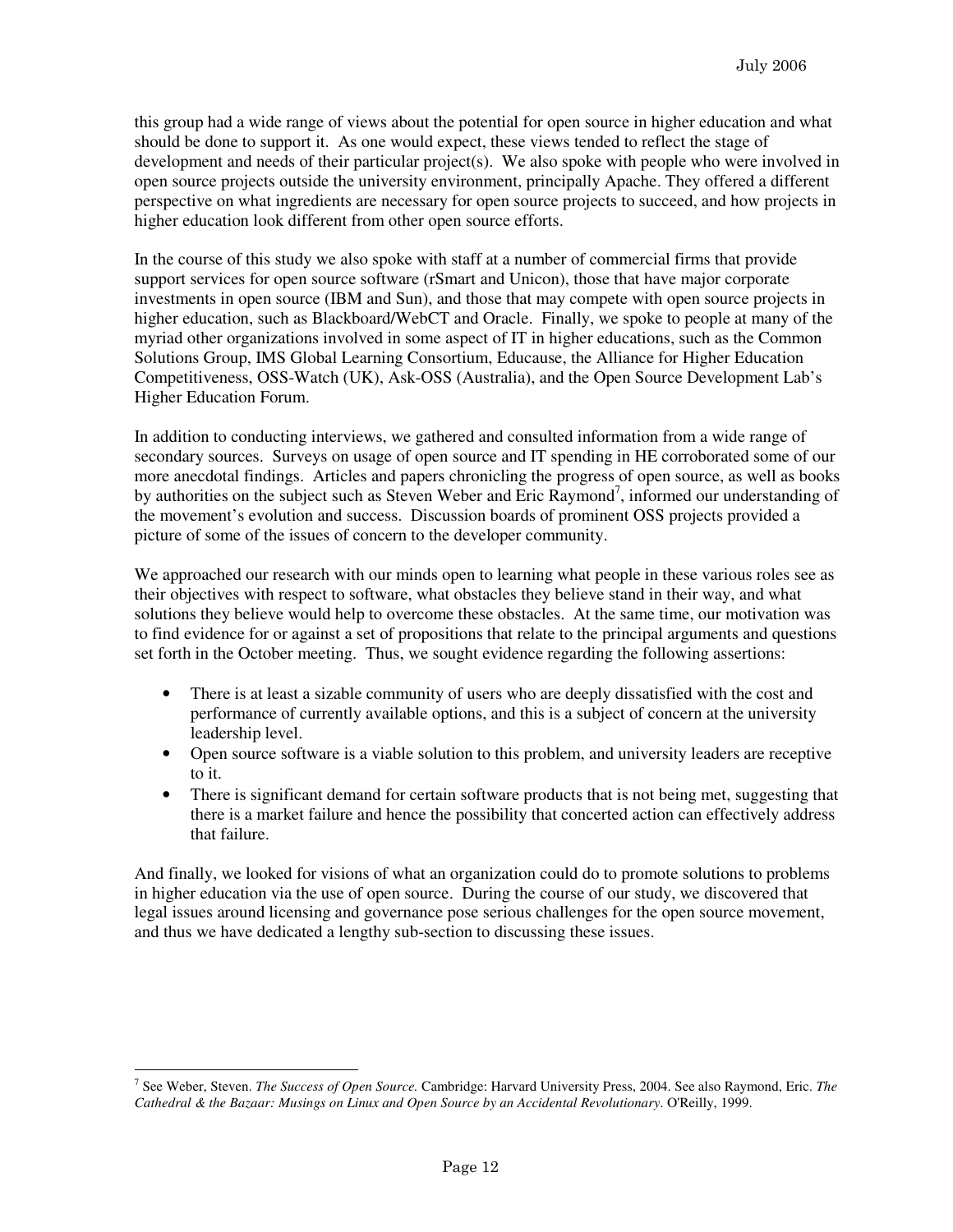this group had a wide range of views about the potential for open source in higher education and what should be done to support it. As one would expect, these views tended to reflect the stage of development and needs of their particular project(s). We also spoke with people who were involved in open source projects outside the university environment, principally Apache. They offered a different perspective on what ingredients are necessary for open source projects to succeed, and how projects in higher education look different from other open source efforts.

In the course of this study we also spoke with staff at a number of commercial firms that provide support services for open source software (rSmart and Unicon), those that have major corporate investments in open source (IBM and Sun), and those that may compete with open source projects in higher education, such as Blackboard/WebCT and Oracle. Finally, we spoke to people at many of the myriad other organizations involved in some aspect of IT in higher educations, such as the Common Solutions Group, IMS Global Learning Consortium, Educause, the Alliance for Higher Education Competitiveness, OSS-Watch (UK), Ask-OSS (Australia), and the Open Source Development Lab's Higher Education Forum.

In addition to conducting interviews, we gathered and consulted information from a wide range of secondary sources. Surveys on usage of open source and IT spending in HE corroborated some of our more anecdotal findings. Articles and papers chronicling the progress of open source, as well as books by authorities on the subject such as Steven Weber and Eric Raymond[7], informed our understanding of the movement's evolution and success. Discussion boards of prominent OSS projects provided a picture of some of the issues of concern to the developer community.

We approached our research with our minds open to learning what people in these various roles see as their objectives with respect to software, what obstacles they believe stand in their way, and what solutions they believe would help to overcome these obstacles. At the same time, our motivation was to find evidence for or against a set of propositions that relate to the principal arguments and questions set forth in the October meeting. Thus, we sought evidence regarding the following assertions:

- There is at least a sizable community of users who are deeply dissatisfied with the cost and performance of currently available options, and this is a subject of concern at the university leadership level.
- Open source software is a viable solution to this problem, and university leaders are receptive to it.
- There is significant demand for certain software products that is not being met, suggesting that there is a market failure and hence the possibility that concerted action can effectively address that failure.

And finally, we looked for visions of what an organization could do to promote solutions to problems in higher education via the use of open source. During the course of our study, we discovered that legal issues around licensing and governance pose serious challenges for the open source movement, and thus we have dedicated a lengthy sub-section to discussing these issues.

---

[7] See Weber, Steven. *The Success of Open Source.* Cambridge: Harvard University Press, 2004. See also Raymond, Eric. *The Cathedral & the Bazaar: Musings on Linux and Open Source by an Accidental Revolutionary*. O'Reilly, 1999.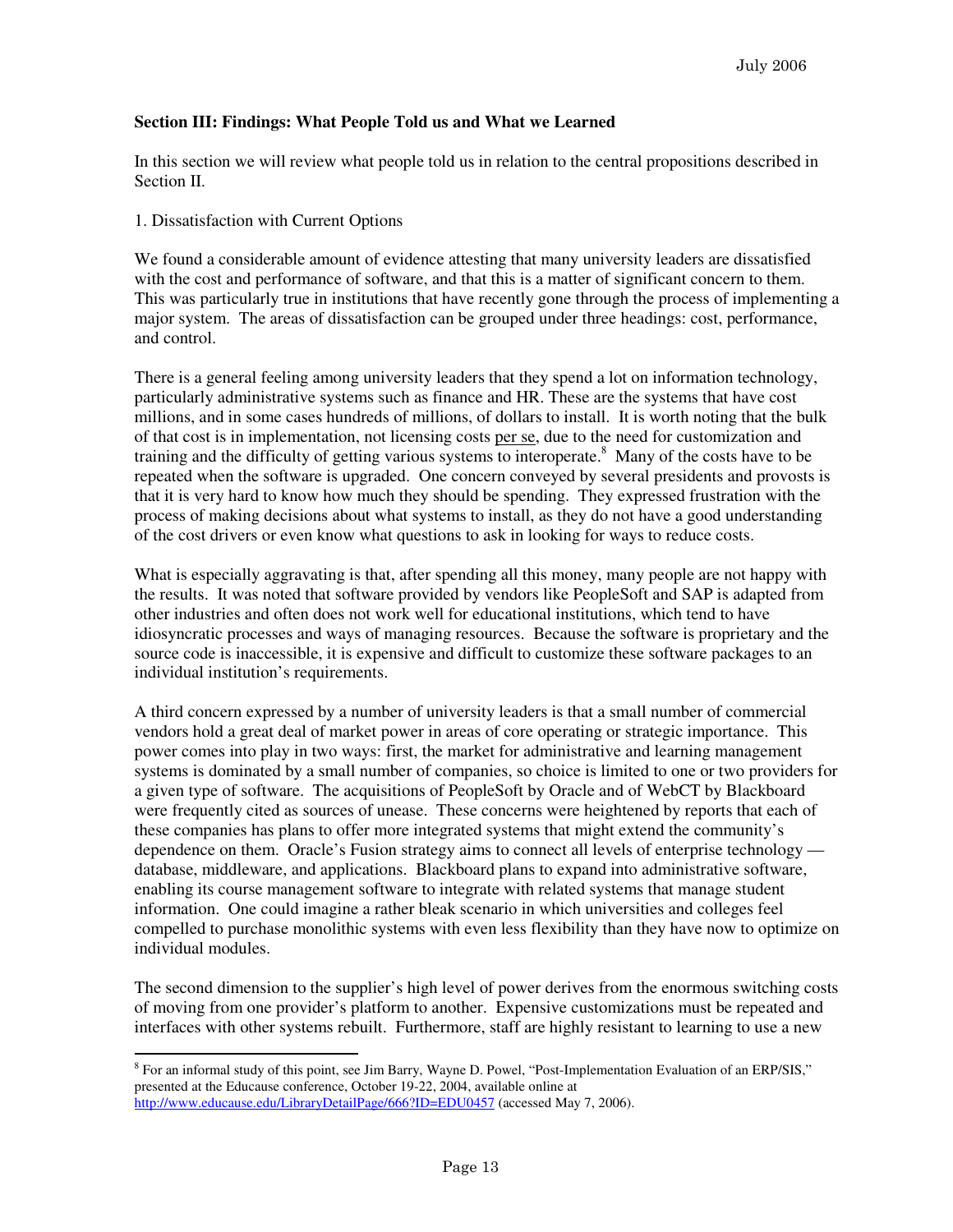**Section III: Findings: What People Told us and What we Learned**

In this section we will review what people told us in relation to the central propositions described in Section II.

1. Dissatisfaction with Current Options

We found a considerable amount of evidence attesting that many university leaders are dissatisfied with the cost and performance of software, and that this is a matter of significant concern to them. This was particularly true in institutions that have recently gone through the process of implementing a major system. The areas of dissatisfaction can be grouped under three headings: cost, performance, and control.

There is a general feeling among university leaders that they spend a lot on information technology, particularly administrative systems such as finance and HR. These are the systems that have cost millions, and in some cases hundreds of millions, of dollars to install. It is worth noting that the bulk of that cost is in implementation, not licensing costs per se, due to the need for customization and training and the difficulty of getting various systems to interoperate.[8] Many of the costs have to be repeated when the software is upgraded. One concern conveyed by several presidents and provosts is that it is very hard to know how much they should be spending. They expressed frustration with the process of making decisions about what systems to install, as they do not have a good understanding of the cost drivers or even know what questions to ask in looking for ways to reduce costs.

What is especially aggravating is that, after spending all this money, many people are not happy with the results. It was noted that software provided by vendors like PeopleSoft and SAP is adapted from other industries and often does not work well for educational institutions, which tend to have idiosyncratic processes and ways of managing resources. Because the software is proprietary and the source code is inaccessible, it is expensive and difficult to customize these software packages to an individual institution's requirements.

A third concern expressed by a number of university leaders is that a small number of commercial vendors hold a great deal of market power in areas of core operating or strategic importance. This power comes into play in two ways: first, the market for administrative and learning management systems is dominated by a small number of companies, so choice is limited to one or two providers for a given type of software. The acquisitions of PeopleSoft by Oracle and of WebCT by Blackboard were frequently cited as sources of unease. These concerns were heightened by reports that each of these companies has plans to offer more integrated systems that might extend the community's dependence on them. Oracle's Fusion strategy aims to connect all levels of enterprise technology — database, middleware, and applications. Blackboard plans to expand into administrative software, enabling its course management software to integrate with related systems that manage student information. One could imagine a rather bleak scenario in which universities and colleges feel compelled to purchase monolithic systems with even less flexibility than they have now to optimize on individual modules.

The second dimension to the supplier's high level of power derives from the enormous switching costs of moving from one provider's platform to another. Expensive customizations must be repeated and interfaces with other systems rebuilt. Furthermore, staff are highly resistant to learning to use a new

---

[8] For an informal study of this point, see Jim Barry, Wayne D. Powel, "Post-Implementation Evaluation of an ERP/SIS," presented at the Educause conference, October 19-22, 2004, available online at http://www.educause.edu/LibraryDetailPage/666?ID=EDU0457 (accessed May 7, 2006).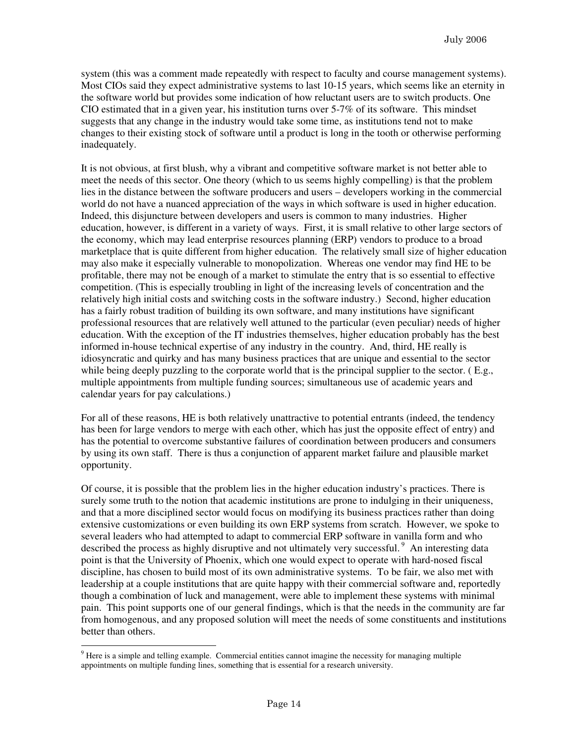system (this was a comment made repeatedly with respect to faculty and course management systems). Most CIOs said they expect administrative systems to last 10-15 years, which seems like an eternity in the software world but provides some indication of how reluctant users are to switch products. One CIO estimated that in a given year, his institution turns over 5-7% of its software. This mindset suggests that any change in the industry would take some time, as institutions tend not to make changes to their existing stock of software until a product is long in the tooth or otherwise performing inadequately.

It is not obvious, at first blush, why a vibrant and competitive software market is not better able to meet the needs of this sector. One theory (which to us seems highly compelling) is that the problem lies in the distance between the software producers and users – developers working in the commercial world do not have a nuanced appreciation of the ways in which software is used in higher education. Indeed, this disjuncture between developers and users is common to many industries. Higher education, however, is different in a variety of ways. First, it is small relative to other large sectors of the economy, which may lead enterprise resources planning (ERP) vendors to produce to a broad marketplace that is quite different from higher education. The relatively small size of higher education may also make it especially vulnerable to monopolization. Whereas one vendor may find HE to be profitable, there may not be enough of a market to stimulate the entry that is so essential to effective competition. (This is especially troubling in light of the increasing levels of concentration and the relatively high initial costs and switching costs in the software industry.) Second, higher education has a fairly robust tradition of building its own software, and many institutions have significant professional resources that are relatively well attuned to the particular (even peculiar) needs of higher education. With the exception of the IT industries themselves, higher education probably has the best informed in-house technical expertise of any industry in the country. And, third, HE really is idiosyncratic and quirky and has many business practices that are unique and essential to the sector while being deeply puzzling to the corporate world that is the principal supplier to the sector. ( E.g., multiple appointments from multiple funding sources; simultaneous use of academic years and calendar years for pay calculations.)

For all of these reasons, HE is both relatively unattractive to potential entrants (indeed, the tendency has been for large vendors to merge with each other, which has just the opposite effect of entry) and has the potential to overcome substantive failures of coordination between producers and consumers by using its own staff. There is thus a conjunction of apparent market failure and plausible market opportunity.

Of course, it is possible that the problem lies in the higher education industry's practices. There is surely some truth to the notion that academic institutions are prone to indulging in their uniqueness, and that a more disciplined sector would focus on modifying its business practices rather than doing extensive customizations or even building its own ERP systems from scratch. However, we spoke to several leaders who had attempted to adapt to commercial ERP software in vanilla form and who described the process as highly disruptive and not ultimately very successful.[9] An interesting data point is that the University of Phoenix, which one would expect to operate with hard-nosed fiscal discipline, has chosen to build most of its own administrative systems. To be fair, we also met with leadership at a couple institutions that are quite happy with their commercial software and, reportedly though a combination of luck and management, were able to implement these systems with minimal pain. This point supports one of our general findings, which is that the needs in the community are far from homogenous, and any proposed solution will meet the needs of some constituents and institutions better than others.

---

[9] Here is a simple and telling example. Commercial entities cannot imagine the necessity for managing multiple appointments on multiple funding lines, something that is essential for a research university.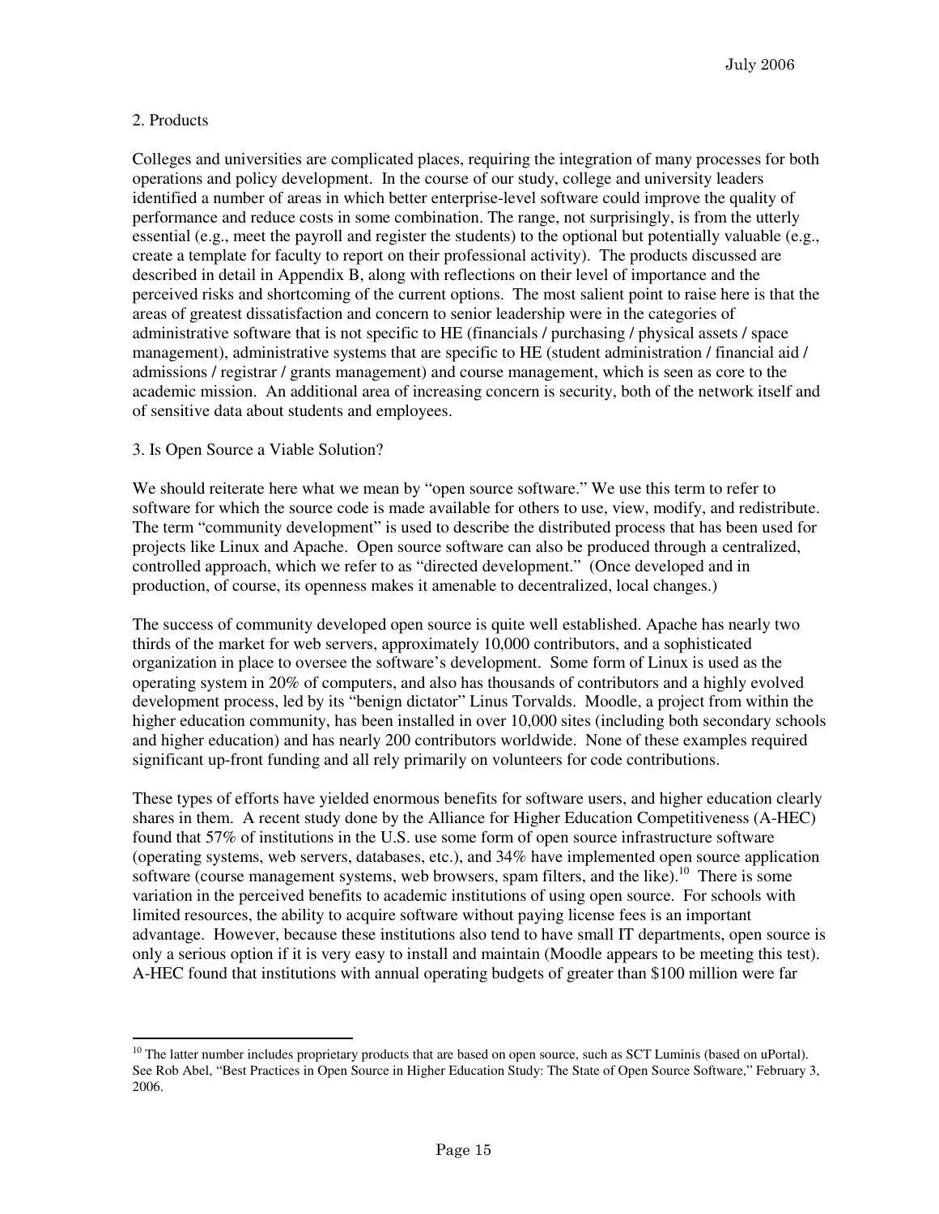## 2. Products

Colleges and universities are complicated places, requiring the integration of many processes for both operations and policy development. In the course of our study, college and university leaders identified a number of areas in which better enterprise-level software could improve the quality of performance and reduce costs in some combination. The range, not surprisingly, is from the utterly essential (e.g., meet the payroll and register the students) to the optional but potentially valuable (e.g., create a template for faculty to report on their professional activity). The products discussed are described in detail in Appendix B, along with reflections on their level of importance and the perceived risks and shortcoming of the current options. The most salient point to raise here is that the areas of greatest dissatisfaction and concern to senior leadership were in the categories of administrative software that is not specific to HE (financials / purchasing / physical assets / space management), administrative systems that are specific to HE (student administration / financial aid / admissions / registrar / grants management) and course management, which is seen as core to the academic mission. An additional area of increasing concern is security, both of the network itself and of sensitive data about students and employees.

## 3. Is Open Source a Viable Solution?

We should reiterate here what we mean by "open source software." We use this term to refer to software for which the source code is made available for others to use, view, modify, and redistribute. The term "community development" is used to describe the distributed process that has been used for projects like Linux and Apache. Open source software can also be produced through a centralized, controlled approach, which we refer to as "directed development." (Once developed and in production, of course, its openness makes it amenable to decentralized, local changes.)

The success of community developed open source is quite well established. Apache has nearly two thirds of the market for web servers, approximately 10,000 contributors, and a sophisticated organization in place to oversee the software's development. Some form of Linux is used as the operating system in 20% of computers, and also has thousands of contributors and a highly evolved development process, led by its "benign dictator" Linus Torvalds. Moodle, a project from within the higher education community, has been installed in over 10,000 sites (including both secondary schools and higher education) and has nearly 200 contributors worldwide. None of these examples required significant up-front funding and all rely primarily on volunteers for code contributions.

These types of efforts have yielded enormous benefits for software users, and higher education clearly shares in them. A recent study done by the Alliance for Higher Education Competitiveness (A-HEC) found that 57% of institutions in the U.S. use some form of open source infrastructure software (operating systems, web servers, databases, etc.), and 34% have implemented open source application software (course management systems, web browsers, spam filters, and the like).[10] There is some variation in the perceived benefits to academic institutions of using open source. For schools with limited resources, the ability to acquire software without paying license fees is an important advantage. However, because these institutions also tend to have small IT departments, open source is only a serious option if it is very easy to install and maintain (Moodle appears to be meeting this test). A-HEC found that institutions with annual operating budgets of greater than $100 million were far

---

[10] The latter number includes proprietary products that are based on open source, such as SCT Luminis (based on uPortal). See Rob Abel, "Best Practices in Open Source in Higher Education Study: The State of Open Source Software," February 3, 2006.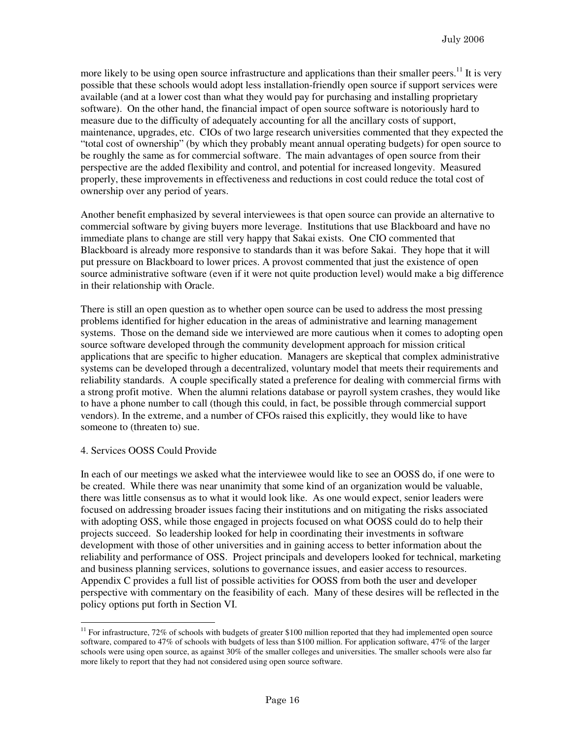more likely to be using open source infrastructure and applications than their smaller peers.[11] It is very possible that these schools would adopt less installation-friendly open source if support services were available (and at a lower cost than what they would pay for purchasing and installing proprietary software). On the other hand, the financial impact of open source software is notoriously hard to measure due to the difficulty of adequately accounting for all the ancillary costs of support, maintenance, upgrades, etc. CIOs of two large research universities commented that they expected the "total cost of ownership" (by which they probably meant annual operating budgets) for open source to be roughly the same as for commercial software. The main advantages of open source from their perspective are the added flexibility and control, and potential for increased longevity. Measured properly, these improvements in effectiveness and reductions in cost could reduce the total cost of ownership over any period of years.

Another benefit emphasized by several interviewees is that open source can provide an alternative to commercial software by giving buyers more leverage. Institutions that use Blackboard and have no immediate plans to change are still very happy that Sakai exists. One CIO commented that Blackboard is already more responsive to standards than it was before Sakai. They hope that it will put pressure on Blackboard to lower prices. A provost commented that just the existence of open source administrative software (even if it were not quite production level) would make a big difference in their relationship with Oracle.

There is still an open question as to whether open source can be used to address the most pressing problems identified for higher education in the areas of administrative and learning management systems. Those on the demand side we interviewed are more cautious when it comes to adopting open source software developed through the community development approach for mission critical applications that are specific to higher education. Managers are skeptical that complex administrative systems can be developed through a decentralized, voluntary model that meets their requirements and reliability standards. A couple specifically stated a preference for dealing with commercial firms with a strong profit motive. When the alumni relations database or payroll system crashes, they would like to have a phone number to call (though this could, in fact, be possible through commercial support vendors). In the extreme, and a number of CFOs raised this explicitly, they would like to have someone to (threaten to) sue.

4. Services OOSS Could Provide

In each of our meetings we asked what the interviewee would like to see an OOSS do, if one were to be created. While there was near unanimity that some kind of an organization would be valuable, there was little consensus as to what it would look like. As one would expect, senior leaders were focused on addressing broader issues facing their institutions and on mitigating the risks associated with adopting OSS, while those engaged in projects focused on what OOSS could do to help their projects succeed. So leadership looked for help in coordinating their investments in software development with those of other universities and in gaining access to better information about the reliability and performance of OSS. Project principals and developers looked for technical, marketing and business planning services, solutions to governance issues, and easier access to resources. Appendix C provides a full list of possible activities for OOSS from both the user and developer perspective with commentary on the feasibility of each. Many of these desires will be reflected in the policy options put forth in Section VI.

---

[11] For infrastructure, 72% of schools with budgets of greater $100 million reported that they had implemented open source software, compared to 47% of schools with budgets of less than $100 million. For application software, 47% of the larger schools were using open source, as against 30% of the smaller colleges and universities. The smaller schools were also far more likely to report that they had not considered using open source software.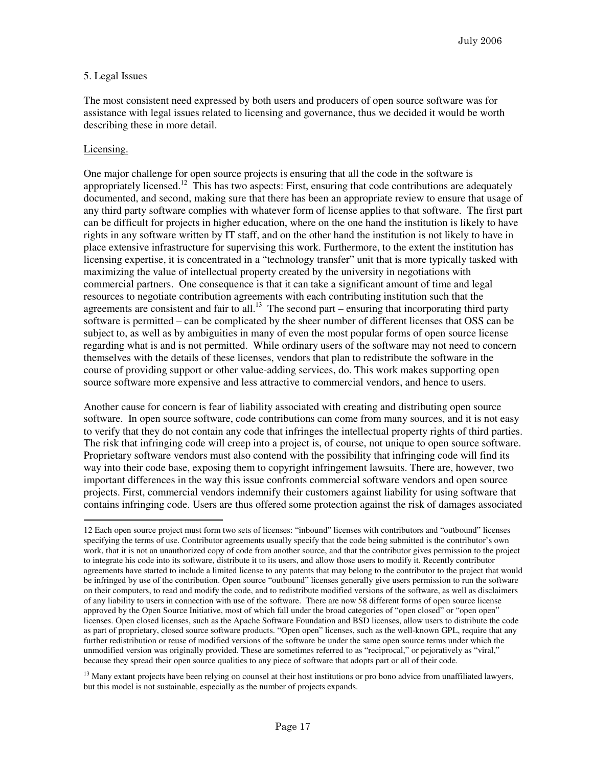## 5. Legal Issues

The most consistent need expressed by both users and producers of open source software was for assistance with legal issues related to licensing and governance, thus we decided it would be worth describing these in more detail.

### Licensing.

One major challenge for open source projects is ensuring that all the code in the software is appropriately licensed.[12] This has two aspects: First, ensuring that code contributions are adequately documented, and second, making sure that there has been an appropriate review to ensure that usage of any third party software complies with whatever form of license applies to that software. The first part can be difficult for projects in higher education, where on the one hand the institution is likely to have rights in any software written by IT staff, and on the other hand the institution is not likely to have in place extensive infrastructure for supervising this work. Furthermore, to the extent the institution has licensing expertise, it is concentrated in a "technology transfer" unit that is more typically tasked with maximizing the value of intellectual property created by the university in negotiations with commercial partners. One consequence is that it can take a significant amount of time and legal resources to negotiate contribution agreements with each contributing institution such that the agreements are consistent and fair to all.[13] The second part – ensuring that incorporating third party software is permitted – can be complicated by the sheer number of different licenses that OSS can be subject to, as well as by ambiguities in many of even the most popular forms of open source license regarding what is and is not permitted. While ordinary users of the software may not need to concern themselves with the details of these licenses, vendors that plan to redistribute the software in the course of providing support or other value-adding services, do. This work makes supporting open source software more expensive and less attractive to commercial vendors, and hence to users.

Another cause for concern is fear of liability associated with creating and distributing open source software. In open source software, code contributions can come from many sources, and it is not easy to verify that they do not contain any code that infringes the intellectual property rights of third parties. The risk that infringing code will creep into a project is, of course, not unique to open source software. Proprietary software vendors must also contend with the possibility that infringing code will find its way into their code base, exposing them to copyright infringement lawsuits. There are, however, two important differences in the way this issue confronts commercial software vendors and open source projects. First, commercial vendors indemnify their customers against liability for using software that contains infringing code. Users are thus offered some protection against the risk of damages associated

---

12 Each open source project must form two sets of licenses: "inbound" licenses with contributors and "outbound" licenses specifying the terms of use. Contributor agreements usually specify that the code being submitted is the contributor's own work, that it is not an unauthorized copy of code from another source, and that the contributor gives permission to the project to integrate his code into its software, distribute it to its users, and allow those users to modify it. Recently contributor agreements have started to include a limited license to any patents that may belong to the contributor to the project that would be infringed by use of the contribution. Open source "outbound" licenses generally give users permission to run the software on their computers, to read and modify the code, and to redistribute modified versions of the software, as well as disclaimers of any liability to users in connection with use of the software. There are now 58 different forms of open source license approved by the Open Source Initiative, most of which fall under the broad categories of "open closed" or "open open" licenses. Open closed licenses, such as the Apache Software Foundation and BSD licenses, allow users to distribute the code as part of proprietary, closed source software products. "Open open" licenses, such as the well-known GPL, require that any further redistribution or reuse of modified versions of the software be under the same open source terms under which the unmodified version was originally provided. These are sometimes referred to as "reciprocal," or pejoratively as "viral," because they spread their open source qualities to any piece of software that adopts part or all of their code.

13 Many extant projects have been relying on counsel at their host institutions or pro bono advice from unaffiliated lawyers, but this model is not sustainable, especially as the number of projects expands.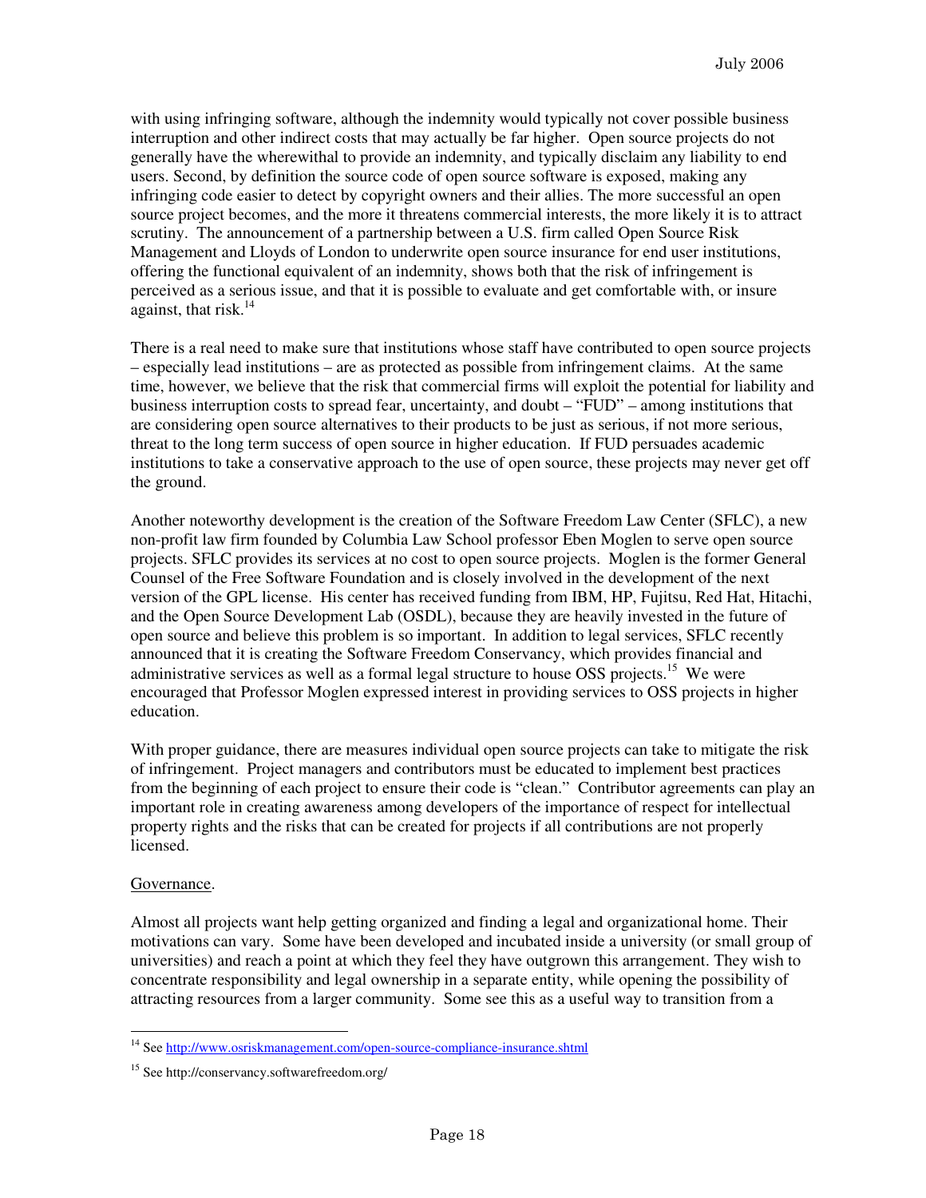with using infringing software, although the indemnity would typically not cover possible business interruption and other indirect costs that may actually be far higher. Open source projects do not generally have the wherewithal to provide an indemnity, and typically disclaim any liability to end users. Second, by definition the source code of open source software is exposed, making any infringing code easier to detect by copyright owners and their allies. The more successful an open source project becomes, and the more it threatens commercial interests, the more likely it is to attract scrutiny. The announcement of a partnership between a U.S. firm called Open Source Risk Management and Lloyds of London to underwrite open source insurance for end user institutions, offering the functional equivalent of an indemnity, shows both that the risk of infringement is perceived as a serious issue, and that it is possible to evaluate and get comfortable with, or insure against, that risk.[14]

There is a real need to make sure that institutions whose staff have contributed to open source projects – especially lead institutions – are as protected as possible from infringement claims. At the same time, however, we believe that the risk that commercial firms will exploit the potential for liability and business interruption costs to spread fear, uncertainty, and doubt – "FUD" – among institutions that are considering open source alternatives to their products to be just as serious, if not more serious, threat to the long term success of open source in higher education. If FUD persuades academic institutions to take a conservative approach to the use of open source, these projects may never get off the ground.

Another noteworthy development is the creation of the Software Freedom Law Center (SFLC), a new non-profit law firm founded by Columbia Law School professor Eben Moglen to serve open source projects. SFLC provides its services at no cost to open source projects. Moglen is the former General Counsel of the Free Software Foundation and is closely involved in the development of the next version of the GPL license. His center has received funding from IBM, HP, Fujitsu, Red Hat, Hitachi, and the Open Source Development Lab (OSDL), because they are heavily invested in the future of open source and believe this problem is so important. In addition to legal services, SFLC recently announced that it is creating the Software Freedom Conservancy, which provides financial and administrative services as well as a formal legal structure to house OSS projects.[15] We were encouraged that Professor Moglen expressed interest in providing services to OSS projects in higher education.

With proper guidance, there are measures individual open source projects can take to mitigate the risk of infringement. Project managers and contributors must be educated to implement best practices from the beginning of each project to ensure their code is "clean." Contributor agreements can play an important role in creating awareness among developers of the importance of respect for intellectual property rights and the risks that can be created for projects if all contributions are not properly licensed.

Governance.

Almost all projects want help getting organized and finding a legal and organizational home. Their motivations can vary. Some have been developed and incubated inside a university (or small group of universities) and reach a point at which they feel they have outgrown this arrangement. They wish to concentrate responsibility and legal ownership in a separate entity, while opening the possibility of attracting resources from a larger community. Some see this as a useful way to transition from a

---

[14] See http://www.osriskmanagement.com/open-source-compliance-insurance.shtml

[15] See http://conservancy.softwarefreedom.org/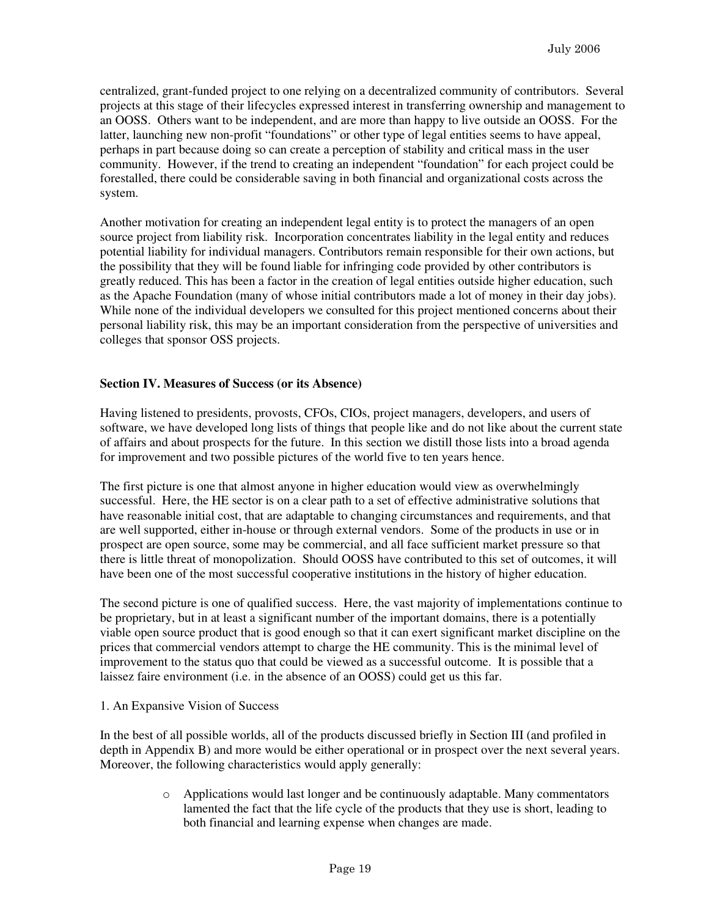centralized, grant-funded project to one relying on a decentralized community of contributors. Several projects at this stage of their lifecycles expressed interest in transferring ownership and management to an OOSS. Others want to be independent, and are more than happy to live outside an OOSS. For the latter, launching new non-profit "foundations" or other type of legal entities seems to have appeal, perhaps in part because doing so can create a perception of stability and critical mass in the user community. However, if the trend to creating an independent "foundation" for each project could be forestalled, there could be considerable saving in both financial and organizational costs across the system.

Another motivation for creating an independent legal entity is to protect the managers of an open source project from liability risk. Incorporation concentrates liability in the legal entity and reduces potential liability for individual managers. Contributors remain responsible for their own actions, but the possibility that they will be found liable for infringing code provided by other contributors is greatly reduced. This has been a factor in the creation of legal entities outside higher education, such as the Apache Foundation (many of whose initial contributors made a lot of money in their day jobs). While none of the individual developers we consulted for this project mentioned concerns about their personal liability risk, this may be an important consideration from the perspective of universities and colleges that sponsor OSS projects.

## Section IV. Measures of Success (or its Absence)

Having listened to presidents, provosts, CFOs, CIOs, project managers, developers, and users of software, we have developed long lists of things that people like and do not like about the current state of affairs and about prospects for the future. In this section we distill those lists into a broad agenda for improvement and two possible pictures of the world five to ten years hence.

The first picture is one that almost anyone in higher education would view as overwhelmingly successful. Here, the HE sector is on a clear path to a set of effective administrative solutions that have reasonable initial cost, that are adaptable to changing circumstances and requirements, and that are well supported, either in-house or through external vendors. Some of the products in use or in prospect are open source, some may be commercial, and all face sufficient market pressure so that there is little threat of monopolization. Should OOSS have contributed to this set of outcomes, it will have been one of the most successful cooperative institutions in the history of higher education.

The second picture is one of qualified success. Here, the vast majority of implementations continue to be proprietary, but in at least a significant number of the important domains, there is a potentially viable open source product that is good enough so that it can exert significant market discipline on the prices that commercial vendors attempt to charge the HE community. This is the minimal level of improvement to the status quo that could be viewed as a successful outcome. It is possible that a laissez faire environment (i.e. in the absence of an OOSS) could get us this far.

### 1. An Expansive Vision of Success

In the best of all possible worlds, all of the products discussed briefly in Section III (and profiled in depth in Appendix B) and more would be either operational or in prospect over the next several years. Moreover, the following characteristics would apply generally:

- Applications would last longer and be continuously adaptable. Many commentators lamented the fact that the life cycle of the products that they use is short, leading to both financial and learning expense when changes are made.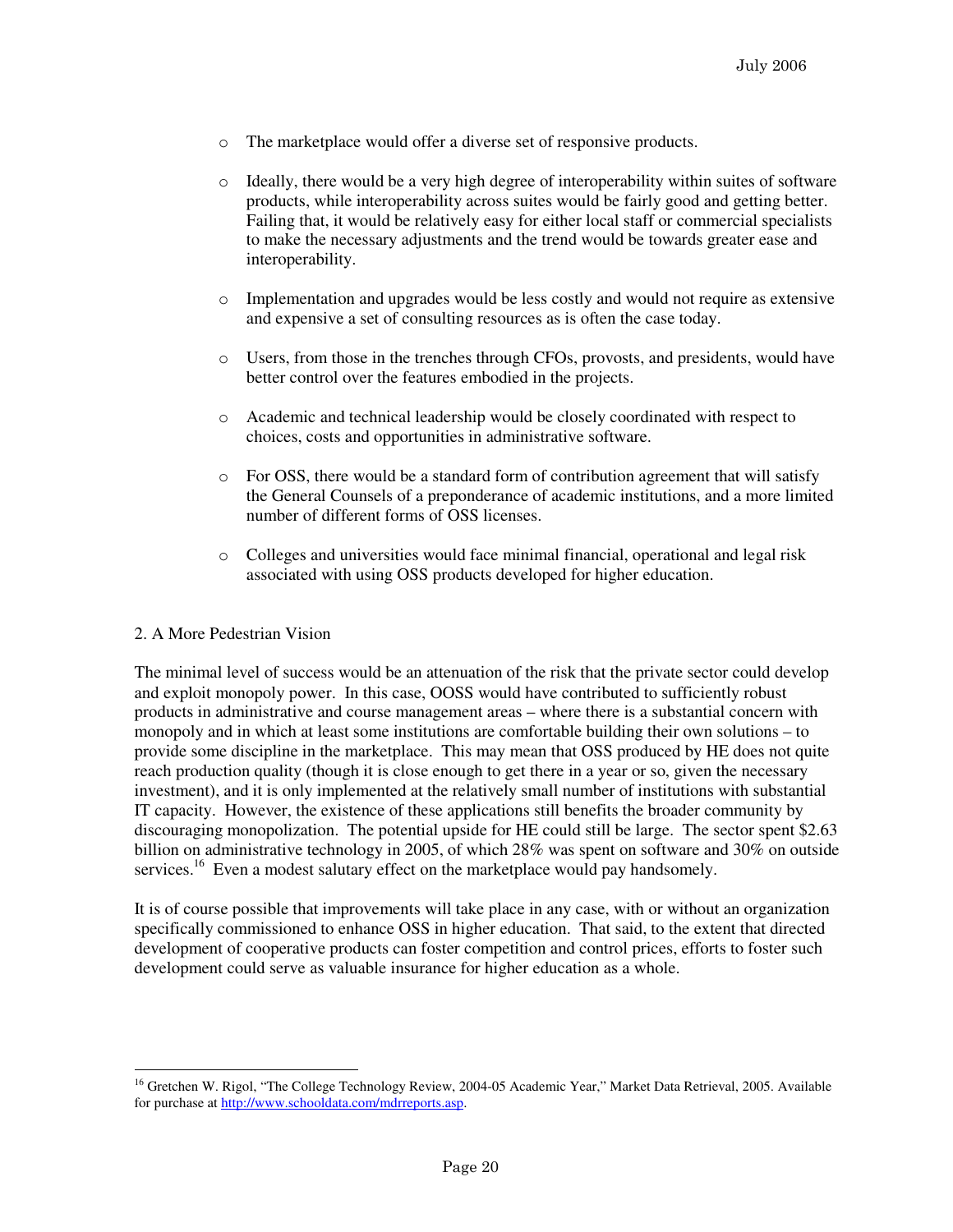- The marketplace would offer a diverse set of responsive products.

- Ideally, there would be a very high degree of interoperability within suites of software products, while interoperability across suites would be fairly good and getting better. Failing that, it would be relatively easy for either local staff or commercial specialists to make the necessary adjustments and the trend would be towards greater ease and interoperability.

- Implementation and upgrades would be less costly and would not require as extensive and expensive a set of consulting resources as is often the case today.

- Users, from those in the trenches through CFOs, provosts, and presidents, would have better control over the features embodied in the projects.

- Academic and technical leadership would be closely coordinated with respect to choices, costs and opportunities in administrative software.

- For OSS, there would be a standard form of contribution agreement that will satisfy the General Counsels of a preponderance of academic institutions, and a more limited number of different forms of OSS licenses.

- Colleges and universities would face minimal financial, operational and legal risk associated with using OSS products developed for higher education.

### 2. A More Pedestrian Vision

The minimal level of success would be an attenuation of the risk that the private sector could develop and exploit monopoly power. In this case, OOSS would have contributed to sufficiently robust products in administrative and course management areas – where there is a substantial concern with monopoly and in which at least some institutions are comfortable building their own solutions – to provide some discipline in the marketplace. This may mean that OSS produced by HE does not quite reach production quality (though it is close enough to get there in a year or so, given the necessary investment), and it is only implemented at the relatively small number of institutions with substantial IT capacity. However, the existence of these applications still benefits the broader community by discouraging monopolization. The potential upside for HE could still be large. The sector spent $2.63 billion on administrative technology in 2005, of which 28% was spent on software and 30% on outside services.[16] Even a modest salutary effect on the marketplace would pay handsomely.

It is of course possible that improvements will take place in any case, with or without an organization specifically commissioned to enhance OSS in higher education. That said, to the extent that directed development of cooperative products can foster competition and control prices, efforts to foster such development could serve as valuable insurance for higher education as a whole.

---

[16] Gretchen W. Rigol, "The College Technology Review, 2004-05 Academic Year," Market Data Retrieval, 2005. Available for purchase at http://www.schooldata.com/mdrreports.asp.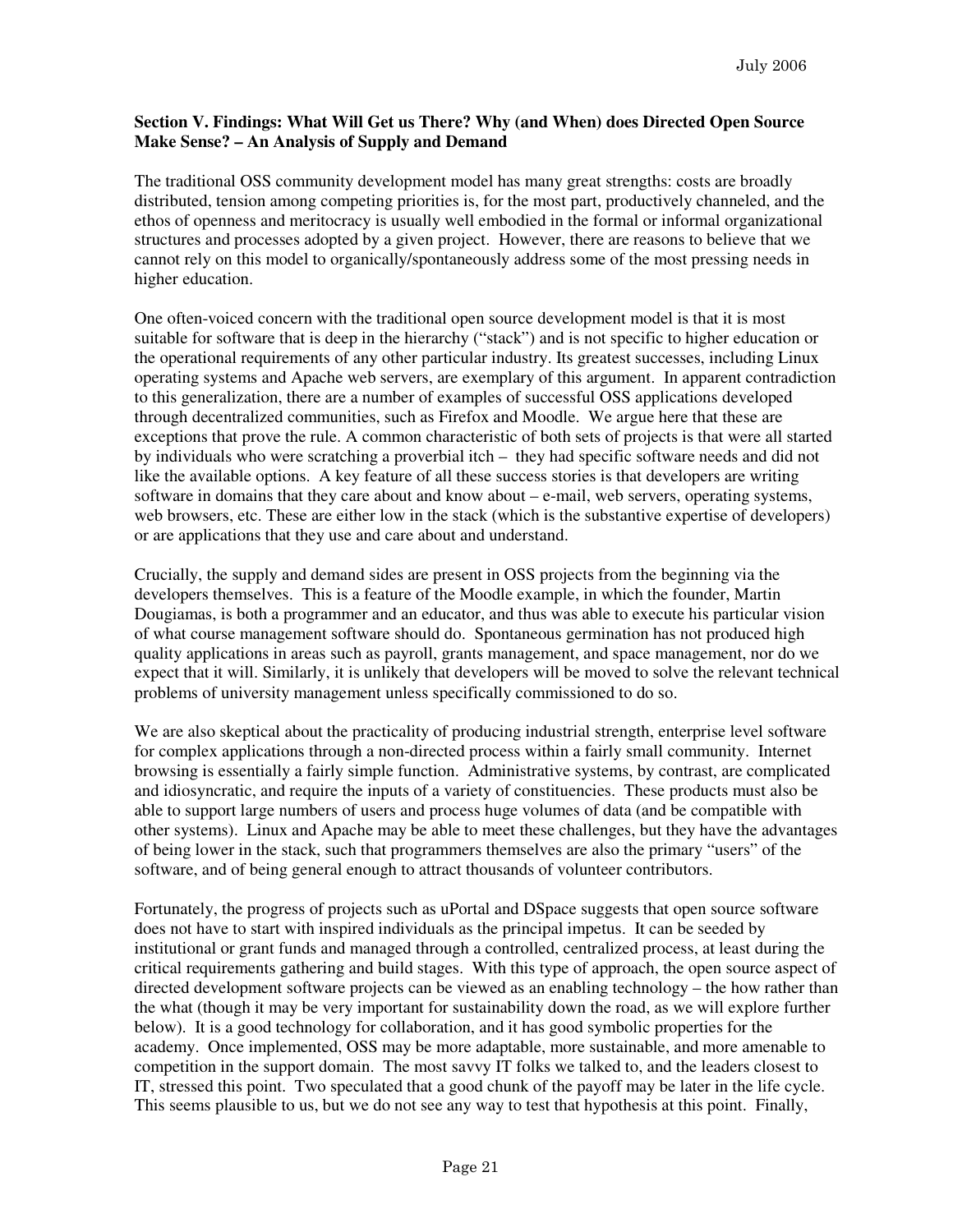**Section V. Findings: What Will Get us There? Why (and When) does Directed Open Source Make Sense? – An Analysis of Supply and Demand**

The traditional OSS community development model has many great strengths: costs are broadly distributed, tension among competing priorities is, for the most part, productively channeled, and the ethos of openness and meritocracy is usually well embodied in the formal or informal organizational structures and processes adopted by a given project. However, there are reasons to believe that we cannot rely on this model to organically/spontaneously address some of the most pressing needs in higher education.

One often-voiced concern with the traditional open source development model is that it is most suitable for software that is deep in the hierarchy ("stack") and is not specific to higher education or the operational requirements of any other particular industry. Its greatest successes, including Linux operating systems and Apache web servers, are exemplary of this argument. In apparent contradiction to this generalization, there are a number of examples of successful OSS applications developed through decentralized communities, such as Firefox and Moodle. We argue here that these are exceptions that prove the rule. A common characteristic of both sets of projects is that were all started by individuals who were scratching a proverbial itch – they had specific software needs and did not like the available options. A key feature of all these success stories is that developers are writing software in domains that they care about and know about – e-mail, web servers, operating systems, web browsers, etc. These are either low in the stack (which is the substantive expertise of developers) or are applications that they use and care about and understand.

Crucially, the supply and demand sides are present in OSS projects from the beginning via the developers themselves. This is a feature of the Moodle example, in which the founder, Martin Dougiamas, is both a programmer and an educator, and thus was able to execute his particular vision of what course management software should do. Spontaneous germination has not produced high quality applications in areas such as payroll, grants management, and space management, nor do we expect that it will. Similarly, it is unlikely that developers will be moved to solve the relevant technical problems of university management unless specifically commissioned to do so.

We are also skeptical about the practicality of producing industrial strength, enterprise level software for complex applications through a non-directed process within a fairly small community. Internet browsing is essentially a fairly simple function. Administrative systems, by contrast, are complicated and idiosyncratic, and require the inputs of a variety of constituencies. These products must also be able to support large numbers of users and process huge volumes of data (and be compatible with other systems). Linux and Apache may be able to meet these challenges, but they have the advantages of being lower in the stack, such that programmers themselves are also the primary "users" of the software, and of being general enough to attract thousands of volunteer contributors.

Fortunately, the progress of projects such as uPortal and DSpace suggests that open source software does not have to start with inspired individuals as the principal impetus. It can be seeded by institutional or grant funds and managed through a controlled, centralized process, at least during the critical requirements gathering and build stages. With this type of approach, the open source aspect of directed development software projects can be viewed as an enabling technology – the how rather than the what (though it may be very important for sustainability down the road, as we will explore further below). It is a good technology for collaboration, and it has good symbolic properties for the academy. Once implemented, OSS may be more adaptable, more sustainable, and more amenable to competition in the support domain. The most savvy IT folks we talked to, and the leaders closest to IT, stressed this point. Two speculated that a good chunk of the payoff may be later in the life cycle. This seems plausible to us, but we do not see any way to test that hypothesis at this point. Finally,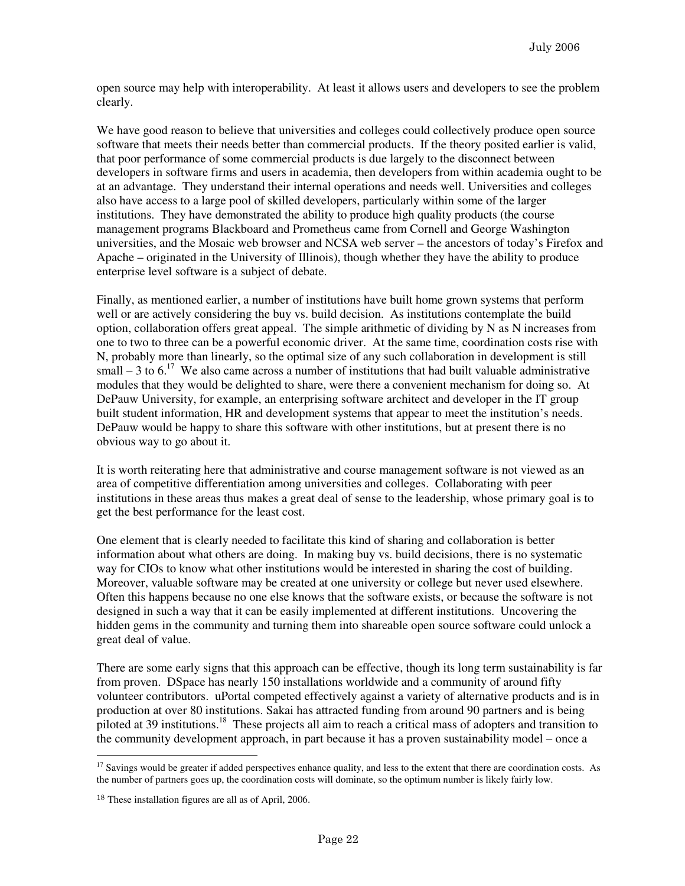open source may help with interoperability. At least it allows users and developers to see the problem clearly.

We have good reason to believe that universities and colleges could collectively produce open source software that meets their needs better than commercial products. If the theory posited earlier is valid, that poor performance of some commercial products is due largely to the disconnect between developers in software firms and users in academia, then developers from within academia ought to be at an advantage. They understand their internal operations and needs well. Universities and colleges also have access to a large pool of skilled developers, particularly within some of the larger institutions. They have demonstrated the ability to produce high quality products (the course management programs Blackboard and Prometheus came from Cornell and George Washington universities, and the Mosaic web browser and NCSA web server – the ancestors of today's Firefox and Apache – originated in the University of Illinois), though whether they have the ability to produce enterprise level software is a subject of debate.

Finally, as mentioned earlier, a number of institutions have built home grown systems that perform well or are actively considering the buy vs. build decision. As institutions contemplate the build option, collaboration offers great appeal. The simple arithmetic of dividing by N as N increases from one to two to three can be a powerful economic driver. At the same time, coordination costs rise with N, probably more than linearly, so the optimal size of any such collaboration in development is still small – 3 to 6.[17] We also came across a number of institutions that had built valuable administrative modules that they would be delighted to share, were there a convenient mechanism for doing so. At DePauw University, for example, an enterprising software architect and developer in the IT group built student information, HR and development systems that appear to meet the institution's needs. DePauw would be happy to share this software with other institutions, but at present there is no obvious way to go about it.

It is worth reiterating here that administrative and course management software is not viewed as an area of competitive differentiation among universities and colleges. Collaborating with peer institutions in these areas thus makes a great deal of sense to the leadership, whose primary goal is to get the best performance for the least cost.

One element that is clearly needed to facilitate this kind of sharing and collaboration is better information about what others are doing. In making buy vs. build decisions, there is no systematic way for CIOs to know what other institutions would be interested in sharing the cost of building. Moreover, valuable software may be created at one university or college but never used elsewhere. Often this happens because no one else knows that the software exists, or because the software is not designed in such a way that it can be easily implemented at different institutions. Uncovering the hidden gems in the community and turning them into shareable open source software could unlock a great deal of value.

There are some early signs that this approach can be effective, though its long term sustainability is far from proven. DSpace has nearly 150 installations worldwide and a community of around fifty volunteer contributors. uPortal competed effectively against a variety of alternative products and is in production at over 80 institutions. Sakai has attracted funding from around 90 partners and is being piloted at 39 institutions.[18] These projects all aim to reach a critical mass of adopters and transition to the community development approach, in part because it has a proven sustainability model – once a

---

[17] Savings would be greater if added perspectives enhance quality, and less to the extent that there are coordination costs. As the number of partners goes up, the coordination costs will dominate, so the optimum number is likely fairly low.

[18] These installation figures are all as of April, 2006.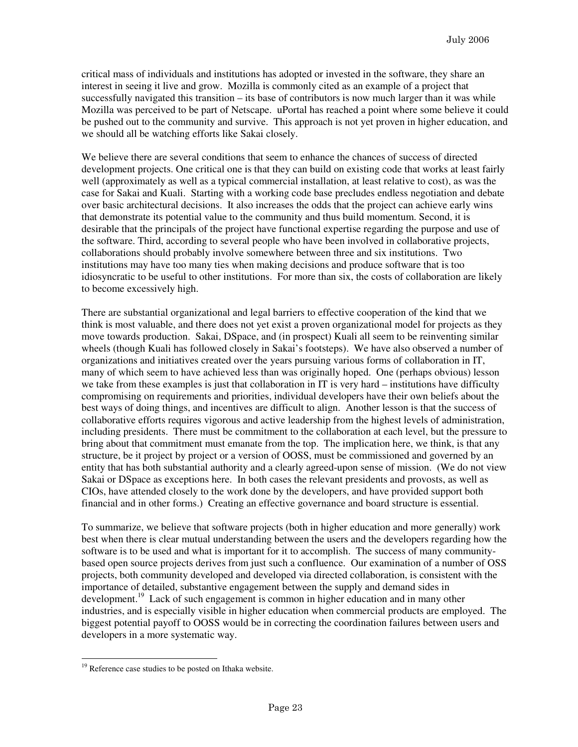critical mass of individuals and institutions has adopted or invested in the software, they share an interest in seeing it live and grow. Mozilla is commonly cited as an example of a project that successfully navigated this transition – its base of contributors is now much larger than it was while Mozilla was perceived to be part of Netscape. uPortal has reached a point where some believe it could be pushed out to the community and survive. This approach is not yet proven in higher education, and we should all be watching efforts like Sakai closely.

We believe there are several conditions that seem to enhance the chances of success of directed development projects. One critical one is that they can build on existing code that works at least fairly well (approximately as well as a typical commercial installation, at least relative to cost), as was the case for Sakai and Kuali. Starting with a working code base precludes endless negotiation and debate over basic architectural decisions. It also increases the odds that the project can achieve early wins that demonstrate its potential value to the community and thus build momentum. Second, it is desirable that the principals of the project have functional expertise regarding the purpose and use of the software. Third, according to several people who have been involved in collaborative projects, collaborations should probably involve somewhere between three and six institutions. Two institutions may have too many ties when making decisions and produce software that is too idiosyncratic to be useful to other institutions. For more than six, the costs of collaboration are likely to become excessively high.

There are substantial organizational and legal barriers to effective cooperation of the kind that we think is most valuable, and there does not yet exist a proven organizational model for projects as they move towards production. Sakai, DSpace, and (in prospect) Kuali all seem to be reinventing similar wheels (though Kuali has followed closely in Sakai's footsteps). We have also observed a number of organizations and initiatives created over the years pursuing various forms of collaboration in IT, many of which seem to have achieved less than was originally hoped. One (perhaps obvious) lesson we take from these examples is just that collaboration in IT is very hard – institutions have difficulty compromising on requirements and priorities, individual developers have their own beliefs about the best ways of doing things, and incentives are difficult to align. Another lesson is that the success of collaborative efforts requires vigorous and active leadership from the highest levels of administration, including presidents. There must be commitment to the collaboration at each level, but the pressure to bring about that commitment must emanate from the top. The implication here, we think, is that any structure, be it project by project or a version of OOSS, must be commissioned and governed by an entity that has both substantial authority and a clearly agreed-upon sense of mission. (We do not view Sakai or DSpace as exceptions here. In both cases the relevant presidents and provosts, as well as CIOs, have attended closely to the work done by the developers, and have provided support both financial and in other forms.) Creating an effective governance and board structure is essential.

To summarize, we believe that software projects (both in higher education and more generally) work best when there is clear mutual understanding between the users and the developers regarding how the software is to be used and what is important for it to accomplish. The success of many community-based open source projects derives from just such a confluence. Our examination of a number of OSS projects, both community developed and developed via directed collaboration, is consistent with the importance of detailed, substantive engagement between the supply and demand sides in development.[19] Lack of such engagement is common in higher education and in many other industries, and is especially visible in higher education when commercial products are employed. The biggest potential payoff to OOSS would be in correcting the coordination failures between users and developers in a more systematic way.

[19] Reference case studies to be posted on Ithaka website.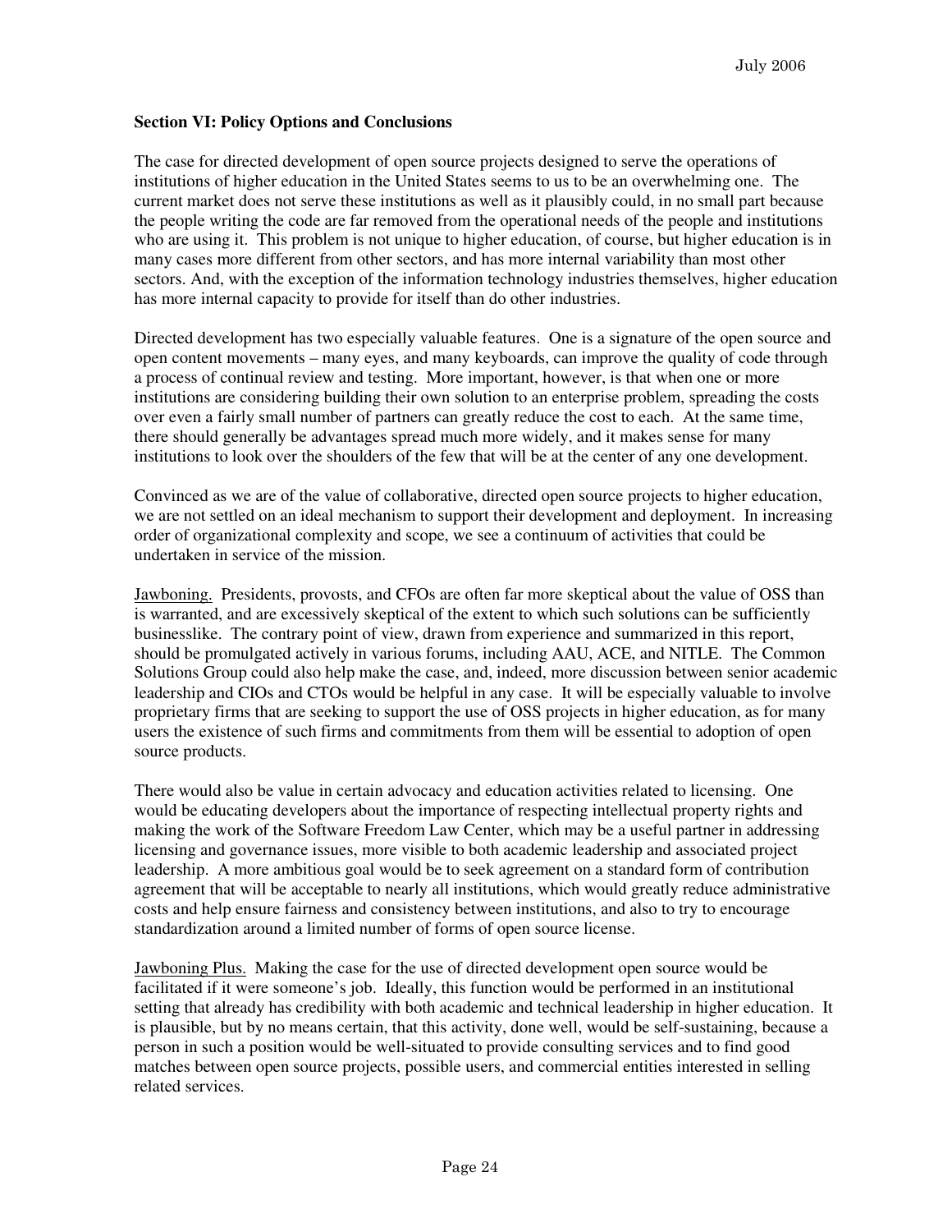### Section VI: Policy Options and Conclusions

The case for directed development of open source projects designed to serve the operations of institutions of higher education in the United States seems to us to be an overwhelming one. The current market does not serve these institutions as well as it plausibly could, in no small part because the people writing the code are far removed from the operational needs of the people and institutions who are using it. This problem is not unique to higher education, of course, but higher education is in many cases more different from other sectors, and has more internal variability than most other sectors. And, with the exception of the information technology industries themselves, higher education has more internal capacity to provide for itself than do other industries.

Directed development has two especially valuable features. One is a signature of the open source and open content movements – many eyes, and many keyboards, can improve the quality of code through a process of continual review and testing. More important, however, is that when one or more institutions are considering building their own solution to an enterprise problem, spreading the costs over even a fairly small number of partners can greatly reduce the cost to each. At the same time, there should generally be advantages spread much more widely, and it makes sense for many institutions to look over the shoulders of the few that will be at the center of any one development.

Convinced as we are of the value of collaborative, directed open source projects to higher education, we are not settled on an ideal mechanism to support their development and deployment. In increasing order of organizational complexity and scope, we see a continuum of activities that could be undertaken in service of the mission.

Jawboning. Presidents, provosts, and CFOs are often far more skeptical about the value of OSS than is warranted, and are excessively skeptical of the extent to which such solutions can be sufficiently businesslike. The contrary point of view, drawn from experience and summarized in this report, should be promulgated actively in various forums, including AAU, ACE, and NITLE. The Common Solutions Group could also help make the case, and, indeed, more discussion between senior academic leadership and CIOs and CTOs would be helpful in any case. It will be especially valuable to involve proprietary firms that are seeking to support the use of OSS projects in higher education, as for many users the existence of such firms and commitments from them will be essential to adoption of open source products.

There would also be value in certain advocacy and education activities related to licensing. One would be educating developers about the importance of respecting intellectual property rights and making the work of the Software Freedom Law Center, which may be a useful partner in addressing licensing and governance issues, more visible to both academic leadership and associated project leadership. A more ambitious goal would be to seek agreement on a standard form of contribution agreement that will be acceptable to nearly all institutions, which would greatly reduce administrative costs and help ensure fairness and consistency between institutions, and also to try to encourage standardization around a limited number of forms of open source license.

Jawboning Plus. Making the case for the use of directed development open source would be facilitated if it were someone's job. Ideally, this function would be performed in an institutional setting that already has credibility with both academic and technical leadership in higher education. It is plausible, but by no means certain, that this activity, done well, would be self-sustaining, because a person in such a position would be well-situated to provide consulting services and to find good matches between open source projects, possible users, and commercial entities interested in selling related services.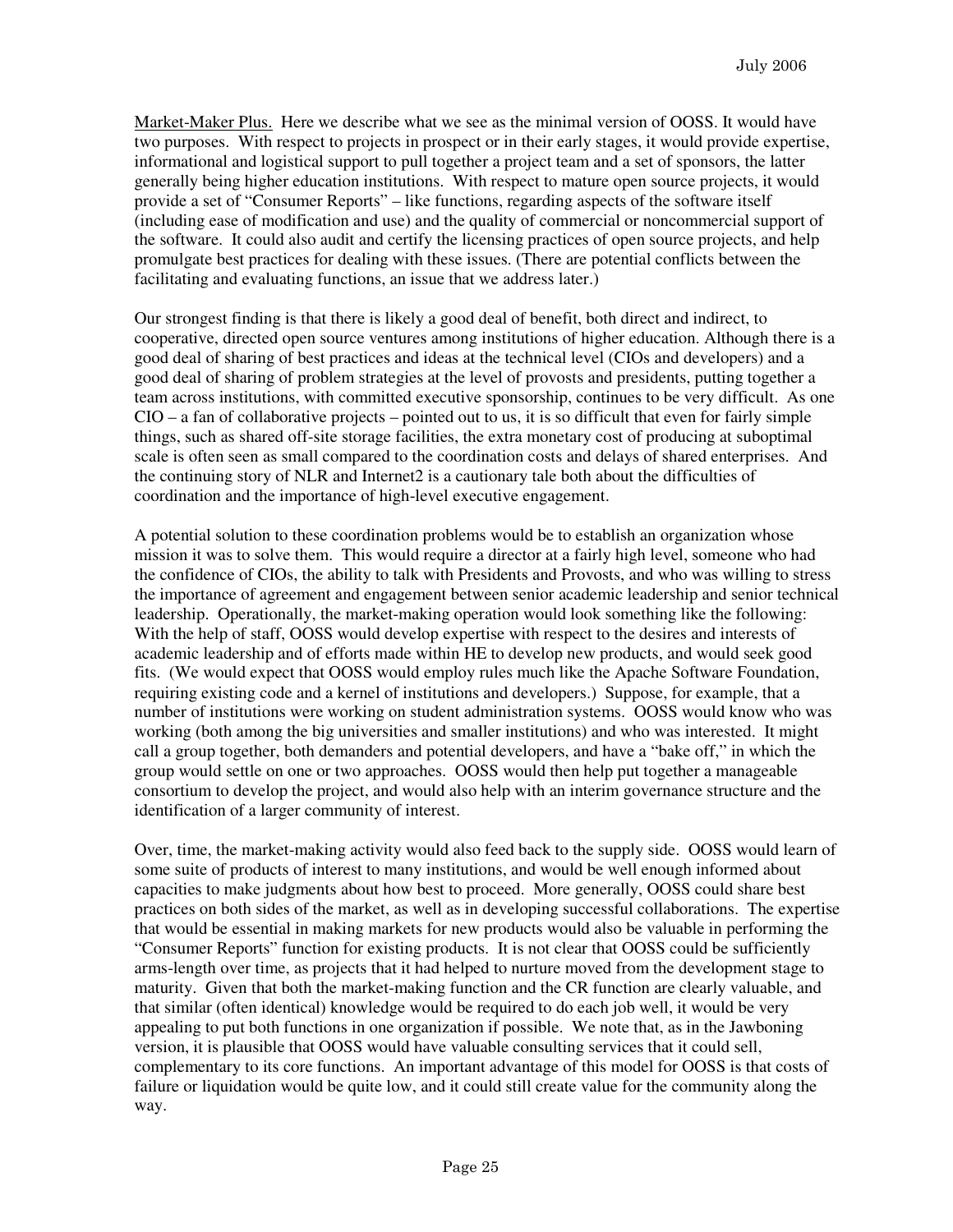Market-Maker Plus. Here we describe what we see as the minimal version of OOSS. It would have two purposes. With respect to projects in prospect or in their early stages, it would provide expertise, informational and logistical support to pull together a project team and a set of sponsors, the latter generally being higher education institutions. With respect to mature open source projects, it would provide a set of "Consumer Reports" – like functions, regarding aspects of the software itself (including ease of modification and use) and the quality of commercial or noncommercial support of the software. It could also audit and certify the licensing practices of open source projects, and help promulgate best practices for dealing with these issues. (There are potential conflicts between the facilitating and evaluating functions, an issue that we address later.)

Our strongest finding is that there is likely a good deal of benefit, both direct and indirect, to cooperative, directed open source ventures among institutions of higher education. Although there is a good deal of sharing of best practices and ideas at the technical level (CIOs and developers) and a good deal of sharing of problem strategies at the level of provosts and presidents, putting together a team across institutions, with committed executive sponsorship, continues to be very difficult. As one CIO – a fan of collaborative projects – pointed out to us, it is so difficult that even for fairly simple things, such as shared off-site storage facilities, the extra monetary cost of producing at suboptimal scale is often seen as small compared to the coordination costs and delays of shared enterprises. And the continuing story of NLR and Internet2 is a cautionary tale both about the difficulties of coordination and the importance of high-level executive engagement.

A potential solution to these coordination problems would be to establish an organization whose mission it was to solve them. This would require a director at a fairly high level, someone who had the confidence of CIOs, the ability to talk with Presidents and Provosts, and who was willing to stress the importance of agreement and engagement between senior academic leadership and senior technical leadership. Operationally, the market-making operation would look something like the following: With the help of staff, OOSS would develop expertise with respect to the desires and interests of academic leadership and of efforts made within HE to develop new products, and would seek good fits. (We would expect that OOSS would employ rules much like the Apache Software Foundation, requiring existing code and a kernel of institutions and developers.) Suppose, for example, that a number of institutions were working on student administration systems. OOSS would know who was working (both among the big universities and smaller institutions) and who was interested. It might call a group together, both demanders and potential developers, and have a "bake off," in which the group would settle on one or two approaches. OOSS would then help put together a manageable consortium to develop the project, and would also help with an interim governance structure and the identification of a larger community of interest.

Over, time, the market-making activity would also feed back to the supply side. OOSS would learn of some suite of products of interest to many institutions, and would be well enough informed about capacities to make judgments about how best to proceed. More generally, OOSS could share best practices on both sides of the market, as well as in developing successful collaborations. The expertise that would be essential in making markets for new products would also be valuable in performing the "Consumer Reports" function for existing products. It is not clear that OOSS could be sufficiently arms-length over time, as projects that it had helped to nurture moved from the development stage to maturity. Given that both the market-making function and the CR function are clearly valuable, and that similar (often identical) knowledge would be required to do each job well, it would be very appealing to put both functions in one organization if possible. We note that, as in the Jawboning version, it is plausible that OOSS would have valuable consulting services that it could sell, complementary to its core functions. An important advantage of this model for OOSS is that costs of failure or liquidation would be quite low, and it could still create value for the community along the way.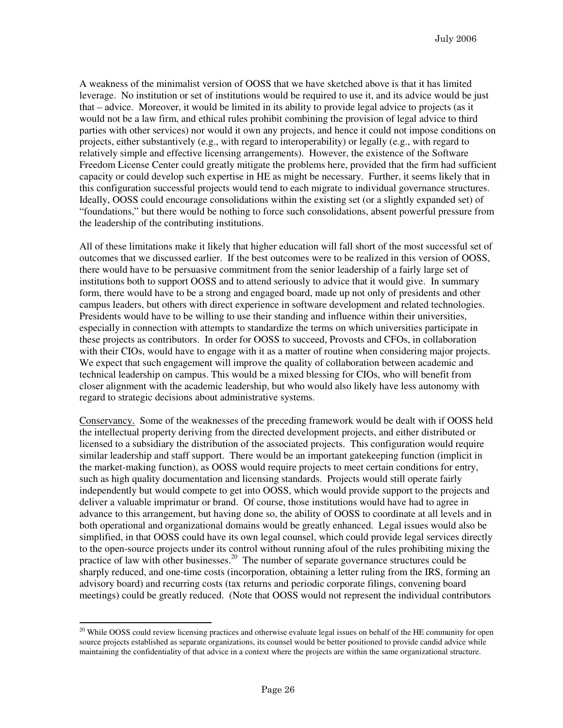A weakness of the minimalist version of OOSS that we have sketched above is that it has limited leverage. No institution or set of institutions would be required to use it, and its advice would be just that – advice. Moreover, it would be limited in its ability to provide legal advice to projects (as it would not be a law firm, and ethical rules prohibit combining the provision of legal advice to third parties with other services) nor would it own any projects, and hence it could not impose conditions on projects, either substantively (e.g., with regard to interoperability) or legally (e.g., with regard to relatively simple and effective licensing arrangements). However, the existence of the Software Freedom License Center could greatly mitigate the problems here, provided that the firm had sufficient capacity or could develop such expertise in HE as might be necessary. Further, it seems likely that in this configuration successful projects would tend to each migrate to individual governance structures. Ideally, OOSS could encourage consolidations within the existing set (or a slightly expanded set) of "foundations," but there would be nothing to force such consolidations, absent powerful pressure from the leadership of the contributing institutions.

All of these limitations make it likely that higher education will fall short of the most successful set of outcomes that we discussed earlier. If the best outcomes were to be realized in this version of OOSS, there would have to be persuasive commitment from the senior leadership of a fairly large set of institutions both to support OOSS and to attend seriously to advice that it would give. In summary form, there would have to be a strong and engaged board, made up not only of presidents and other campus leaders, but others with direct experience in software development and related technologies. Presidents would have to be willing to use their standing and influence within their universities, especially in connection with attempts to standardize the terms on which universities participate in these projects as contributors. In order for OOSS to succeed, Provosts and CFOs, in collaboration with their CIOs, would have to engage with it as a matter of routine when considering major projects. We expect that such engagement will improve the quality of collaboration between academic and technical leadership on campus. This would be a mixed blessing for CIOs, who will benefit from closer alignment with the academic leadership, but who would also likely have less autonomy with regard to strategic decisions about administrative systems.

<u>Conservancy.</u> Some of the weaknesses of the preceding framework would be dealt with if OOSS held the intellectual property deriving from the directed development projects, and either distributed or licensed to a subsidiary the distribution of the associated projects. This configuration would require similar leadership and staff support. There would be an important gatekeeping function (implicit in the market-making function), as OOSS would require projects to meet certain conditions for entry, such as high quality documentation and licensing standards. Projects would still operate fairly independently but would compete to get into OOSS, which would provide support to the projects and deliver a valuable imprimatur or brand. Of course, those institutions would have had to agree in advance to this arrangement, but having done so, the ability of OOSS to coordinate at all levels and in both operational and organizational domains would be greatly enhanced. Legal issues would also be simplified, in that OOSS could have its own legal counsel, which could provide legal services directly to the open-source projects under its control without running afoul of the rules prohibiting mixing the practice of law with other businesses.[20] The number of separate governance structures could be sharply reduced, and one-time costs (incorporation, obtaining a letter ruling from the IRS, forming an advisory board) and recurring costs (tax returns and periodic corporate filings, convening board meetings) could be greatly reduced. (Note that OOSS would not represent the individual contributors

---

[20] While OOSS could review licensing practices and otherwise evaluate legal issues on behalf of the HE community for open source projects established as separate organizations, its counsel would be better positioned to provide candid advice while maintaining the confidentiality of that advice in a context where the projects are within the same organizational structure.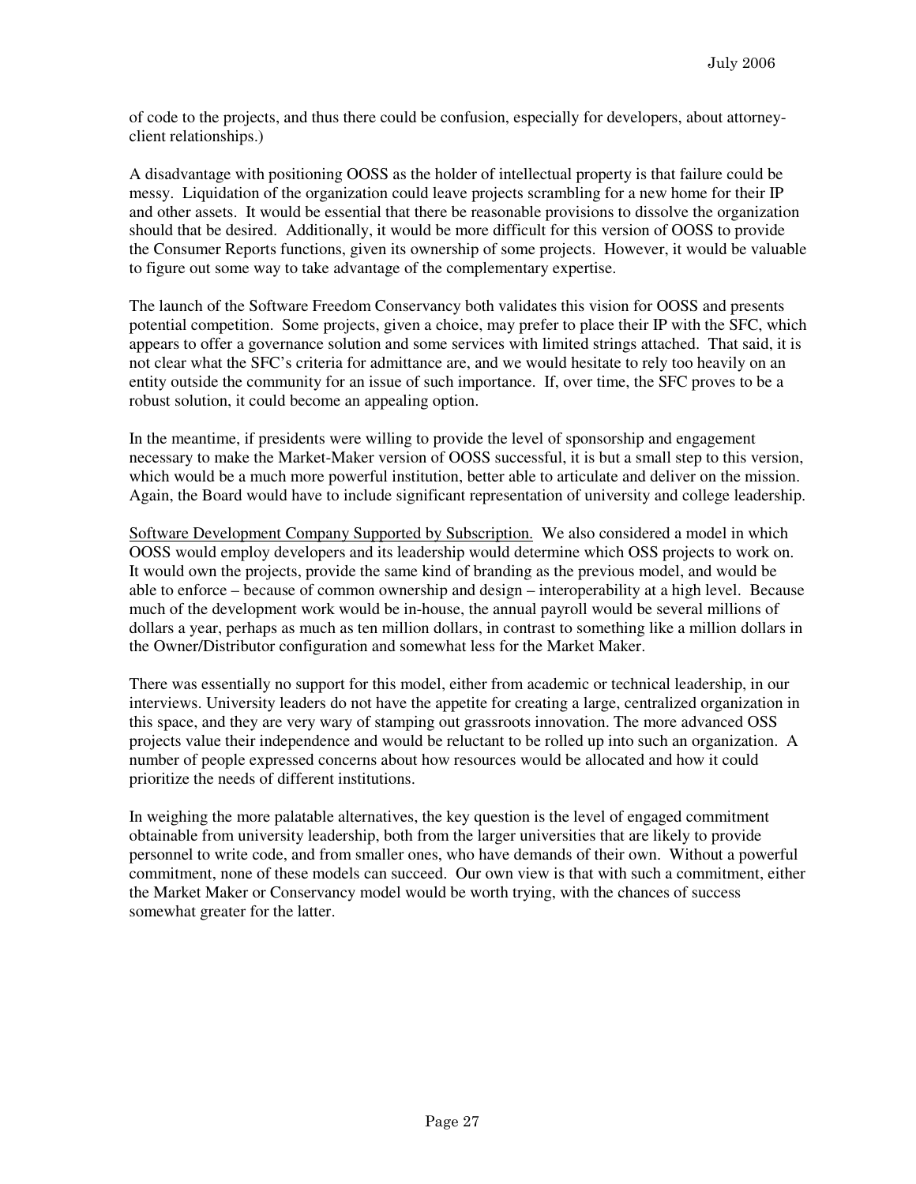of code to the projects, and thus there could be confusion, especially for developers, about attorney-client relationships.)

A disadvantage with positioning OOSS as the holder of intellectual property is that failure could be messy. Liquidation of the organization could leave projects scrambling for a new home for their IP and other assets. It would be essential that there be reasonable provisions to dissolve the organization should that be desired. Additionally, it would be more difficult for this version of OOSS to provide the Consumer Reports functions, given its ownership of some projects. However, it would be valuable to figure out some way to take advantage of the complementary expertise.

The launch of the Software Freedom Conservancy both validates this vision for OOSS and presents potential competition. Some projects, given a choice, may prefer to place their IP with the SFC, which appears to offer a governance solution and some services with limited strings attached. That said, it is not clear what the SFC's criteria for admittance are, and we would hesitate to rely too heavily on an entity outside the community for an issue of such importance. If, over time, the SFC proves to be a robust solution, it could become an appealing option.

In the meantime, if presidents were willing to provide the level of sponsorship and engagement necessary to make the Market-Maker version of OOSS successful, it is but a small step to this version, which would be a much more powerful institution, better able to articulate and deliver on the mission. Again, the Board would have to include significant representation of university and college leadership.

<u>Software Development Company Supported by Subscription.</u> We also considered a model in which OOSS would employ developers and its leadership would determine which OSS projects to work on. It would own the projects, provide the same kind of branding as the previous model, and would be able to enforce – because of common ownership and design – interoperability at a high level. Because much of the development work would be in-house, the annual payroll would be several millions of dollars a year, perhaps as much as ten million dollars, in contrast to something like a million dollars in the Owner/Distributor configuration and somewhat less for the Market Maker.

There was essentially no support for this model, either from academic or technical leadership, in our interviews. University leaders do not have the appetite for creating a large, centralized organization in this space, and they are very wary of stamping out grassroots innovation. The more advanced OSS projects value their independence and would be reluctant to be rolled up into such an organization. A number of people expressed concerns about how resources would be allocated and how it could prioritize the needs of different institutions.

In weighing the more palatable alternatives, the key question is the level of engaged commitment obtainable from university leadership, both from the larger universities that are likely to provide personnel to write code, and from smaller ones, who have demands of their own. Without a powerful commitment, none of these models can succeed. Our own view is that with such a commitment, either the Market Maker or Conservancy model would be worth trying, with the chances of success somewhat greater for the latter.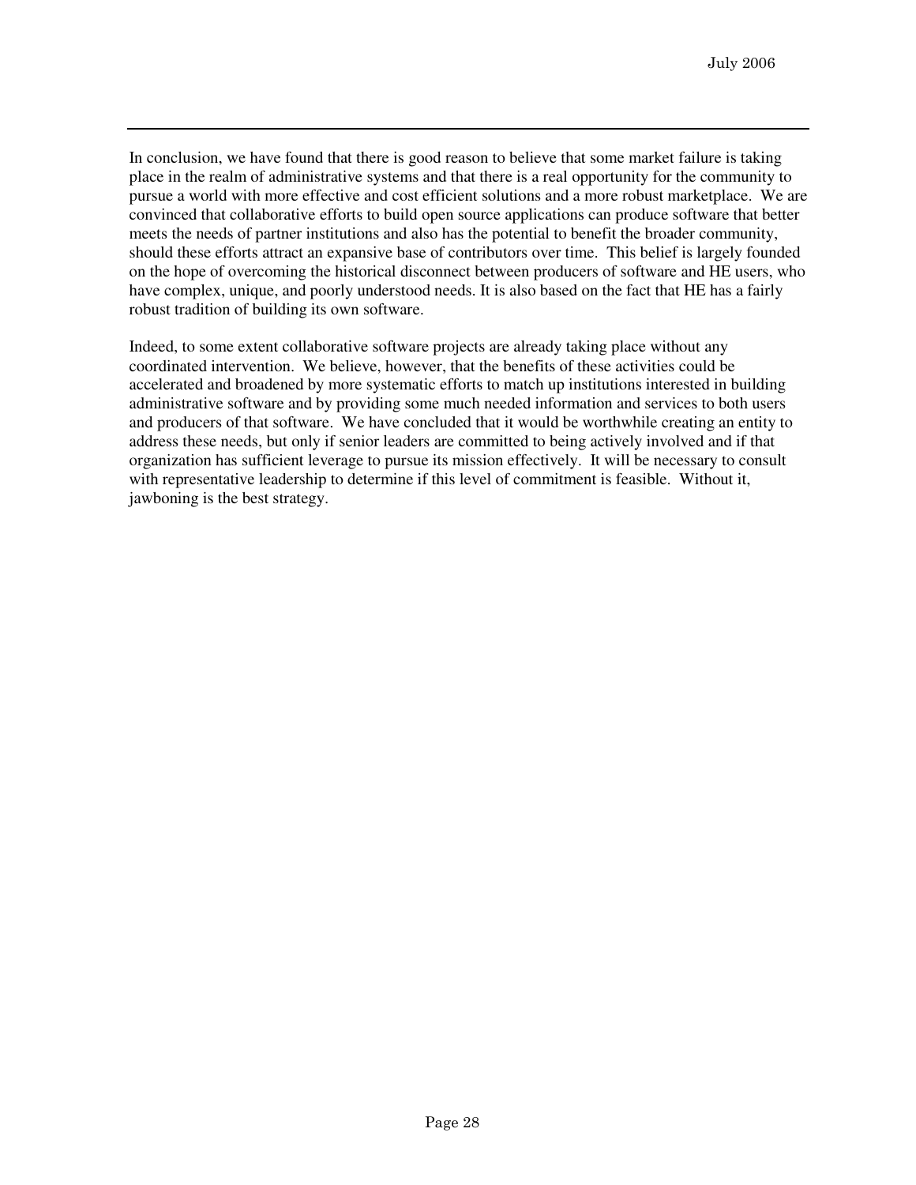In conclusion, we have found that there is good reason to believe that some market failure is taking place in the realm of administrative systems and that there is a real opportunity for the community to pursue a world with more effective and cost efficient solutions and a more robust marketplace. We are convinced that collaborative efforts to build open source applications can produce software that better meets the needs of partner institutions and also has the potential to benefit the broader community, should these efforts attract an expansive base of contributors over time. This belief is largely founded on the hope of overcoming the historical disconnect between producers of software and HE users, who have complex, unique, and poorly understood needs. It is also based on the fact that HE has a fairly robust tradition of building its own software.

Indeed, to some extent collaborative software projects are already taking place without any coordinated intervention. We believe, however, that the benefits of these activities could be accelerated and broadened by more systematic efforts to match up institutions interested in building administrative software and by providing some much needed information and services to both users and producers of that software. We have concluded that it would be worthwhile creating an entity to address these needs, but only if senior leaders are committed to being actively involved and if that organization has sufficient leverage to pursue its mission effectively. It will be necessary to consult with representative leadership to determine if this level of commitment is feasible. Without it, jawboning is the best strategy.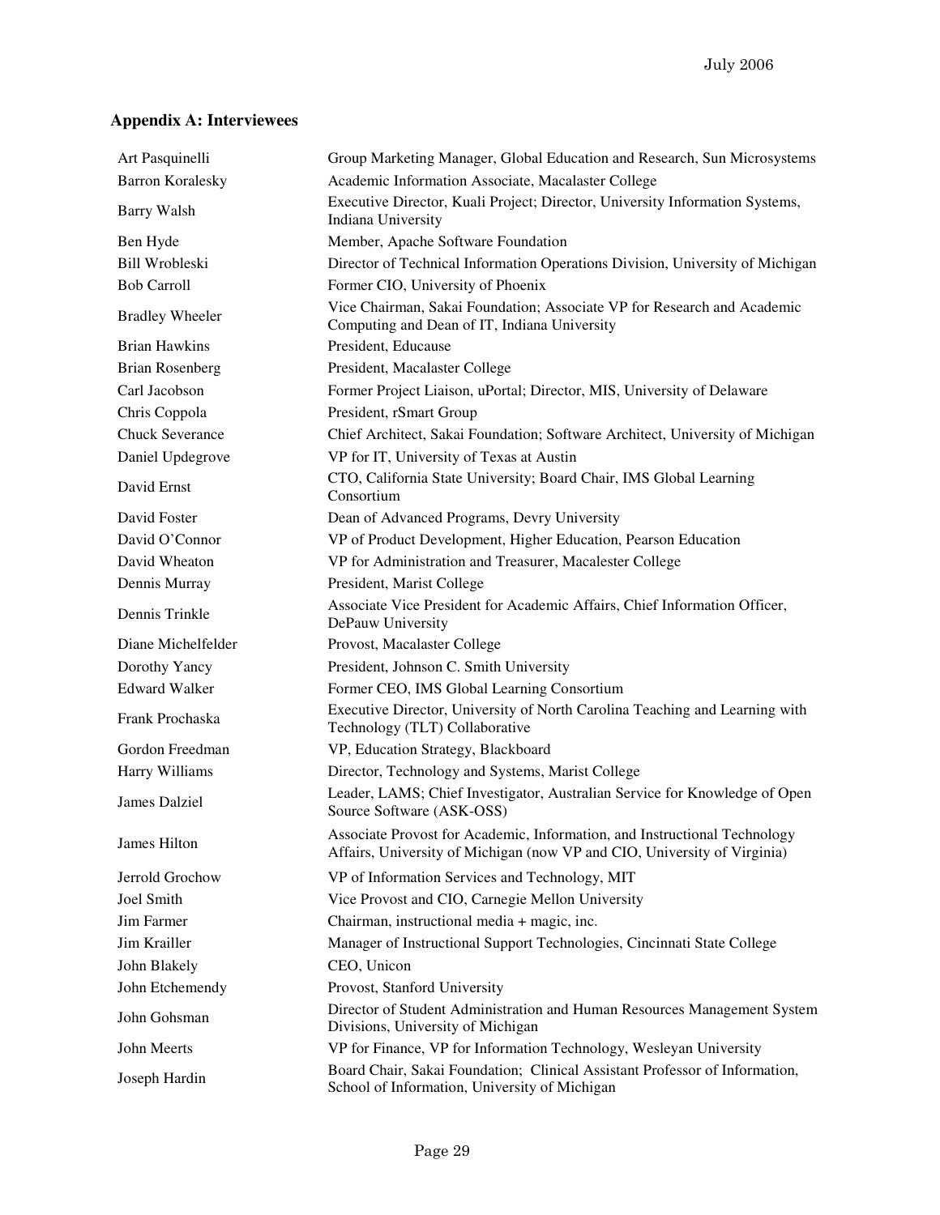## Appendix A: Interviewees

| | |
|---|---|
| Art Pasquinelli | Group Marketing Manager, Global Education and Research, Sun Microsystems |
| Barron Koralesky | Academic Information Associate, Macalaster College |
| Barry Walsh | Executive Director, Kuali Project; Director, University Information Systems, Indiana University |
| Ben Hyde | Member, Apache Software Foundation |
| Bill Wrobleski | Director of Technical Information Operations Division, University of Michigan |
| Bob Carroll | Former CIO, University of Phoenix |
| Bradley Wheeler | Vice Chairman, Sakai Foundation; Associate VP for Research and Academic Computing and Dean of IT, Indiana University |
| Brian Hawkins | President, Educause |
| Brian Rosenberg | President, Macalaster College |
| Carl Jacobson | Former Project Liaison, uPortal; Director, MIS, University of Delaware |
| Chris Coppola | President, rSmart Group |
| Chuck Severance | Chief Architect, Sakai Foundation; Software Architect, University of Michigan |
| Daniel Updegrove | VP for IT, University of Texas at Austin |
| David Ernst | CTO, California State University; Board Chair, IMS Global Learning Consortium |
| David Foster | Dean of Advanced Programs, Devry University |
| David O'Connor | VP of Product Development, Higher Education, Pearson Education |
| David Wheaton | VP for Administration and Treasurer, Macalester College |
| Dennis Murray | President, Marist College |
| Dennis Trinkle | Associate Vice President for Academic Affairs, Chief Information Officer, DePauw University |
| Diane Michelfelder | Provost, Macalaster College |
| Dorothy Yancy | President, Johnson C. Smith University |
| Edward Walker | Former CEO, IMS Global Learning Consortium |
| Frank Prochaska | Executive Director, University of North Carolina Teaching and Learning with Technology (TLT) Collaborative |
| Gordon Freedman | VP, Education Strategy, Blackboard |
| Harry Williams | Director, Technology and Systems, Marist College |
| James Dalziel | Leader, LAMS; Chief Investigator, Australian Service for Knowledge of Open Source Software (ASK-OSS) |
| James Hilton | Associate Provost for Academic, Information, and Instructional Technology Affairs, University of Michigan (now VP and CIO, University of Virginia) |
| Jerrold Grochow | VP of Information Services and Technology, MIT |
| Joel Smith | Vice Provost and CIO, Carnegie Mellon University |
| Jim Farmer | Chairman, instructional media + magic, inc. |
| Jim Krailler | Manager of Instructional Support Technologies, Cincinnati State College |
| John Blakely | CEO, Unicon |
| John Etchemendy | Provost, Stanford University |
| John Gohsman | Director of Student Administration and Human Resources Management System Divisions, University of Michigan |
| John Meerts | VP for Finance, VP for Information Technology, Wesleyan University |
| Joseph Hardin | Board Chair, Sakai Foundation; Clinical Assistant Professor of Information, School of Information, University of Michigan |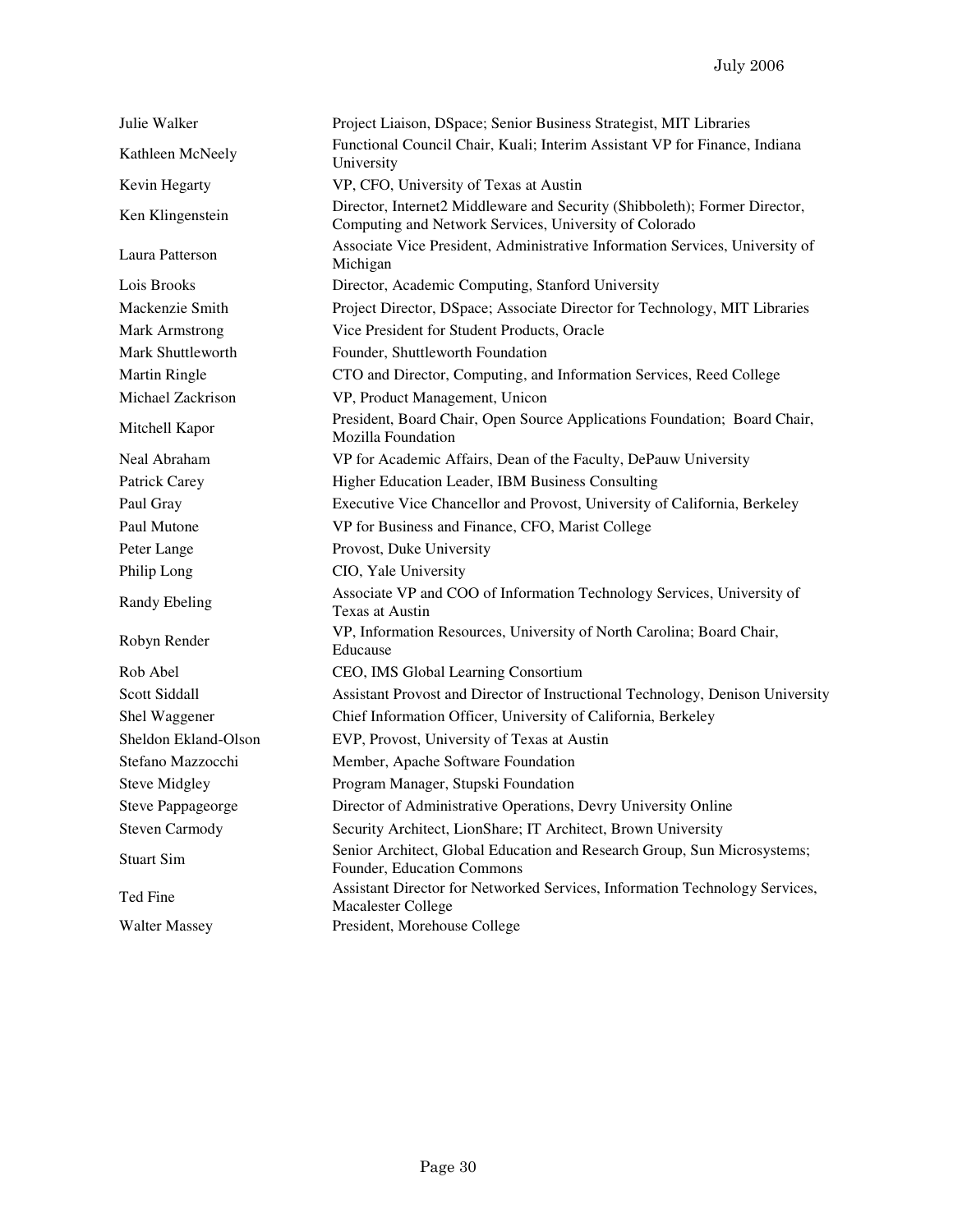| | |
|---|---|
| Julie Walker | Project Liaison, DSpace; Senior Business Strategist, MIT Libraries |
| Kathleen McNeely | Functional Council Chair, Kuali; Interim Assistant VP for Finance, Indiana University |
| Kevin Hegarty | VP, CFO, University of Texas at Austin |
| Ken Klingenstein | Director, Internet2 Middleware and Security (Shibboleth); Former Director, Computing and Network Services, University of Colorado |
| Laura Patterson | Associate Vice President, Administrative Information Services, University of Michigan |
| Lois Brooks | Director, Academic Computing, Stanford University |
| Mackenzie Smith | Project Director, DSpace; Associate Director for Technology, MIT Libraries |
| Mark Armstrong | Vice President for Student Products, Oracle |
| Mark Shuttleworth | Founder, Shuttleworth Foundation |
| Martin Ringle | CTO and Director, Computing, and Information Services, Reed College |
| Michael Zackrison | VP, Product Management, Unicon |
| Mitchell Kapor | President, Board Chair, Open Source Applications Foundation; Board Chair, Mozilla Foundation |
| Neal Abraham | VP for Academic Affairs, Dean of the Faculty, DePauw University |
| Patrick Carey | Higher Education Leader, IBM Business Consulting |
| Paul Gray | Executive Vice Chancellor and Provost, University of California, Berkeley |
| Paul Mutone | VP for Business and Finance, CFO, Marist College |
| Peter Lange | Provost, Duke University |
| Philip Long | CIO, Yale University |
| Randy Ebeling | Associate VP and COO of Information Technology Services, University of Texas at Austin |
| Robyn Render | VP, Information Resources, University of North Carolina; Board Chair, Educause |
| Rob Abel | CEO, IMS Global Learning Consortium |
| Scott Siddall | Assistant Provost and Director of Instructional Technology, Denison University |
| Shel Waggener | Chief Information Officer, University of California, Berkeley |
| Sheldon Ekland-Olson | EVP, Provost, University of Texas at Austin |
| Stefano Mazzocchi | Member, Apache Software Foundation |
| Steve Midgley | Program Manager, Stupski Foundation |
| Steve Pappageorge | Director of Administrative Operations, Devry University Online |
| Steven Carmody | Security Architect, LionShare; IT Architect, Brown University |
| Stuart Sim | Senior Architect, Global Education and Research Group, Sun Microsystems; Founder, Education Commons |
| Ted Fine | Assistant Director for Networked Services, Information Technology Services, Macalester College |
| Walter Massey | President, Morehouse College |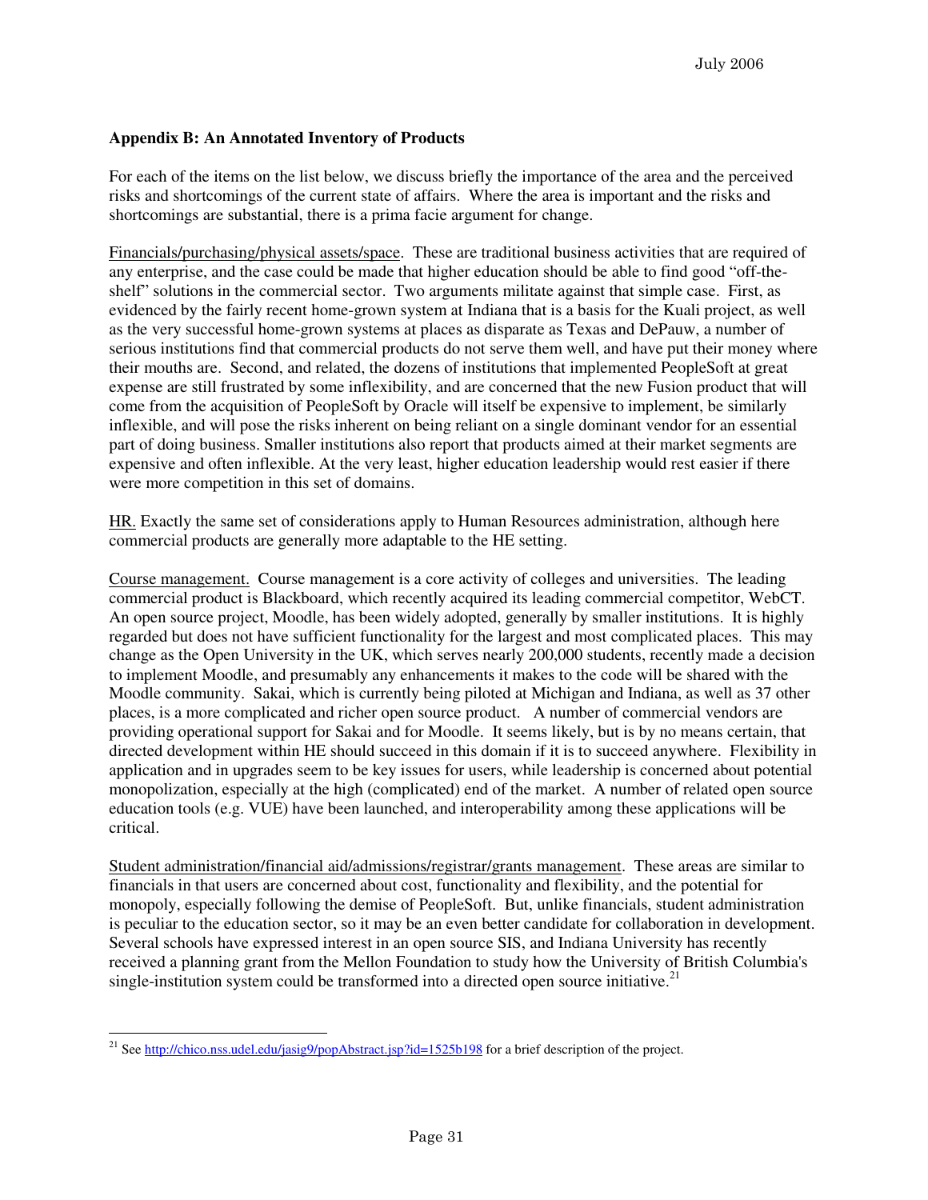**Appendix B: An Annotated Inventory of Products**

For each of the items on the list below, we discuss briefly the importance of the area and the perceived risks and shortcomings of the current state of affairs. Where the area is important and the risks and shortcomings are substantial, there is a prima facie argument for change.

Financials/purchasing/physical assets/space. These are traditional business activities that are required of any enterprise, and the case could be made that higher education should be able to find good "off-the-shelf" solutions in the commercial sector. Two arguments militate against that simple case. First, as evidenced by the fairly recent home-grown system at Indiana that is a basis for the Kuali project, as well as the very successful home-grown systems at places as disparate as Texas and DePauw, a number of serious institutions find that commercial products do not serve them well, and have put their money where their mouths are. Second, and related, the dozens of institutions that implemented PeopleSoft at great expense are still frustrated by some inflexibility, and are concerned that the new Fusion product that will come from the acquisition of PeopleSoft by Oracle will itself be expensive to implement, be similarly inflexible, and will pose the risks inherent on being reliant on a single dominant vendor for an essential part of doing business. Smaller institutions also report that products aimed at their market segments are expensive and often inflexible. At the very least, higher education leadership would rest easier if there were more competition in this set of domains.

HR. Exactly the same set of considerations apply to Human Resources administration, although here commercial products are generally more adaptable to the HE setting.

Course management. Course management is a core activity of colleges and universities. The leading commercial product is Blackboard, which recently acquired its leading commercial competitor, WebCT. An open source project, Moodle, has been widely adopted, generally by smaller institutions. It is highly regarded but does not have sufficient functionality for the largest and most complicated places. This may change as the Open University in the UK, which serves nearly 200,000 students, recently made a decision to implement Moodle, and presumably any enhancements it makes to the code will be shared with the Moodle community. Sakai, which is currently being piloted at Michigan and Indiana, as well as 37 other places, is a more complicated and richer open source product. A number of commercial vendors are providing operational support for Sakai and for Moodle. It seems likely, but is by no means certain, that directed development within HE should succeed in this domain if it is to succeed anywhere. Flexibility in application and in upgrades seem to be key issues for users, while leadership is concerned about potential monopolization, especially at the high (complicated) end of the market. A number of related open source education tools (e.g. VUE) have been launched, and interoperability among these applications will be critical.

Student administration/financial aid/admissions/registrar/grants management. These areas are similar to financials in that users are concerned about cost, functionality and flexibility, and the potential for monopoly, especially following the demise of PeopleSoft. But, unlike financials, student administration is peculiar to the education sector, so it may be an even better candidate for collaboration in development. Several schools have expressed interest in an open source SIS, and Indiana University has recently received a planning grant from the Mellon Foundation to study how the University of British Columbia's single-institution system could be transformed into a directed open source initiative.[21]

---

[21] See http://chico.nss.udel.edu/jasig9/popAbstract.jsp?id=1525b198 for a brief description of the project.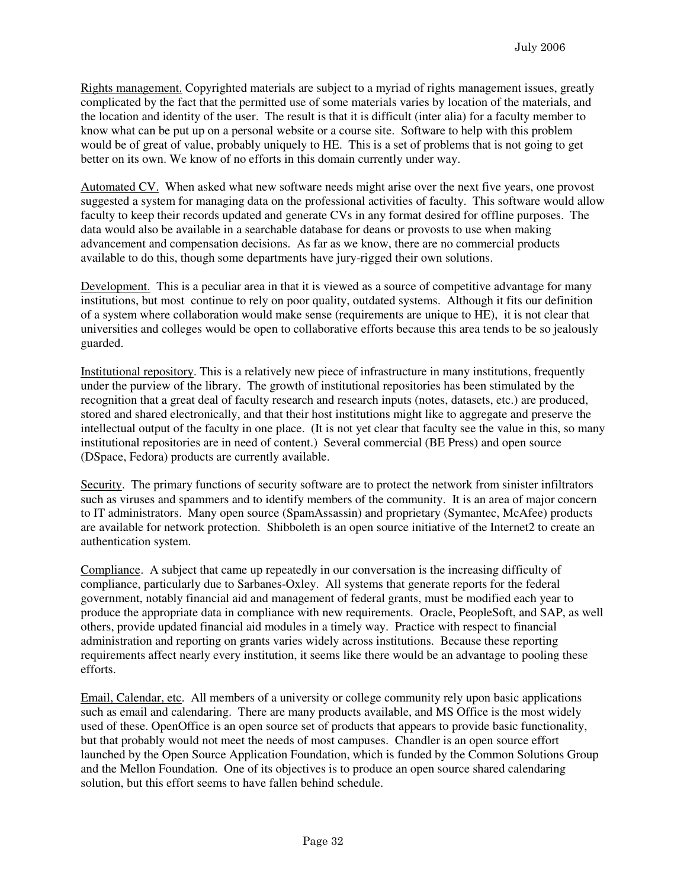Rights management. Copyrighted materials are subject to a myriad of rights management issues, greatly complicated by the fact that the permitted use of some materials varies by location of the materials, and the location and identity of the user. The result is that it is difficult (inter alia) for a faculty member to know what can be put up on a personal website or a course site. Software to help with this problem would be of great of value, probably uniquely to HE. This is a set of problems that is not going to get better on its own. We know of no efforts in this domain currently under way.

Automated CV. When asked what new software needs might arise over the next five years, one provost suggested a system for managing data on the professional activities of faculty. This software would allow faculty to keep their records updated and generate CVs in any format desired for offline purposes. The data would also be available in a searchable database for deans or provosts to use when making advancement and compensation decisions. As far as we know, there are no commercial products available to do this, though some departments have jury-rigged their own solutions.

Development. This is a peculiar area in that it is viewed as a source of competitive advantage for many institutions, but most continue to rely on poor quality, outdated systems. Although it fits our definition of a system where collaboration would make sense (requirements are unique to HE), it is not clear that universities and colleges would be open to collaborative efforts because this area tends to be so jealously guarded.

Institutional repository. This is a relatively new piece of infrastructure in many institutions, frequently under the purview of the library. The growth of institutional repositories has been stimulated by the recognition that a great deal of faculty research and research inputs (notes, datasets, etc.) are produced, stored and shared electronically, and that their host institutions might like to aggregate and preserve the intellectual output of the faculty in one place. (It is not yet clear that faculty see the value in this, so many institutional repositories are in need of content.) Several commercial (BE Press) and open source (DSpace, Fedora) products are currently available.

Security. The primary functions of security software are to protect the network from sinister infiltrators such as viruses and spammers and to identify members of the community. It is an area of major concern to IT administrators. Many open source (SpamAssassin) and proprietary (Symantec, McAfee) products are available for network protection. Shibboleth is an open source initiative of the Internet2 to create an authentication system.

Compliance. A subject that came up repeatedly in our conversation is the increasing difficulty of compliance, particularly due to Sarbanes-Oxley. All systems that generate reports for the federal government, notably financial aid and management of federal grants, must be modified each year to produce the appropriate data in compliance with new requirements. Oracle, PeopleSoft, and SAP, as well others, provide updated financial aid modules in a timely way. Practice with respect to financial administration and reporting on grants varies widely across institutions. Because these reporting requirements affect nearly every institution, it seems like there would be an advantage to pooling these efforts.

Email, Calendar, etc. All members of a university or college community rely upon basic applications such as email and calendaring. There are many products available, and MS Office is the most widely used of these. OpenOffice is an open source set of products that appears to provide basic functionality, but that probably would not meet the needs of most campuses. Chandler is an open source effort launched by the Open Source Application Foundation, which is funded by the Common Solutions Group and the Mellon Foundation. One of its objectives is to produce an open source shared calendaring solution, but this effort seems to have fallen behind schedule.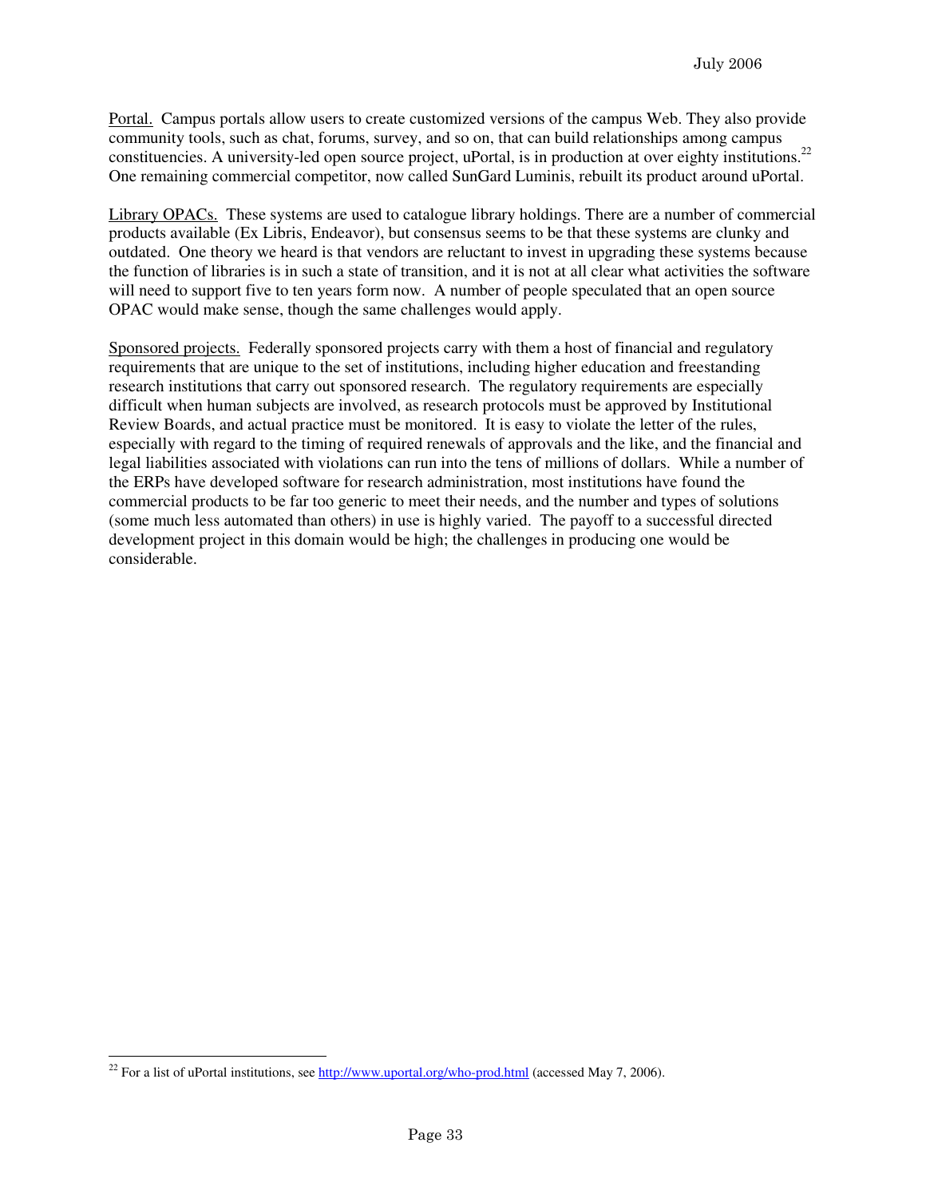Portal. Campus portals allow users to create customized versions of the campus Web. They also provide community tools, such as chat, forums, survey, and so on, that can build relationships among campus constituencies. A university-led open source project, uPortal, is in production at over eighty institutions.[22] One remaining commercial competitor, now called SunGard Luminis, rebuilt its product around uPortal.

Library OPACs. These systems are used to catalogue library holdings. There are a number of commercial products available (Ex Libris, Endeavor), but consensus seems to be that these systems are clunky and outdated. One theory we heard is that vendors are reluctant to invest in upgrading these systems because the function of libraries is in such a state of transition, and it is not at all clear what activities the software will need to support five to ten years form now. A number of people speculated that an open source OPAC would make sense, though the same challenges would apply.

Sponsored projects. Federally sponsored projects carry with them a host of financial and regulatory requirements that are unique to the set of institutions, including higher education and freestanding research institutions that carry out sponsored research. The regulatory requirements are especially difficult when human subjects are involved, as research protocols must be approved by Institutional Review Boards, and actual practice must be monitored. It is easy to violate the letter of the rules, especially with regard to the timing of required renewals of approvals and the like, and the financial and legal liabilities associated with violations can run into the tens of millions of dollars. While a number of the ERPs have developed software for research administration, most institutions have found the commercial products to be far too generic to meet their needs, and the number and types of solutions (some much less automated than others) in use is highly varied. The payoff to a successful directed development project in this domain would be high; the challenges in producing one would be considerable.

---

[22] For a list of uPortal institutions, see http://www.uportal.org/who-prod.html (accessed May 7, 2006).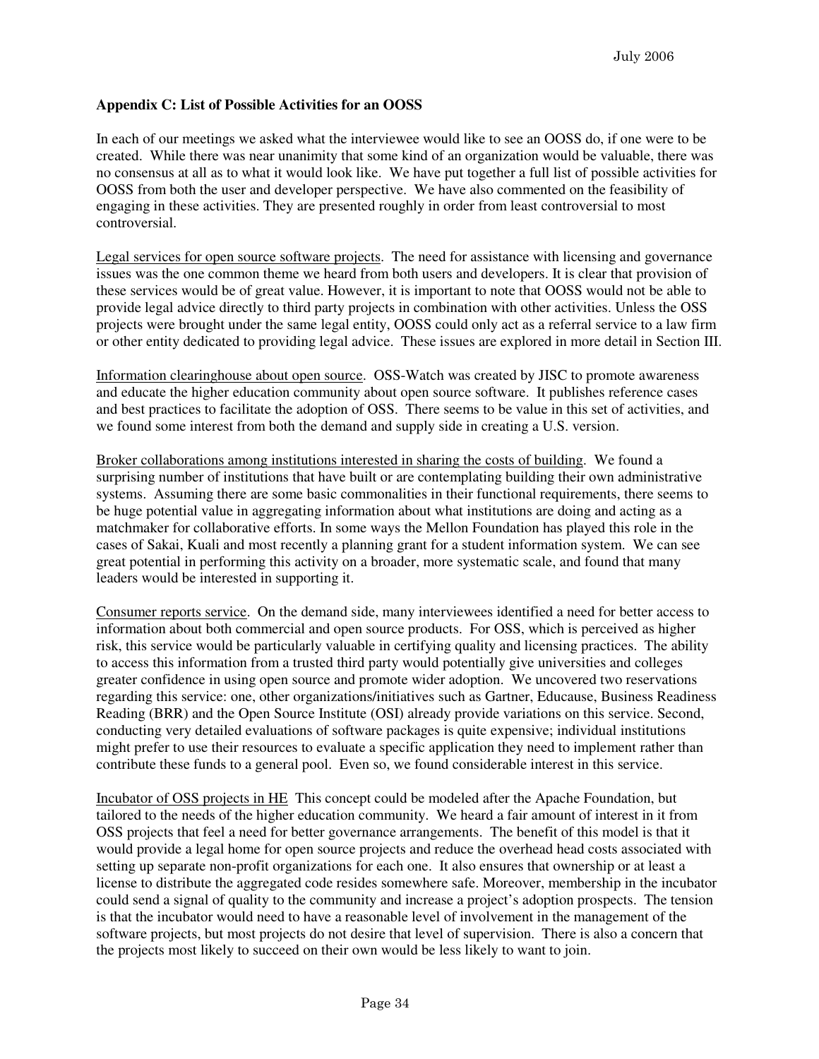### Appendix C: List of Possible Activities for an OOSS

In each of our meetings we asked what the interviewee would like to see an OOSS do, if one were to be created. While there was near unanimity that some kind of an organization would be valuable, there was no consensus at all as to what it would look like. We have put together a full list of possible activities for OOSS from both the user and developer perspective. We have also commented on the feasibility of engaging in these activities. They are presented roughly in order from least controversial to most controversial.

Legal services for open source software projects. The need for assistance with licensing and governance issues was the one common theme we heard from both users and developers. It is clear that provision of these services would be of great value. However, it is important to note that OOSS would not be able to provide legal advice directly to third party projects in combination with other activities. Unless the OSS projects were brought under the same legal entity, OOSS could only act as a referral service to a law firm or other entity dedicated to providing legal advice. These issues are explored in more detail in Section III.

Information clearinghouse about open source. OSS-Watch was created by JISC to promote awareness and educate the higher education community about open source software. It publishes reference cases and best practices to facilitate the adoption of OSS. There seems to be value in this set of activities, and we found some interest from both the demand and supply side in creating a U.S. version.

Broker collaborations among institutions interested in sharing the costs of building. We found a surprising number of institutions that have built or are contemplating building their own administrative systems. Assuming there are some basic commonalities in their functional requirements, there seems to be huge potential value in aggregating information about what institutions are doing and acting as a matchmaker for collaborative efforts. In some ways the Mellon Foundation has played this role in the cases of Sakai, Kuali and most recently a planning grant for a student information system. We can see great potential in performing this activity on a broader, more systematic scale, and found that many leaders would be interested in supporting it.

Consumer reports service. On the demand side, many interviewees identified a need for better access to information about both commercial and open source products. For OSS, which is perceived as higher risk, this service would be particularly valuable in certifying quality and licensing practices. The ability to access this information from a trusted third party would potentially give universities and colleges greater confidence in using open source and promote wider adoption. We uncovered two reservations regarding this service: one, other organizations/initiatives such as Gartner, Educause, Business Readiness Reading (BRR) and the Open Source Institute (OSI) already provide variations on this service. Second, conducting very detailed evaluations of software packages is quite expensive; individual institutions might prefer to use their resources to evaluate a specific application they need to implement rather than contribute these funds to a general pool. Even so, we found considerable interest in this service.

Incubator of OSS projects in HE This concept could be modeled after the Apache Foundation, but tailored to the needs of the higher education community. We heard a fair amount of interest in it from OSS projects that feel a need for better governance arrangements. The benefit of this model is that it would provide a legal home for open source projects and reduce the overhead head costs associated with setting up separate non-profit organizations for each one. It also ensures that ownership or at least a license to distribute the aggregated code resides somewhere safe. Moreover, membership in the incubator could send a signal of quality to the community and increase a project's adoption prospects. The tension is that the incubator would need to have a reasonable level of involvement in the management of the software projects, but most projects do not desire that level of supervision. There is also a concern that the projects most likely to succeed on their own would be less likely to want to join.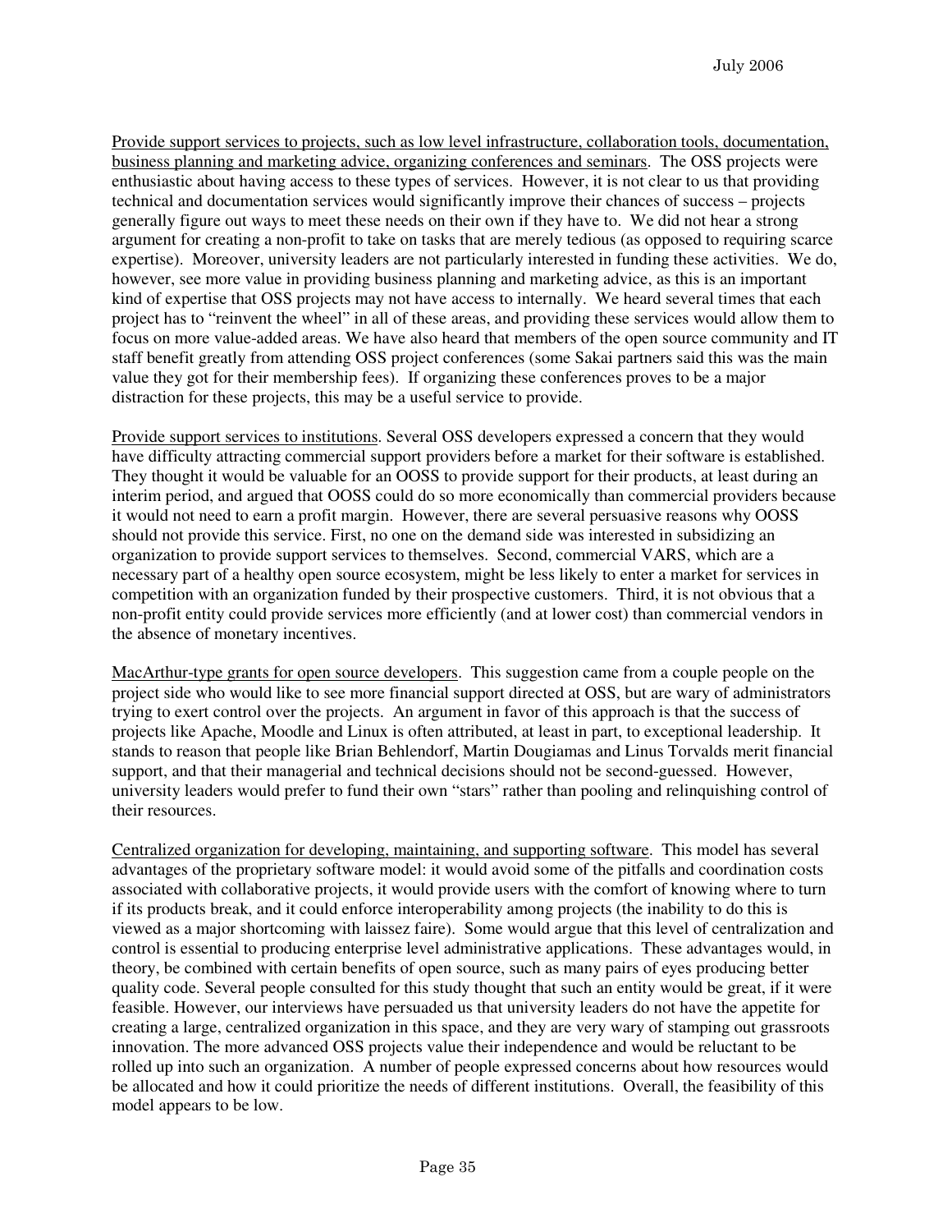<u>Provide support services to projects, such as low level infrastructure, collaboration tools, documentation, business planning and marketing advice, organizing conferences and seminars</u>. The OSS projects were enthusiastic about having access to these types of services. However, it is not clear to us that providing technical and documentation services would significantly improve their chances of success – projects generally figure out ways to meet these needs on their own if they have to. We did not hear a strong argument for creating a non-profit to take on tasks that are merely tedious (as opposed to requiring scarce expertise). Moreover, university leaders are not particularly interested in funding these activities. We do, however, see more value in providing business planning and marketing advice, as this is an important kind of expertise that OSS projects may not have access to internally. We heard several times that each project has to "reinvent the wheel" in all of these areas, and providing these services would allow them to focus on more value-added areas. We have also heard that members of the open source community and IT staff benefit greatly from attending OSS project conferences (some Sakai partners said this was the main value they got for their membership fees). If organizing these conferences proves to be a major distraction for these projects, this may be a useful service to provide.

<u>Provide support services to institutions</u>. Several OSS developers expressed a concern that they would have difficulty attracting commercial support providers before a market for their software is established. They thought it would be valuable for an OOSS to provide support for their products, at least during an interim period, and argued that OOSS could do so more economically than commercial providers because it would not need to earn a profit margin. However, there are several persuasive reasons why OOSS should not provide this service. First, no one on the demand side was interested in subsidizing an organization to provide support services to themselves. Second, commercial VARS, which are a necessary part of a healthy open source ecosystem, might be less likely to enter a market for services in competition with an organization funded by their prospective customers. Third, it is not obvious that a non-profit entity could provide services more efficiently (and at lower cost) than commercial vendors in the absence of monetary incentives.

<u>MacArthur-type grants for open source developers</u>. This suggestion came from a couple people on the project side who would like to see more financial support directed at OSS, but are wary of administrators trying to exert control over the projects. An argument in favor of this approach is that the success of projects like Apache, Moodle and Linux is often attributed, at least in part, to exceptional leadership. It stands to reason that people like Brian Behlendorf, Martin Dougiamas and Linus Torvalds merit financial support, and that their managerial and technical decisions should not be second-guessed. However, university leaders would prefer to fund their own "stars" rather than pooling and relinquishing control of their resources.

<u>Centralized organization for developing, maintaining, and supporting software</u>. This model has several advantages of the proprietary software model: it would avoid some of the pitfalls and coordination costs associated with collaborative projects, it would provide users with the comfort of knowing where to turn if its products break, and it could enforce interoperability among projects (the inability to do this is viewed as a major shortcoming with laissez faire). Some would argue that this level of centralization and control is essential to producing enterprise level administrative applications. These advantages would, in theory, be combined with certain benefits of open source, such as many pairs of eyes producing better quality code. Several people consulted for this study thought that such an entity would be great, if it were feasible. However, our interviews have persuaded us that university leaders do not have the appetite for creating a large, centralized organization in this space, and they are very wary of stamping out grassroots innovation. The more advanced OSS projects value their independence and would be reluctant to be rolled up into such an organization. A number of people expressed concerns about how resources would be allocated and how it could prioritize the needs of different institutions. Overall, the feasibility of this model appears to be low.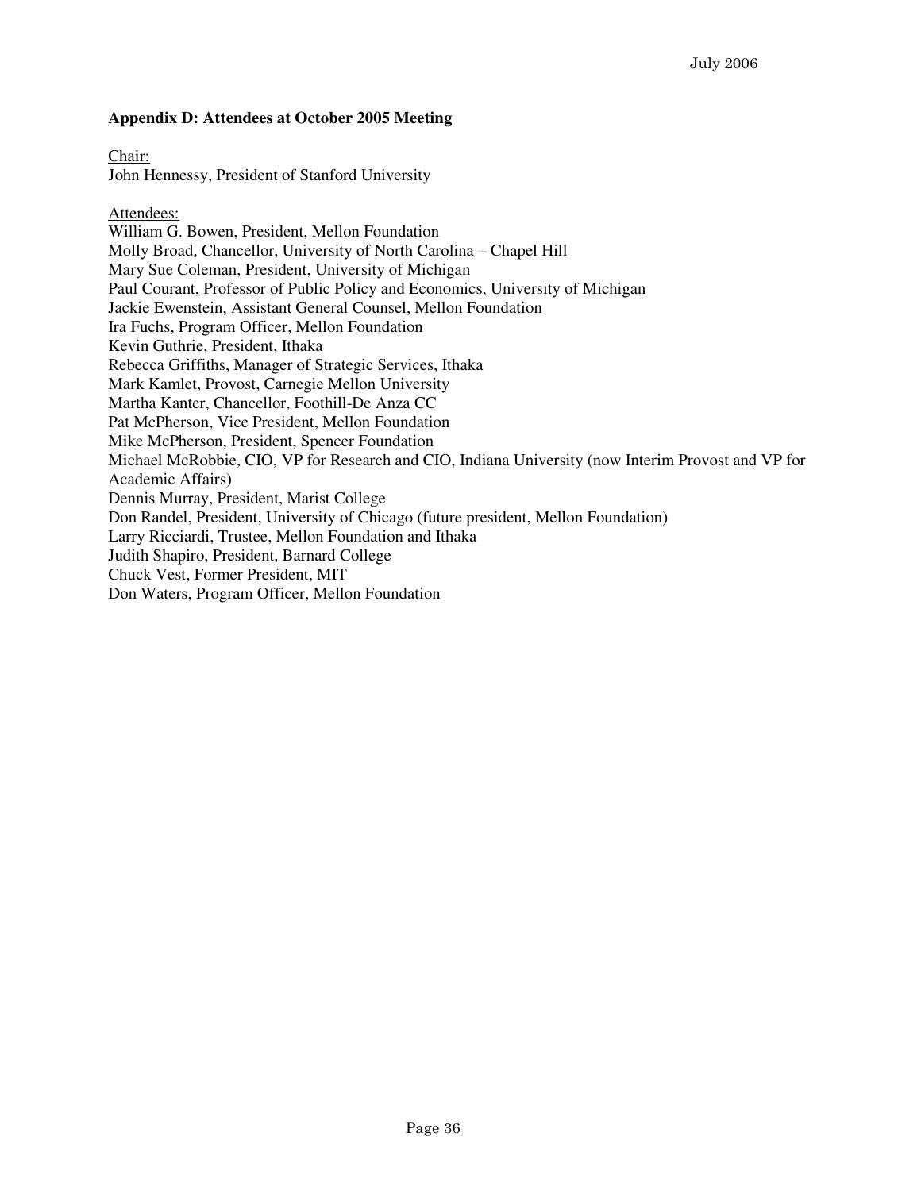## Appendix D: Attendees at October 2005 Meeting

<u>Chair:</u>
John Hennessy, President of Stanford University

<u>Attendees:</u>
William G. Bowen, President, Mellon Foundation
Molly Broad, Chancellor, University of North Carolina – Chapel Hill
Mary Sue Coleman, President, University of Michigan
Paul Courant, Professor of Public Policy and Economics, University of Michigan
Jackie Ewenstein, Assistant General Counsel, Mellon Foundation
Ira Fuchs, Program Officer, Mellon Foundation
Kevin Guthrie, President, Ithaka
Rebecca Griffiths, Manager of Strategic Services, Ithaka
Mark Kamlet, Provost, Carnegie Mellon University
Martha Kanter, Chancellor, Foothill-De Anza CC
Pat McPherson, Vice President, Mellon Foundation
Mike McPherson, President, Spencer Foundation
Michael McRobbie, CIO, VP for Research and CIO, Indiana University (now Interim Provost and VP for Academic Affairs)
Dennis Murray, President, Marist College
Don Randel, President, University of Chicago (future president, Mellon Foundation)
Larry Ricciardi, Trustee, Mellon Foundation and Ithaka
Judith Shapiro, President, Barnard College
Chuck Vest, Former President, MIT
Don Waters, Program Officer, Mellon Foundation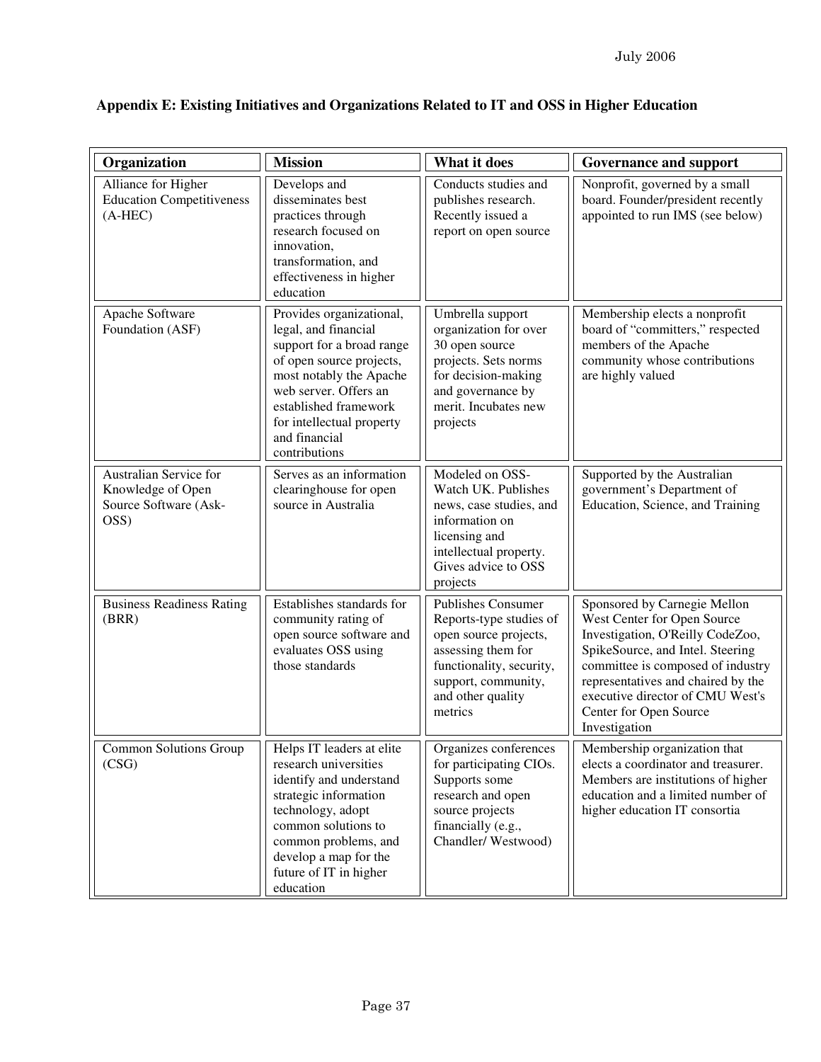## Appendix E: Existing Initiatives and Organizations Related to IT and OSS in Higher Education

| Organization | Mission | What it does | Governance and support |
|---|---|---|---|
| Alliance for Higher Education Competitiveness (A-HEC) | Develops and disseminates best practices through research focused on innovation, transformation, and effectiveness in higher education | Conducts studies and publishes research. Recently issued a report on open source | Nonprofit, governed by a small board. Founder/president recently appointed to run IMS (see below) |
| Apache Software Foundation (ASF) | Provides organizational, legal, and financial support for a broad range of open source projects, most notably the Apache web server. Offers an established framework for intellectual property and financial contributions | Umbrella support organization for over 30 open source projects. Sets norms for decision-making and governance by merit. Incubates new projects | Membership elects a nonprofit board of "committers," respected members of the Apache community whose contributions are highly valued |
| Australian Service for Knowledge of Open Source Software (Ask-OSS) | Serves as an information clearinghouse for open source in Australia | Modeled on OSS-Watch UK. Publishes news, case studies, and information on licensing and intellectual property. Gives advice to OSS projects | Supported by the Australian government's Department of Education, Science, and Training |
| Business Readiness Rating (BRR) | Establishes standards for community rating of open source software and evaluates OSS using those standards | Publishes Consumer Reports-type studies of open source projects, assessing them for functionality, security, support, community, and other quality metrics | Sponsored by Carnegie Mellon West Center for Open Source Investigation, O'Reilly CodeZoo, SpikeSource, and Intel. Steering committee is composed of industry representatives and chaired by the executive director of CMU West's Center for Open Source Investigation |
| Common Solutions Group (CSG) | Helps IT leaders at elite research universities identify and understand strategic information technology, adopt common solutions to common problems, and develop a map for the future of IT in higher education | Organizes conferences for participating CIOs. Supports some research and open source projects financially (e.g., Chandler/ Westwood) | Membership organization that elects a coordinator and treasurer. Members are institutions of higher education and a limited number of higher education IT consortia |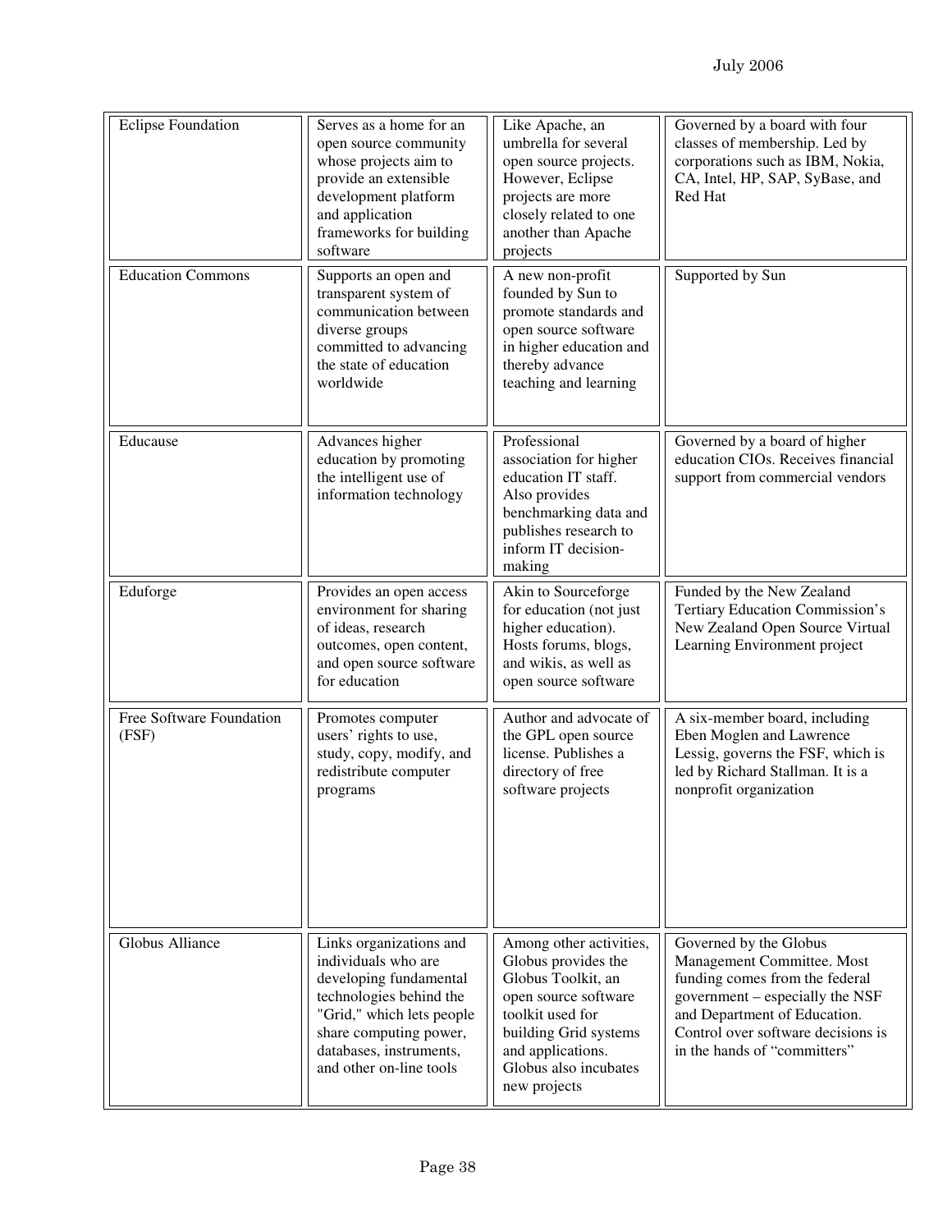| Eclipse Foundation | Serves as a home for an open source community whose projects aim to provide an extensible development platform and application frameworks for building software | Like Apache, an umbrella for several open source projects. However, Eclipse projects are more closely related to one another than Apache projects | Governed by a board with four classes of membership. Led by corporations such as IBM, Nokia, CA, Intel, HP, SAP, SyBase, and Red Hat |
|---|---|---|---|
| Education Commons | Supports an open and transparent system of communication between diverse groups committed to advancing the state of education worldwide | A new non-profit founded by Sun to promote standards and open source software in higher education and thereby advance teaching and learning | Supported by Sun |
| Educause | Advances higher education by promoting the intelligent use of information technology | Professional association for higher education IT staff. Also provides benchmarking data and publishes research to inform IT decision-making | Governed by a board of higher education CIOs. Receives financial support from commercial vendors |
| Eduforge | Provides an open access environment for sharing of ideas, research outcomes, open content, and open source software for education | Akin to Sourceforge for education (not just higher education). Hosts forums, blogs, and wikis, as well as open source software | Funded by the New Zealand Tertiary Education Commission's New Zealand Open Source Virtual Learning Environment project |
| Free Software Foundation (FSF) | Promotes computer users' rights to use, study, copy, modify, and redistribute computer programs | Author and advocate of the GPL open source license. Publishes a directory of free software projects | A six-member board, including Eben Moglen and Lawrence Lessig, governs the FSF, which is led by Richard Stallman. It is a nonprofit organization |
| Globus Alliance | Links organizations and individuals who are developing fundamental technologies behind the "Grid," which lets people share computing power, databases, instruments, and other on-line tools | Among other activities, Globus provides the Globus Toolkit, an open source software toolkit used for building Grid systems and applications. Globus also incubates new projects | Governed by the Globus Management Committee. Most funding comes from the federal government – especially the NSF and Department of Education. Control over software decisions is in the hands of "committers" |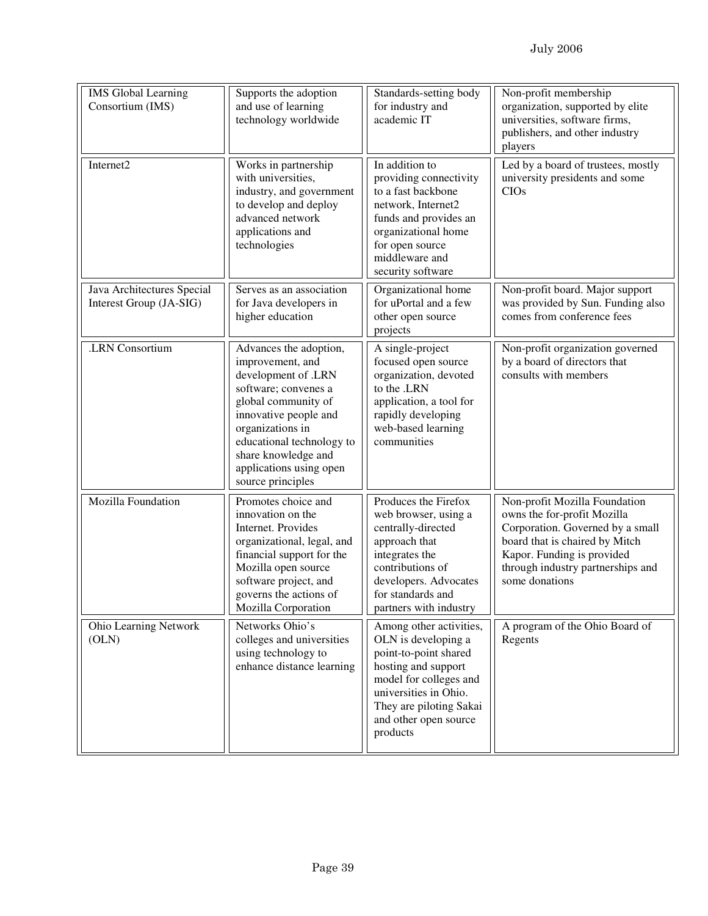| | | | |
|---|---|---|---|
| IMS Global Learning Consortium (IMS) | Supports the adoption and use of learning technology worldwide | Standards-setting body for industry and academic IT | Non-profit membership organization, supported by elite universities, software firms, publishers, and other industry players |
| Internet2 | Works in partnership with universities, industry, and government to develop and deploy advanced network applications and technologies | In addition to providing connectivity to a fast backbone network, Internet2 funds and provides an organizational home for open source middleware and security software | Led by a board of trustees, mostly university presidents and some CIOs |
| Java Architectures Special Interest Group (JA-SIG) | Serves as an association for Java developers in higher education | Organizational home for uPortal and a few other open source projects | Non-profit board. Major support was provided by Sun. Funding also comes from conference fees |
| .LRN Consortium | Advances the adoption, improvement, and development of .LRN software; convenes a global community of innovative people and organizations in educational technology to share knowledge and applications using open source principles | A single-project focused open source organization, devoted to the .LRN application, a tool for rapidly developing web-based learning communities | Non-profit organization governed by a board of directors that consults with members |
| Mozilla Foundation | Promotes choice and innovation on the Internet. Provides organizational, legal, and financial support for the Mozilla open source software project, and governs the actions of Mozilla Corporation | Produces the Firefox web browser, using a centrally-directed approach that integrates the contributions of developers. Advocates for standards and partners with industry | Non-profit Mozilla Foundation owns the for-profit Mozilla Corporation. Governed by a small board that is chaired by Mitch Kapor. Funding is provided through industry partnerships and some donations |
| Ohio Learning Network (OLN) | Networks Ohio's colleges and universities using technology to enhance distance learning | Among other activities, OLN is developing a point-to-point shared hosting and support model for colleges and universities in Ohio. They are piloting Sakai and other open source products | A program of the Ohio Board of Regents |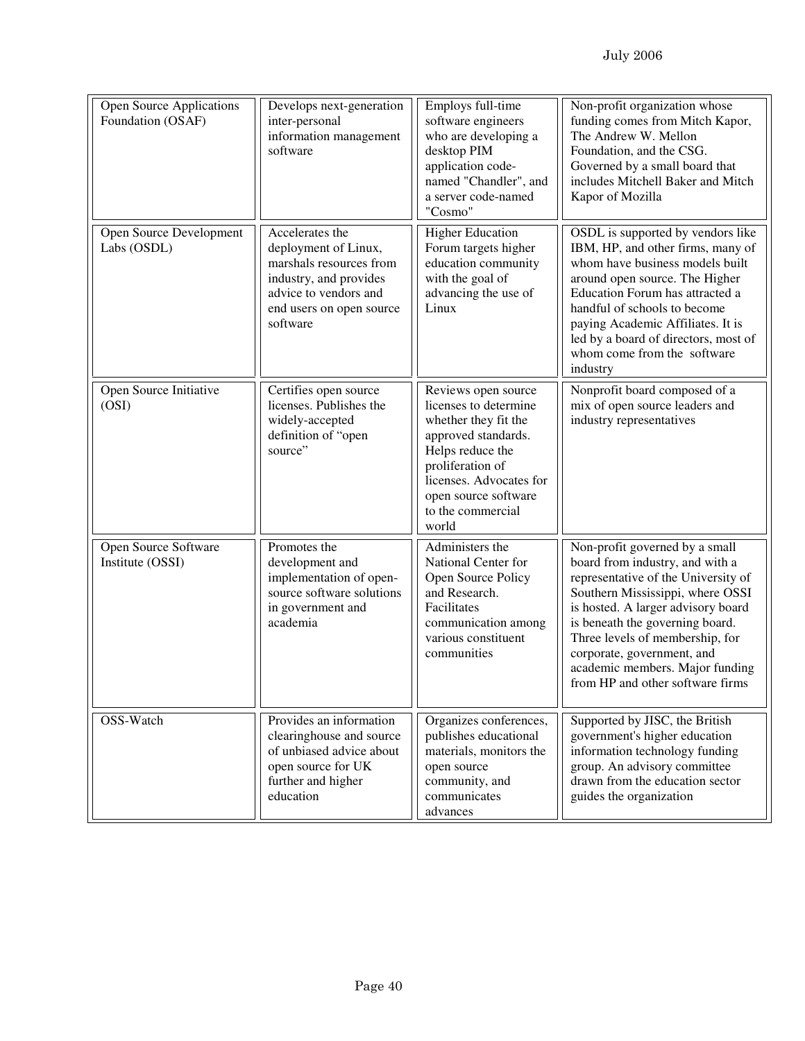| | | | |
|---|---|---|---|
| Open Source Applications Foundation (OSAF) | Develops next-generation inter-personal information management software | Employs full-time software engineers who are developing a desktop PIM application code-named "Chandler", and a server code-named "Cosmo" | Non-profit organization whose funding comes from Mitch Kapor, The Andrew W. Mellon Foundation, and the CSG. Governed by a small board that includes Mitchell Baker and Mitch Kapor of Mozilla |
| Open Source Development Labs (OSDL) | Accelerates the deployment of Linux, marshals resources from industry, and provides advice to vendors and end users on open source software | Higher Education Forum targets higher education community with the goal of advancing the use of Linux | OSDL is supported by vendors like IBM, HP, and other firms, many of whom have business models built around open source. The Higher Education Forum has attracted a handful of schools to become paying Academic Affiliates. It is led by a board of directors, most of whom come from the software industry |
| Open Source Initiative (OSI) | Certifies open source licenses. Publishes the widely-accepted definition of "open source" | Reviews open source licenses to determine whether they fit the approved standards. Helps reduce the proliferation of licenses. Advocates for open source software to the commercial world | Nonprofit board composed of a mix of open source leaders and industry representatives |
| Open Source Software Institute (OSSI) | Promotes the development and implementation of open-source software solutions in government and academia | Administers the National Center for Open Source Policy and Research. Facilitates communication among various constituent communities | Non-profit governed by a small board from industry, and with a representative of the University of Southern Mississippi, where OSSI is hosted. A larger advisory board is beneath the governing board. Three levels of membership, for corporate, government, and academic members. Major funding from HP and other software firms |
| OSS-Watch | Provides an information clearinghouse and source of unbiased advice about open source for UK further and higher education | Organizes conferences, publishes educational materials, monitors the open source community, and communicates advances | Supported by JISC, the British government's higher education information technology funding group. An advisory committee drawn from the education sector guides the organization |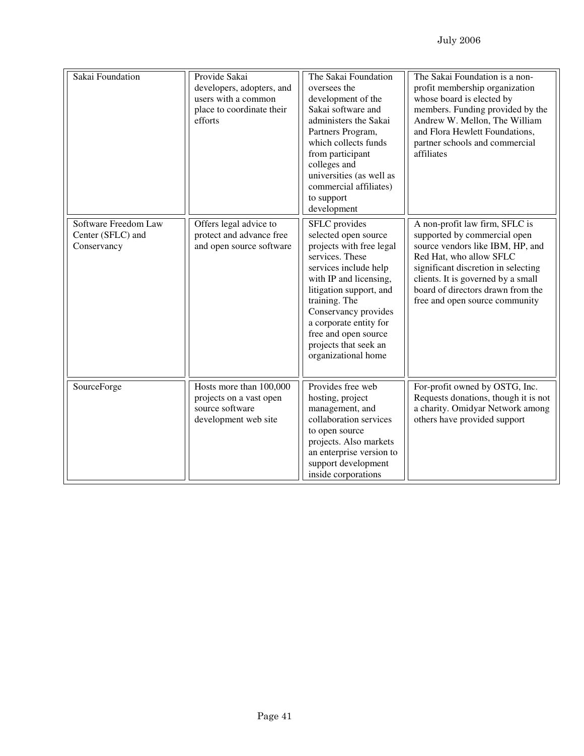| | | | |
|---|---|---|---|
| Sakai Foundation | Provide Sakai developers, adopters, and users with a common place to coordinate their efforts | The Sakai Foundation oversees the development of the Sakai software and administers the Sakai Partners Program, which collects funds from participant colleges and universities (as well as commercial affiliates) to support development | The Sakai Foundation is a non-profit membership organization whose board is elected by members. Funding provided by the Andrew W. Mellon, The William and Flora Hewlett Foundations, partner schools and commercial affiliates |
| Software Freedom Law Center (SFLC) and Conservancy | Offers legal advice to protect and advance free and open source software | SFLC provides selected open source projects with free legal services. These services include help with IP and licensing, litigation support, and training. The Conservancy provides a corporate entity for free and open source projects that seek an organizational home | A non-profit law firm, SFLC is supported by commercial open source vendors like IBM, HP, and Red Hat, who allow SFLC significant discretion in selecting clients. It is governed by a small board of directors drawn from the free and open source community |
| SourceForge | Hosts more than 100,000 projects on a vast open source software development web site | Provides free web hosting, project management, and collaboration services to open source projects. Also markets an enterprise version to support development inside corporations | For-profit owned by OSTG, Inc. Requests donations, though it is not a charity. Omidyar Network among others have provided support |